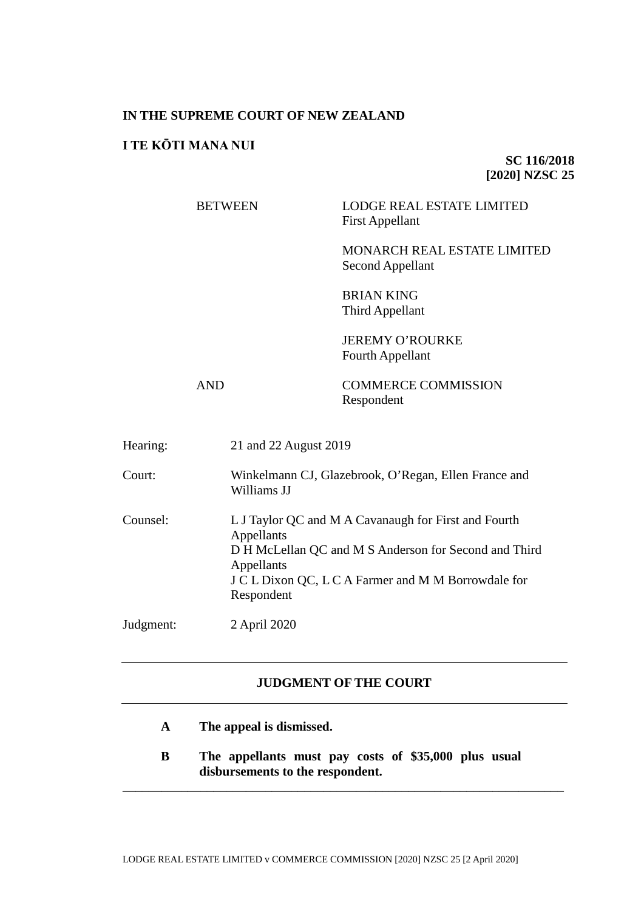**IN THE SUPREME COURT OF NEW ZEALAND**

**I TE KŌTI MANA NUI**

**SC 116/2018**
**[2020] NZSC 25**

| | |
|---|---|
| BETWEEN | LODGE REAL ESTATE LIMITED<br>First Appellant |
| | MONARCH REAL ESTATE LIMITED<br>Second Appellant |
| | BRIAN KING<br>Third Appellant |
| | JEREMY O'ROURKE<br>Fourth Appellant |
| AND | COMMERCE COMMISSION<br>Respondent |

| | |
|---|---|
| Hearing: | 21 and 22 August 2019 |
| Court: | Winkelmann CJ, Glazebrook, O'Regan, Ellen France and Williams JJ |
| Counsel: | L J Taylor QC and M A Cavanaugh for First and Fourth Appellants<br>D H McLellan QC and M S Anderson for Second and Third Appellants<br>J C L Dixon QC, L C A Farmer and M M Borrowdale for Respondent |
| Judgment: | 2 April 2020 |

---

## JUDGMENT OF THE COURT

---

**A The appeal is dismissed.**

**B The appellants must pay costs of $35,000 plus usual disbursements to the respondent.**

---

LODGE REAL ESTATE LIMITED v COMMERCE COMMISSION [2020] NZSC 25 [2 April 2020]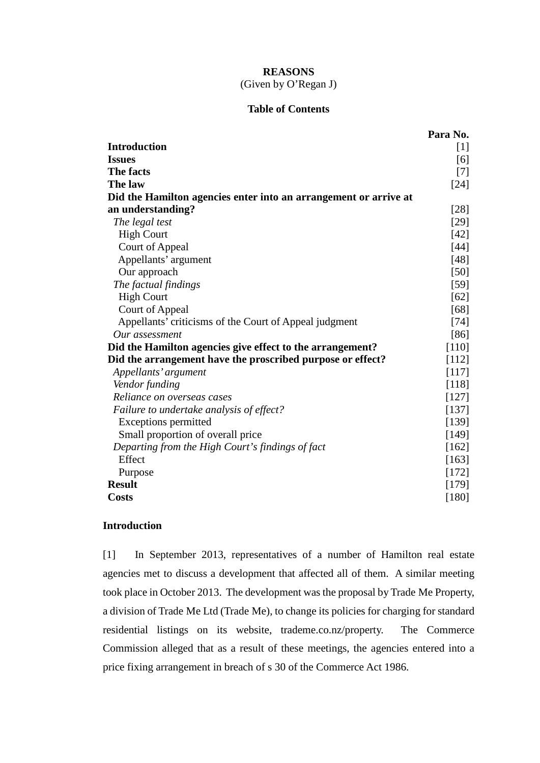**REASONS**

(Given by O'Regan J)

**Table of Contents**

| | Para No. |
|---|---|
| **Introduction** | [1] |
| **Issues** | [6] |
| **The facts** | [7] |
| **The law** | [24] |
| **Did the Hamilton agencies enter into an arrangement or arrive at an understanding?** | [28] |
| *The legal test* | [29] |
| High Court | [42] |
| Court of Appeal | [44] |
| Appellants' argument | [48] |
| Our approach | [50] |
| *The factual findings* | [59] |
| High Court | [62] |
| Court of Appeal | [68] |
| Appellants' criticisms of the Court of Appeal judgment | [74] |
| *Our assessment* | [86] |
| **Did the Hamilton agencies give effect to the arrangement?** | [110] |
| **Did the arrangement have the proscribed purpose or effect?** | [112] |
| *Appellants' argument* | [117] |
| *Vendor funding* | [118] |
| *Reliance on overseas cases* | [127] |
| *Failure to undertake analysis of effect?* | [137] |
| Exceptions permitted | [139] |
| Small proportion of overall price | [149] |
| *Departing from the High Court's findings of fact* | [162] |
| Effect | [163] |
| Purpose | [172] |
| **Result** | [179] |
| **Costs** | [180] |

## Introduction

[1] In September 2013, representatives of a number of Hamilton real estate agencies met to discuss a development that affected all of them. A similar meeting took place in October 2013. The development was the proposal by Trade Me Property, a division of Trade Me Ltd (Trade Me), to change its policies for charging for standard residential listings on its website, trademe.co.nz/property. The Commerce Commission alleged that as a result of these meetings, the agencies entered into a price fixing arrangement in breach of s 30 of the Commerce Act 1986.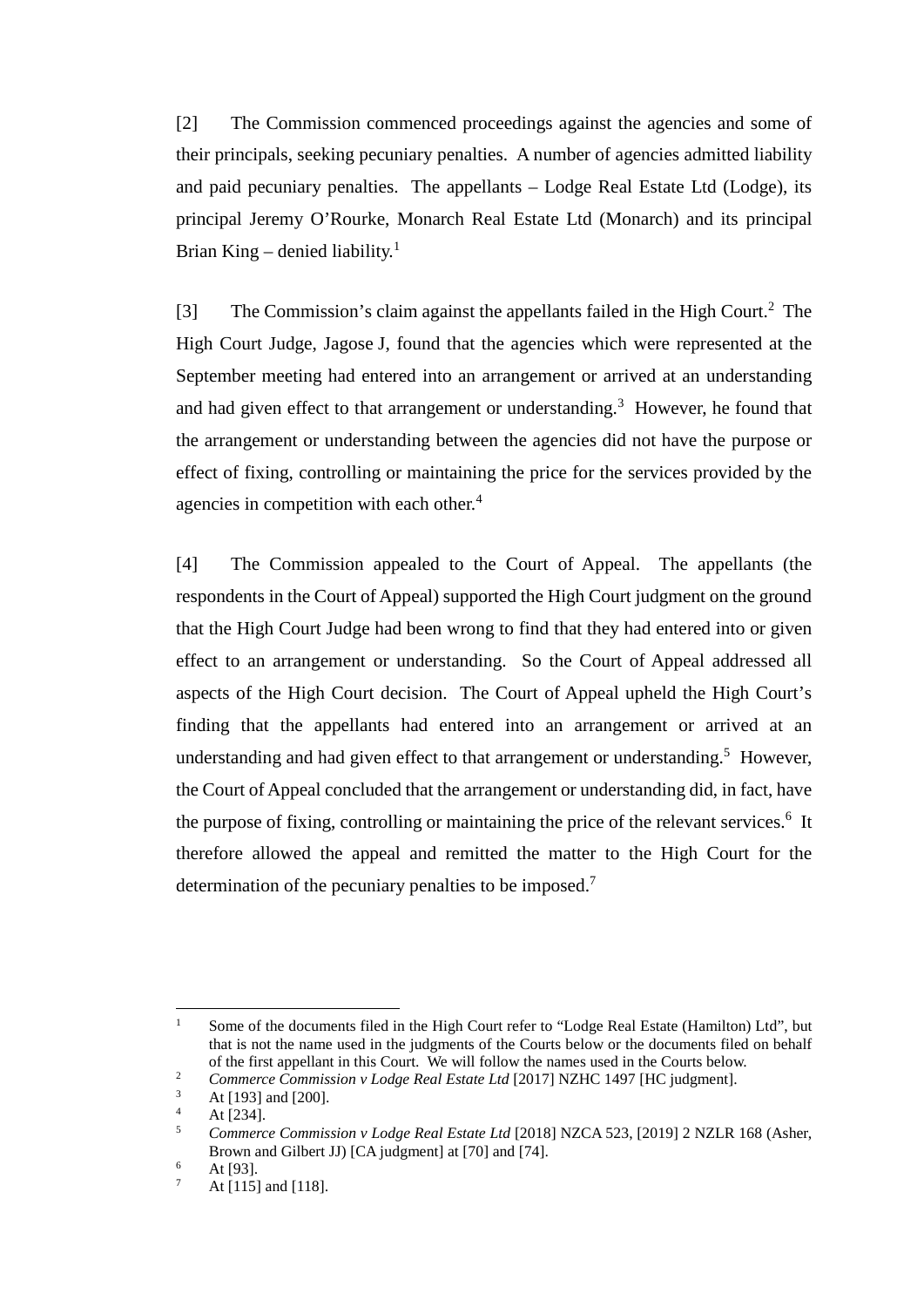[2] The Commission commenced proceedings against the agencies and some of their principals, seeking pecuniary penalties. A number of agencies admitted liability and paid pecuniary penalties. The appellants – Lodge Real Estate Ltd (Lodge), its principal Jeremy O'Rourke, Monarch Real Estate Ltd (Monarch) and its principal Brian King – denied liability.[1]

[3] The Commission's claim against the appellants failed in the High Court.[2] The High Court Judge, Jagose J, found that the agencies which were represented at the September meeting had entered into an arrangement or arrived at an understanding and had given effect to that arrangement or understanding.[3] However, he found that the arrangement or understanding between the agencies did not have the purpose or effect of fixing, controlling or maintaining the price for the services provided by the agencies in competition with each other.[4]

[4] The Commission appealed to the Court of Appeal. The appellants (the respondents in the Court of Appeal) supported the High Court judgment on the ground that the High Court Judge had been wrong to find that they had entered into or given effect to an arrangement or understanding. So the Court of Appeal addressed all aspects of the High Court decision. The Court of Appeal upheld the High Court's finding that the appellants had entered into an arrangement or arrived at an understanding and had given effect to that arrangement or understanding.[5] However, the Court of Appeal concluded that the arrangement or understanding did, in fact, have the purpose of fixing, controlling or maintaining the price of the relevant services.[6] It therefore allowed the appeal and remitted the matter to the High Court for the determination of the pecuniary penalties to be imposed.[7]

---

[1] Some of the documents filed in the High Court refer to "Lodge Real Estate (Hamilton) Ltd", but that is not the name used in the judgments of the Courts below or the documents filed on behalf of the first appellant in this Court. We will follow the names used in the Courts below.

[2] *Commerce Commission v Lodge Real Estate Ltd* [2017] NZHC 1497 [HC judgment].

[3] At [193] and [200].

[4] At [234].

[5] *Commerce Commission v Lodge Real Estate Ltd* [2018] NZCA 523, [2019] 2 NZLR 168 (Asher, Brown and Gilbert JJ) [CA judgment] at [70] and [74].

[6] At [93].

[7] At [115] and [118].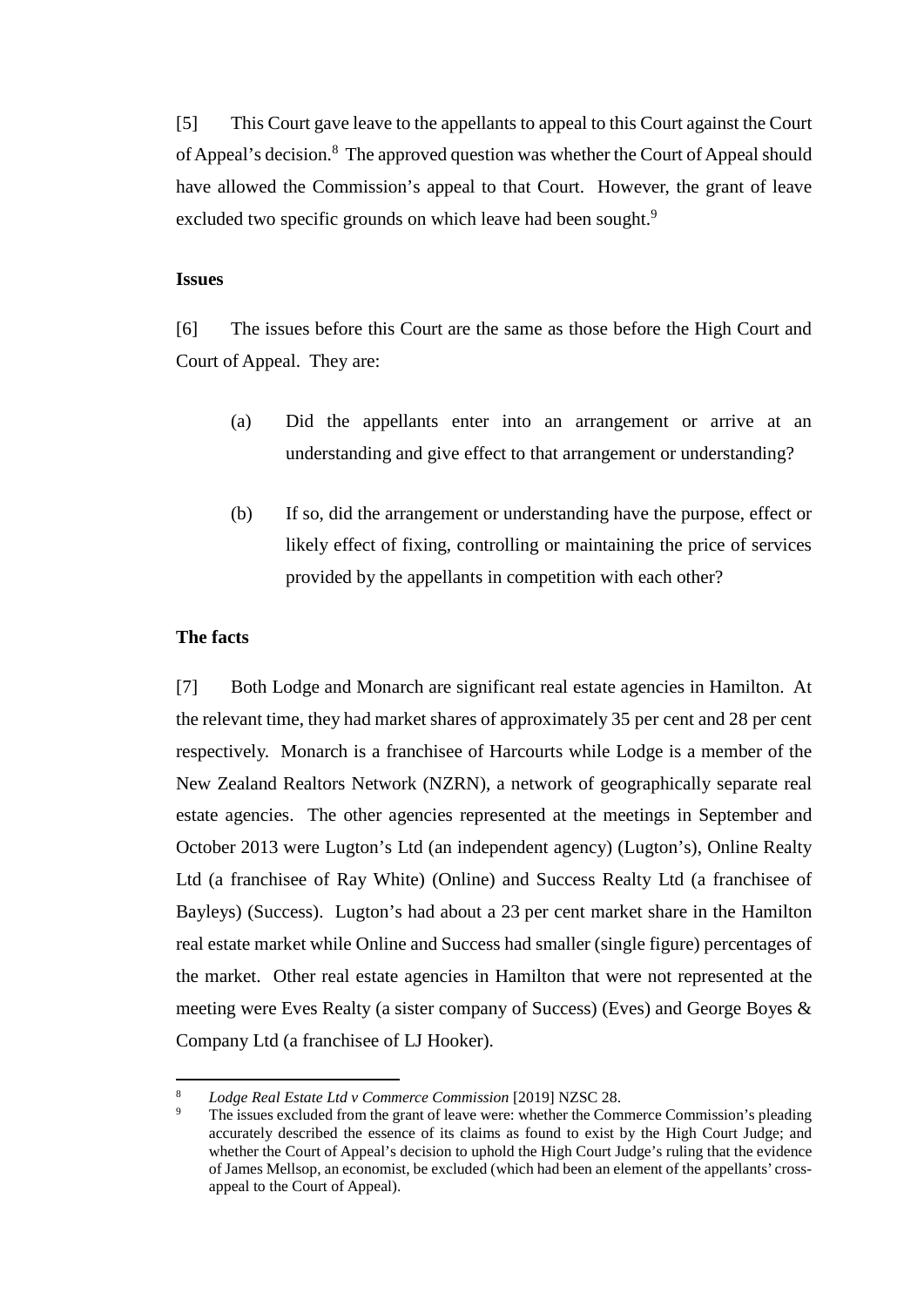[5] This Court gave leave to the appellants to appeal to this Court against the Court of Appeal's decision.[8] The approved question was whether the Court of Appeal should have allowed the Commission's appeal to that Court. However, the grant of leave excluded two specific grounds on which leave had been sought.[9]

**Issues**

[6] The issues before this Court are the same as those before the High Court and Court of Appeal. They are:

(a) Did the appellants enter into an arrangement or arrive at an understanding and give effect to that arrangement or understanding?

(b) If so, did the arrangement or understanding have the purpose, effect or likely effect of fixing, controlling or maintaining the price of services provided by the appellants in competition with each other?

**The facts**

[7] Both Lodge and Monarch are significant real estate agencies in Hamilton. At the relevant time, they had market shares of approximately 35 per cent and 28 per cent respectively. Monarch is a franchisee of Harcourts while Lodge is a member of the New Zealand Realtors Network (NZRN), a network of geographically separate real estate agencies. The other agencies represented at the meetings in September and October 2013 were Lugton's Ltd (an independent agency) (Lugton's), Online Realty Ltd (a franchisee of Ray White) (Online) and Success Realty Ltd (a franchisee of Bayleys) (Success). Lugton's had about a 23 per cent market share in the Hamilton real estate market while Online and Success had smaller (single figure) percentages of the market. Other real estate agencies in Hamilton that were not represented at the meeting were Eves Realty (a sister company of Success) (Eves) and George Boyes & Company Ltd (a franchisee of LJ Hooker).

---

[8] *Lodge Real Estate Ltd v Commerce Commission* [2019] NZSC 28.

[9] The issues excluded from the grant of leave were: whether the Commerce Commission's pleading accurately described the essence of its claims as found to exist by the High Court Judge; and whether the Court of Appeal's decision to uphold the High Court Judge's ruling that the evidence of James Mellsop, an economist, be excluded (which had been an element of the appellants' cross-appeal to the Court of Appeal).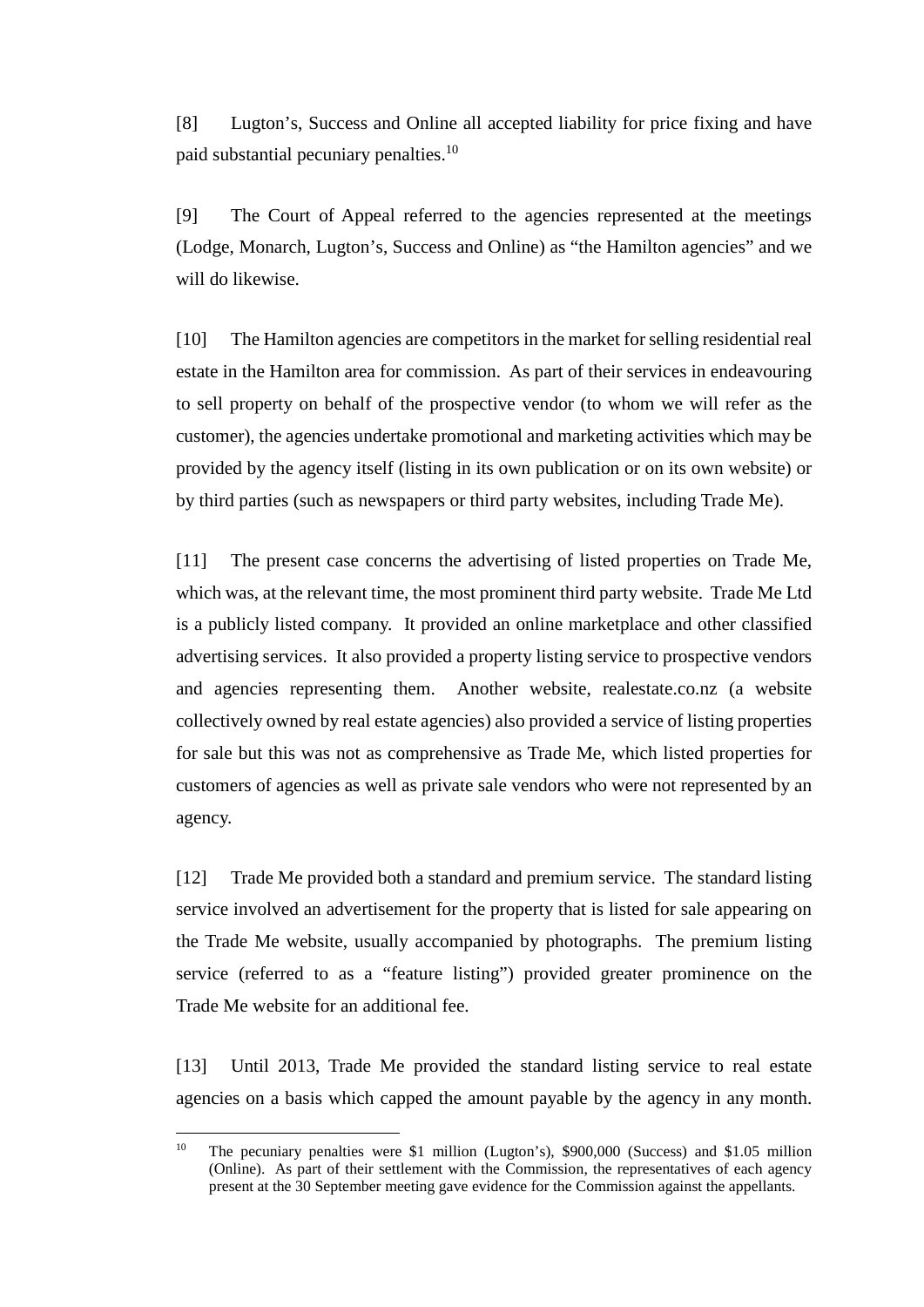[8] Lugton's, Success and Online all accepted liability for price fixing and have paid substantial pecuniary penalties.[10]

[9] The Court of Appeal referred to the agencies represented at the meetings (Lodge, Monarch, Lugton's, Success and Online) as "the Hamilton agencies" and we will do likewise.

[10] The Hamilton agencies are competitors in the market for selling residential real estate in the Hamilton area for commission. As part of their services in endeavouring to sell property on behalf of the prospective vendor (to whom we will refer as the customer), the agencies undertake promotional and marketing activities which may be provided by the agency itself (listing in its own publication or on its own website) or by third parties (such as newspapers or third party websites, including Trade Me).

[11] The present case concerns the advertising of listed properties on Trade Me, which was, at the relevant time, the most prominent third party website. Trade Me Ltd is a publicly listed company. It provided an online marketplace and other classified advertising services. It also provided a property listing service to prospective vendors and agencies representing them. Another website, realestate.co.nz (a website collectively owned by real estate agencies) also provided a service of listing properties for sale but this was not as comprehensive as Trade Me, which listed properties for customers of agencies as well as private sale vendors who were not represented by an agency.

[12] Trade Me provided both a standard and premium service. The standard listing service involved an advertisement for the property that is listed for sale appearing on the Trade Me website, usually accompanied by photographs. The premium listing service (referred to as a "feature listing") provided greater prominence on the Trade Me website for an additional fee.

[13] Until 2013, Trade Me provided the standard listing service to real estate agencies on a basis which capped the amount payable by the agency in any month.

---

[10] The pecuniary penalties were $1 million (Lugton's), $900,000 (Success) and $1.05 million (Online). As part of their settlement with the Commission, the representatives of each agency present at the 30 September meeting gave evidence for the Commission against the appellants.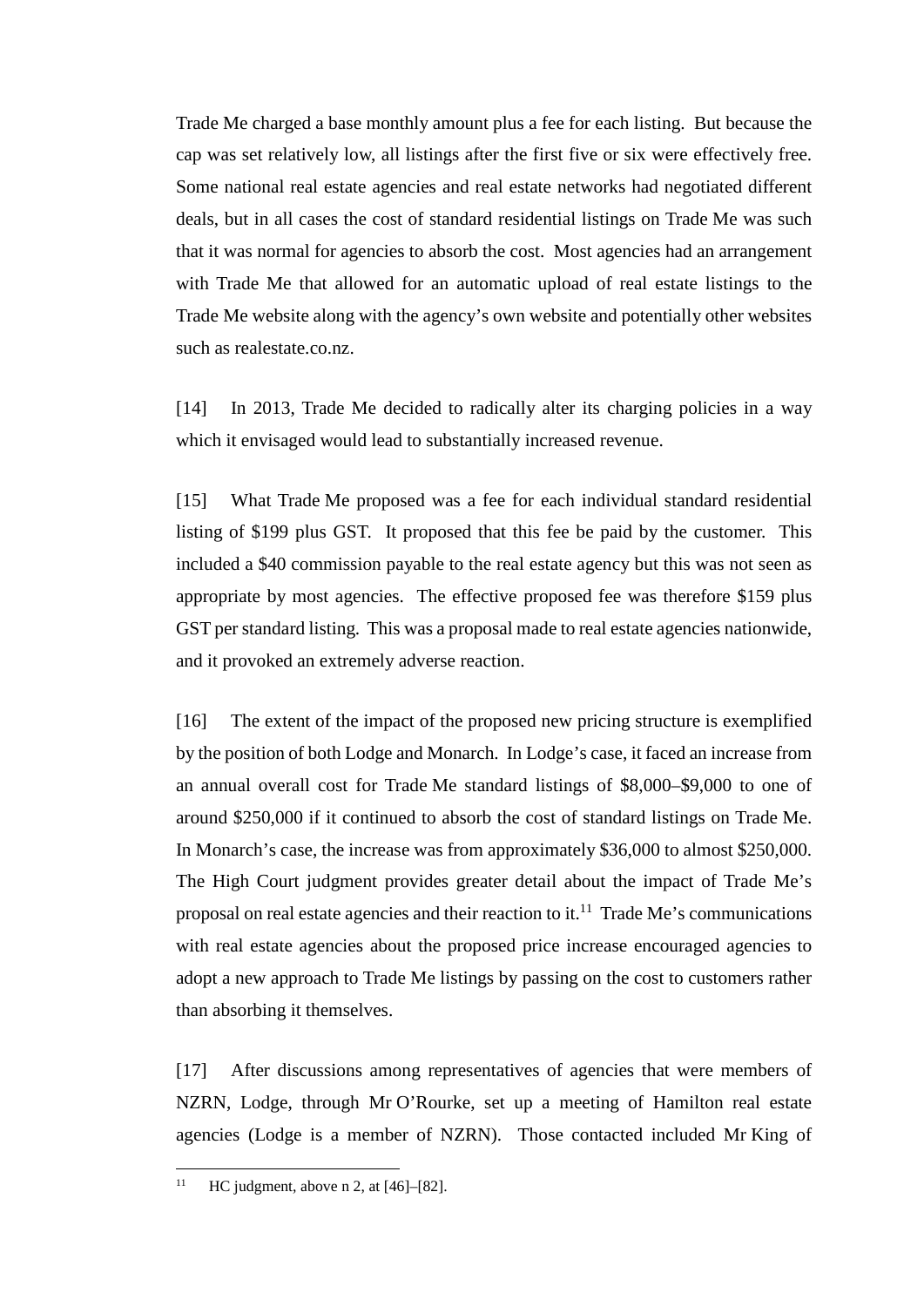Trade Me charged a base monthly amount plus a fee for each listing. But because the cap was set relatively low, all listings after the first five or six were effectively free. Some national real estate agencies and real estate networks had negotiated different deals, but in all cases the cost of standard residential listings on Trade Me was such that it was normal for agencies to absorb the cost. Most agencies had an arrangement with Trade Me that allowed for an automatic upload of real estate listings to the Trade Me website along with the agency's own website and potentially other websites such as realestate.co.nz.

[14] In 2013, Trade Me decided to radically alter its charging policies in a way which it envisaged would lead to substantially increased revenue.

[15] What Trade Me proposed was a fee for each individual standard residential listing of $199 plus GST. It proposed that this fee be paid by the customer. This included a $40 commission payable to the real estate agency but this was not seen as appropriate by most agencies. The effective proposed fee was therefore $159 plus GST per standard listing. This was a proposal made to real estate agencies nationwide, and it provoked an extremely adverse reaction.

[16] The extent of the impact of the proposed new pricing structure is exemplified by the position of both Lodge and Monarch. In Lodge's case, it faced an increase from an annual overall cost for Trade Me standard listings of $8,000–$9,000 to one of around $250,000 if it continued to absorb the cost of standard listings on Trade Me. In Monarch's case, the increase was from approximately $36,000 to almost $250,000. The High Court judgment provides greater detail about the impact of Trade Me's proposal on real estate agencies and their reaction to it.[11] Trade Me's communications with real estate agencies about the proposed price increase encouraged agencies to adopt a new approach to Trade Me listings by passing on the cost to customers rather than absorbing it themselves.

[17] After discussions among representatives of agencies that were members of NZRN, Lodge, through Mr O'Rourke, set up a meeting of Hamilton real estate agencies (Lodge is a member of NZRN). Those contacted included Mr King of

[11] HC judgment, above n 2, at [46]–[82].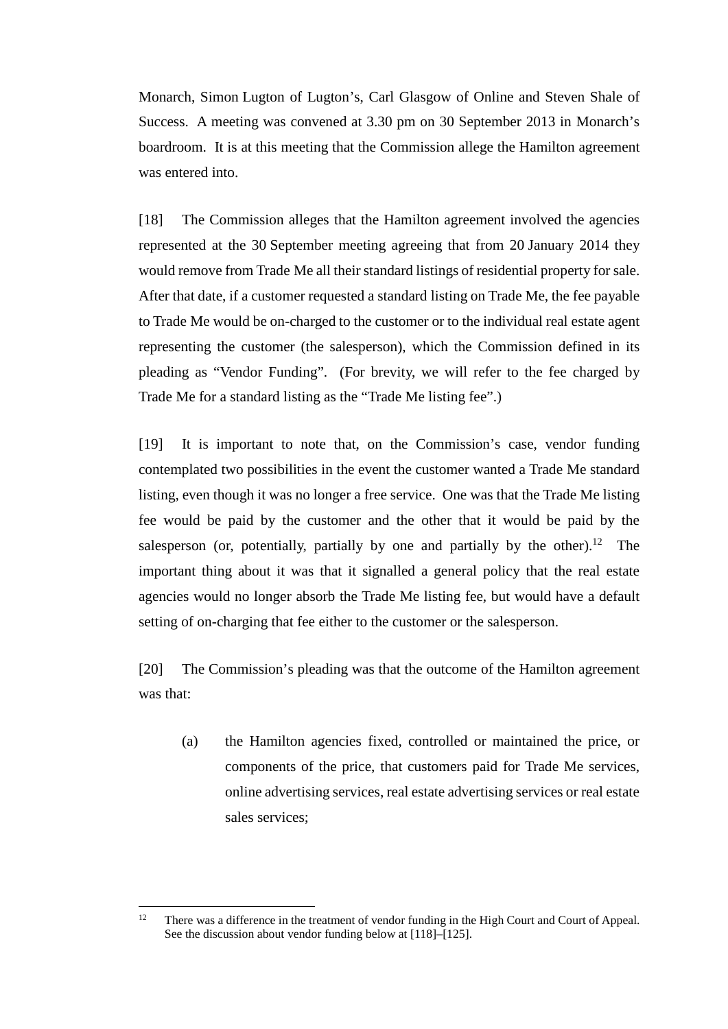Monarch, Simon Lugton of Lugton's, Carl Glasgow of Online and Steven Shale of Success. A meeting was convened at 3.30 pm on 30 September 2013 in Monarch's boardroom. It is at this meeting that the Commission allege the Hamilton agreement was entered into.

[18] The Commission alleges that the Hamilton agreement involved the agencies represented at the 30 September meeting agreeing that from 20 January 2014 they would remove from Trade Me all their standard listings of residential property for sale. After that date, if a customer requested a standard listing on Trade Me, the fee payable to Trade Me would be on-charged to the customer or to the individual real estate agent representing the customer (the salesperson), which the Commission defined in its pleading as "Vendor Funding". (For brevity, we will refer to the fee charged by Trade Me for a standard listing as the "Trade Me listing fee".)

[19] It is important to note that, on the Commission's case, vendor funding contemplated two possibilities in the event the customer wanted a Trade Me standard listing, even though it was no longer a free service. One was that the Trade Me listing fee would be paid by the customer and the other that it would be paid by the salesperson (or, potentially, partially by one and partially by the other).[12] The important thing about it was that it signalled a general policy that the real estate agencies would no longer absorb the Trade Me listing fee, but would have a default setting of on-charging that fee either to the customer or the salesperson.

[20] The Commission's pleading was that the outcome of the Hamilton agreement was that:

(a) the Hamilton agencies fixed, controlled or maintained the price, or components of the price, that customers paid for Trade Me services, online advertising services, real estate advertising services or real estate sales services;

[12] There was a difference in the treatment of vendor funding in the High Court and Court of Appeal. See the discussion about vendor funding below at [118]–[125].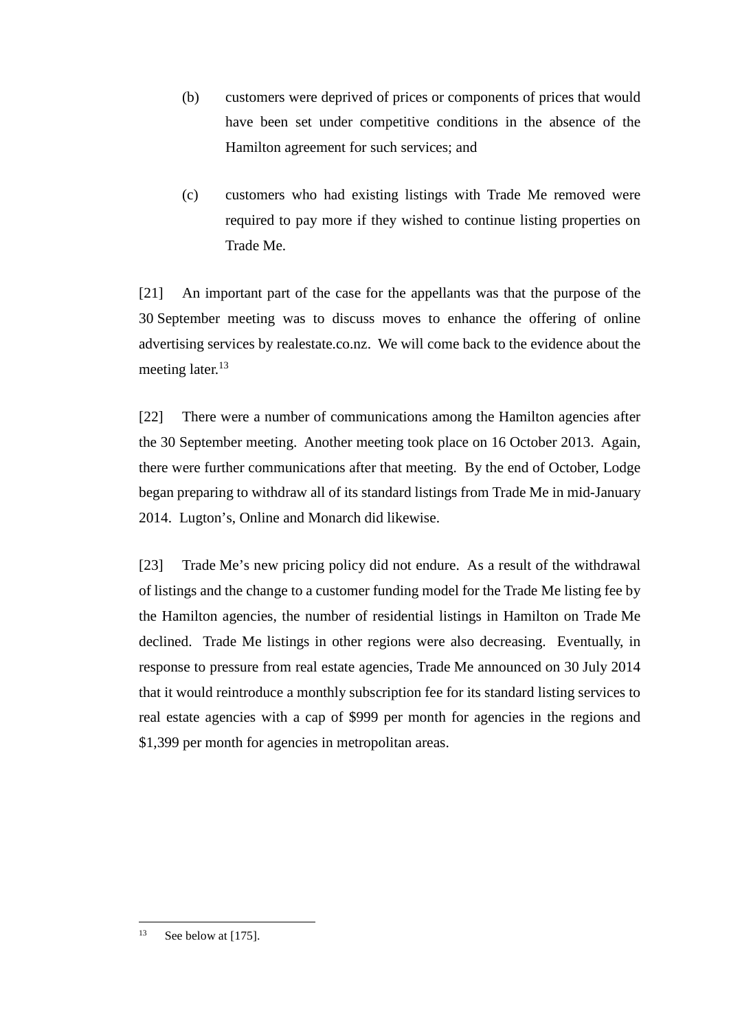(b) customers were deprived of prices or components of prices that would have been set under competitive conditions in the absence of the Hamilton agreement for such services; and

(c) customers who had existing listings with Trade Me removed were required to pay more if they wished to continue listing properties on Trade Me.

[21] An important part of the case for the appellants was that the purpose of the 30 September meeting was to discuss moves to enhance the offering of online advertising services by realestate.co.nz. We will come back to the evidence about the meeting later.[13]

[22] There were a number of communications among the Hamilton agencies after the 30 September meeting. Another meeting took place on 16 October 2013. Again, there were further communications after that meeting. By the end of October, Lodge began preparing to withdraw all of its standard listings from Trade Me in mid-January 2014. Lugton's, Online and Monarch did likewise.

[23] Trade Me's new pricing policy did not endure. As a result of the withdrawal of listings and the change to a customer funding model for the Trade Me listing fee by the Hamilton agencies, the number of residential listings in Hamilton on Trade Me declined. Trade Me listings in other regions were also decreasing. Eventually, in response to pressure from real estate agencies, Trade Me announced on 30 July 2014 that it would reintroduce a monthly subscription fee for its standard listing services to real estate agencies with a cap of $999 per month for agencies in the regions and $1,399 per month for agencies in metropolitan areas.

---

[13] See below at [175].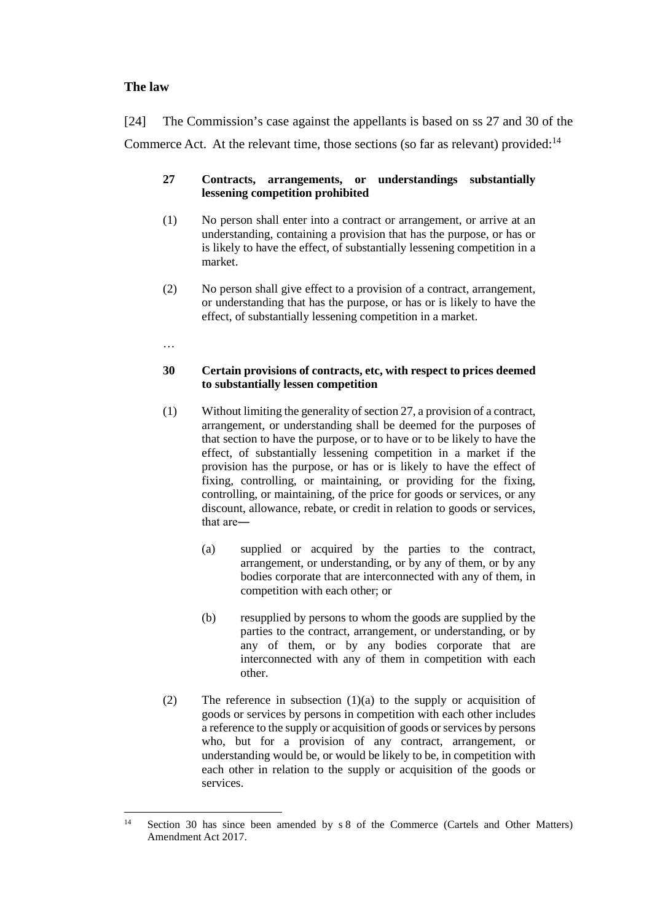## The law

[24] The Commission's case against the appellants is based on ss 27 and 30 of the Commerce Act. At the relevant time, those sections (so far as relevant) provided:[14]

> **27 Contracts, arrangements, or understandings substantially lessening competition prohibited**
>
> (1) No person shall enter into a contract or arrangement, or arrive at an understanding, containing a provision that has the purpose, or has or is likely to have the effect, of substantially lessening competition in a market.
>
> (2) No person shall give effect to a provision of a contract, arrangement, or understanding that has the purpose, or has or is likely to have the effect, of substantially lessening competition in a market.
>
> …
>
> **30 Certain provisions of contracts, etc, with respect to prices deemed to substantially lessen competition**
>
> (1) Without limiting the generality of section 27, a provision of a contract, arrangement, or understanding shall be deemed for the purposes of that section to have the purpose, or to have or to be likely to have the effect, of substantially lessening competition in a market if the provision has the purpose, or has or is likely to have the effect of fixing, controlling, or maintaining, or providing for the fixing, controlling, or maintaining, of the price for goods or services, or any discount, allowance, rebate, or credit in relation to goods or services, that are—
>
> (a) supplied or acquired by the parties to the contract, arrangement, or understanding, or by any of them, or by any bodies corporate that are interconnected with any of them, in competition with each other; or
>
> (b) resupplied by persons to whom the goods are supplied by the parties to the contract, arrangement, or understanding, or by any of them, or by any bodies corporate that are interconnected with any of them in competition with each other.
>
> (2) The reference in subsection (1)(a) to the supply or acquisition of goods or services by persons in competition with each other includes a reference to the supply or acquisition of goods or services by persons who, but for a provision of any contract, arrangement, or understanding would be, or would be likely to be, in competition with each other in relation to the supply or acquisition of the goods or services.

[14] Section 30 has since been amended by s 8 of the Commerce (Cartels and Other Matters) Amendment Act 2017.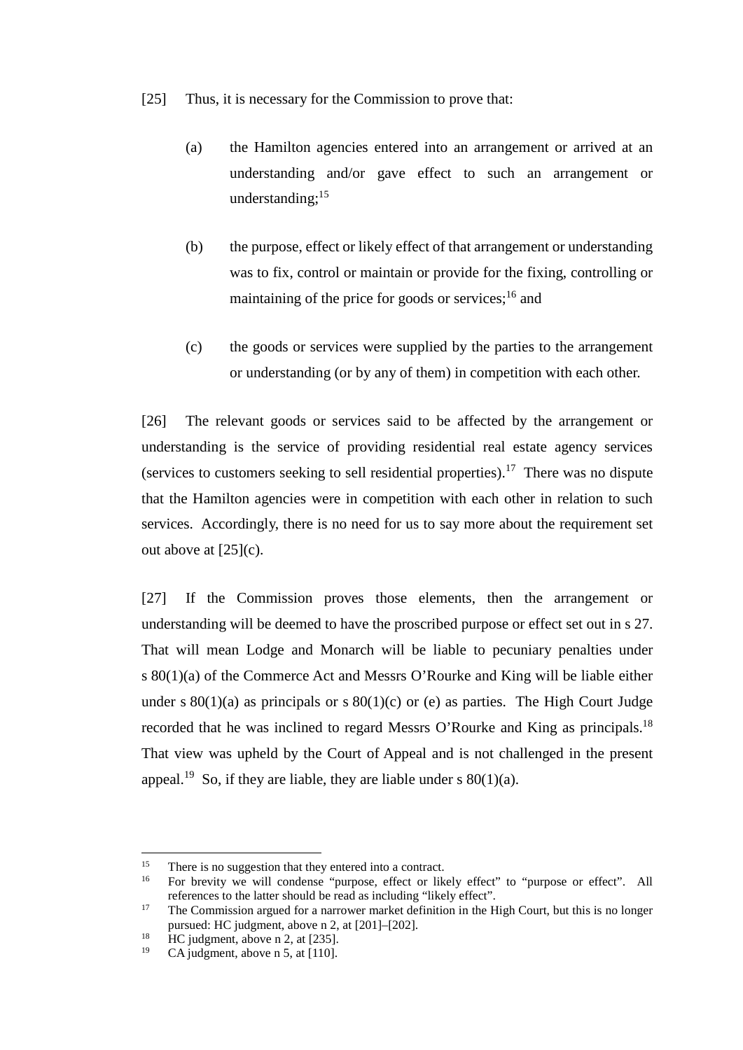[25] Thus, it is necessary for the Commission to prove that:

(a) the Hamilton agencies entered into an arrangement or arrived at an understanding and/or gave effect to such an arrangement or understanding;[15]

(b) the purpose, effect or likely effect of that arrangement or understanding was to fix, control or maintain or provide for the fixing, controlling or maintaining of the price for goods or services;[16] and

(c) the goods or services were supplied by the parties to the arrangement or understanding (or by any of them) in competition with each other.

[26] The relevant goods or services said to be affected by the arrangement or understanding is the service of providing residential real estate agency services (services to customers seeking to sell residential properties).[17] There was no dispute that the Hamilton agencies were in competition with each other in relation to such services. Accordingly, there is no need for us to say more about the requirement set out above at [25](c).

[27] If the Commission proves those elements, then the arrangement or understanding will be deemed to have the proscribed purpose or effect set out in s 27. That will mean Lodge and Monarch will be liable to pecuniary penalties under s 80(1)(a) of the Commerce Act and Messrs O'Rourke and King will be liable either under s 80(1)(a) as principals or s 80(1)(c) or (e) as parties. The High Court Judge recorded that he was inclined to regard Messrs O'Rourke and King as principals.[18] That view was upheld by the Court of Appeal and is not challenged in the present appeal.[19] So, if they are liable, they are liable under s 80(1)(a).

---

[15] There is no suggestion that they entered into a contract.

[16] For brevity we will condense "purpose, effect or likely effect" to "purpose or effect". All references to the latter should be read as including "likely effect".

[17] The Commission argued for a narrower market definition in the High Court, but this is no longer pursued: HC judgment, above n 2, at [201]–[202].

[18] HC judgment, above n 2, at [235].

[19] CA judgment, above n 5, at [110].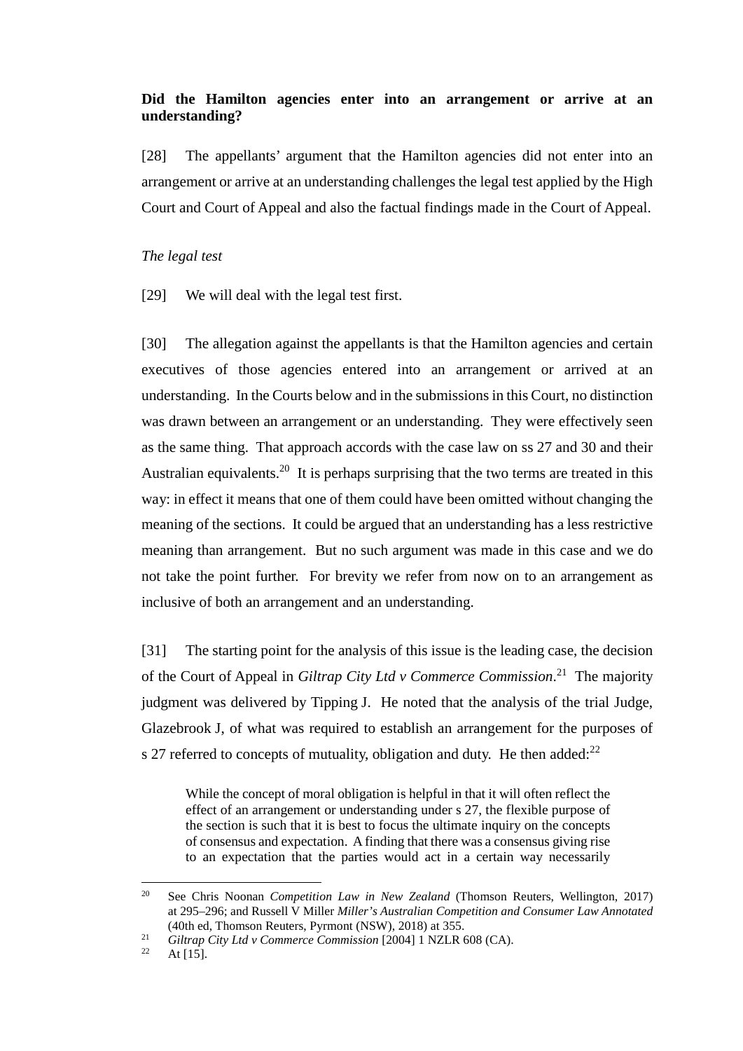**Did the Hamilton agencies enter into an arrangement or arrive at an understanding?**

[28] The appellants' argument that the Hamilton agencies did not enter into an arrangement or arrive at an understanding challenges the legal test applied by the High Court and Court of Appeal and also the factual findings made in the Court of Appeal.

*The legal test*

[29] We will deal with the legal test first.

[30] The allegation against the appellants is that the Hamilton agencies and certain executives of those agencies entered into an arrangement or arrived at an understanding. In the Courts below and in the submissions in this Court, no distinction was drawn between an arrangement or an understanding. They were effectively seen as the same thing. That approach accords with the case law on ss 27 and 30 and their Australian equivalents.[20] It is perhaps surprising that the two terms are treated in this way: in effect it means that one of them could have been omitted without changing the meaning of the sections. It could be argued that an understanding has a less restrictive meaning than arrangement. But no such argument was made in this case and we do not take the point further. For brevity we refer from now on to an arrangement as inclusive of both an arrangement and an understanding.

[31] The starting point for the analysis of this issue is the leading case, the decision of the Court of Appeal in *Giltrap City Ltd v Commerce Commission*.[21] The majority judgment was delivered by Tipping J. He noted that the analysis of the trial Judge, Glazebrook J, of what was required to establish an arrangement for the purposes of s 27 referred to concepts of mutuality, obligation and duty. He then added:[22]

> While the concept of moral obligation is helpful in that it will often reflect the effect of an arrangement or understanding under s 27, the flexible purpose of the section is such that it is best to focus the ultimate inquiry on the concepts of consensus and expectation. A finding that there was a consensus giving rise to an expectation that the parties would act in a certain way necessarily

---

[20] See Chris Noonan *Competition Law in New Zealand* (Thomson Reuters, Wellington, 2017) at 295–296; and Russell V Miller *Miller's Australian Competition and Consumer Law Annotated* (40th ed, Thomson Reuters, Pyrmont (NSW), 2018) at 355.

[21] *Giltrap City Ltd v Commerce Commission* [2004] 1 NZLR 608 (CA).

[22] At [15].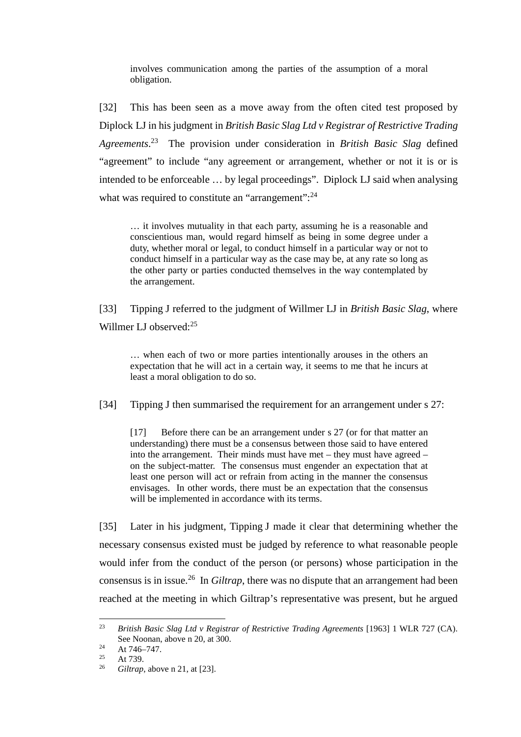> involves communication among the parties of the assumption of a moral obligation.

[32] This has been seen as a move away from the often cited test proposed by Diplock LJ in his judgment in *British Basic Slag Ltd v Registrar of Restrictive Trading Agreements*.[23] The provision under consideration in *British Basic Slag* defined "agreement" to include "any agreement or arrangement, whether or not it is or is intended to be enforceable … by legal proceedings". Diplock LJ said when analysing what was required to constitute an "arrangement":[24]

> … it involves mutuality in that each party, assuming he is a reasonable and conscientious man, would regard himself as being in some degree under a duty, whether moral or legal, to conduct himself in a particular way or not to conduct himself in a particular way as the case may be, at any rate so long as the other party or parties conducted themselves in the way contemplated by the arrangement.

[33] Tipping J referred to the judgment of Willmer LJ in *British Basic Slag*, where Willmer LJ observed:[25]

> … when each of two or more parties intentionally arouses in the others an expectation that he will act in a certain way, it seems to me that he incurs at least a moral obligation to do so.

[34] Tipping J then summarised the requirement for an arrangement under s 27:

> [17] Before there can be an arrangement under s 27 (or for that matter an understanding) there must be a consensus between those said to have entered into the arrangement. Their minds must have met – they must have agreed – on the subject-matter. The consensus must engender an expectation that at least one person will act or refrain from acting in the manner the consensus envisages. In other words, there must be an expectation that the consensus will be implemented in accordance with its terms.

[35] Later in his judgment, Tipping J made it clear that determining whether the necessary consensus existed must be judged by reference to what reasonable people would infer from the conduct of the person (or persons) whose participation in the consensus is in issue.[26] In *Giltrap*, there was no dispute that an arrangement had been reached at the meeting in which Giltrap's representative was present, but he argued

---

[23] *British Basic Slag Ltd v Registrar of Restrictive Trading Agreements* [1963] 1 WLR 727 (CA). See Noonan, above n 20, at 300.

[24] At 746–747.

[25] At 739.

[26] *Giltrap*, above n 21, at [23].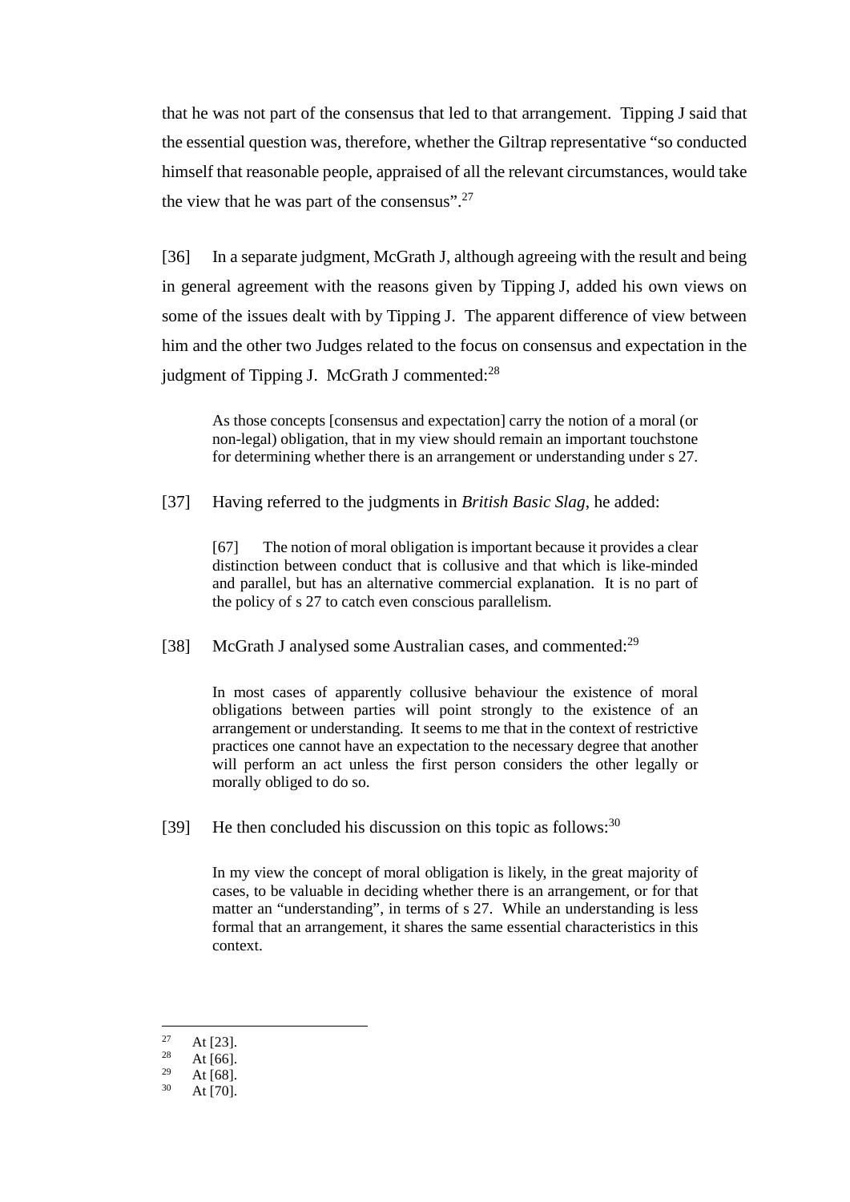that he was not part of the consensus that led to that arrangement. Tipping J said that the essential question was, therefore, whether the Giltrap representative "so conducted himself that reasonable people, appraised of all the relevant circumstances, would take the view that he was part of the consensus".[27]

[36] In a separate judgment, McGrath J, although agreeing with the result and being in general agreement with the reasons given by Tipping J, added his own views on some of the issues dealt with by Tipping J. The apparent difference of view between him and the other two Judges related to the focus on consensus and expectation in the judgment of Tipping J. McGrath J commented:[28]

> As those concepts [consensus and expectation] carry the notion of a moral (or non-legal) obligation, that in my view should remain an important touchstone for determining whether there is an arrangement or understanding under s 27.

[37] Having referred to the judgments in *British Basic Slag*, he added:

> [67] The notion of moral obligation is important because it provides a clear distinction between conduct that is collusive and that which is like-minded and parallel, but has an alternative commercial explanation. It is no part of the policy of s 27 to catch even conscious parallelism.

[38] McGrath J analysed some Australian cases, and commented:[29]

> In most cases of apparently collusive behaviour the existence of moral obligations between parties will point strongly to the existence of an arrangement or understanding. It seems to me that in the context of restrictive practices one cannot have an expectation to the necessary degree that another will perform an act unless the first person considers the other legally or morally obliged to do so.

[39] He then concluded his discussion on this topic as follows:[30]

> In my view the concept of moral obligation is likely, in the great majority of cases, to be valuable in deciding whether there is an arrangement, or for that matter an "understanding", in terms of s 27. While an understanding is less formal that an arrangement, it shares the same essential characteristics in this context.

---

[27] At [23].
[28] At [66].
[29] At [68].
[30] At [70].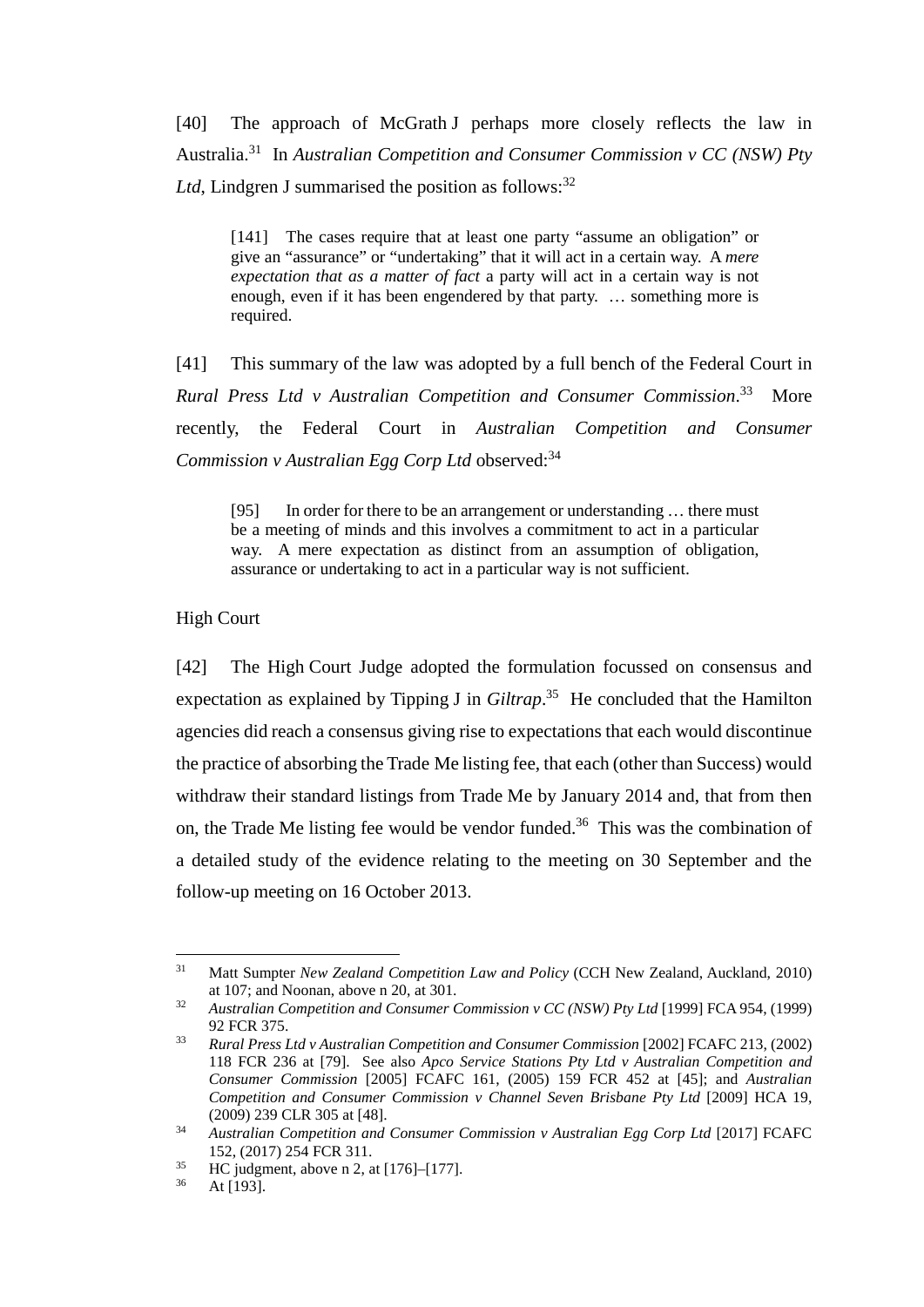[40] The approach of McGrath J perhaps more closely reflects the law in Australia.[31] In *Australian Competition and Consumer Commission v CC (NSW) Pty Ltd*, Lindgren J summarised the position as follows:[32]

> [141] The cases require that at least one party "assume an obligation" or give an "assurance" or "undertaking" that it will act in a certain way. A *mere expectation that as a matter of fact* a party will act in a certain way is not enough, even if it has been engendered by that party. … something more is required.

[41] This summary of the law was adopted by a full bench of the Federal Court in *Rural Press Ltd v Australian Competition and Consumer Commission*.[33] More recently, the Federal Court in *Australian Competition and Consumer Commission v Australian Egg Corp Ltd* observed:[34]

> [95] In order for there to be an arrangement or understanding … there must be a meeting of minds and this involves a commitment to act in a particular way. A mere expectation as distinct from an assumption of obligation, assurance or undertaking to act in a particular way is not sufficient.

High Court

[42] The High Court Judge adopted the formulation focussed on consensus and expectation as explained by Tipping J in *Giltrap*.[35] He concluded that the Hamilton agencies did reach a consensus giving rise to expectations that each would discontinue the practice of absorbing the Trade Me listing fee, that each (other than Success) would withdraw their standard listings from Trade Me by January 2014 and, that from then on, the Trade Me listing fee would be vendor funded.[36] This was the combination of a detailed study of the evidence relating to the meeting on 30 September and the follow-up meeting on 16 October 2013.

---

[31] Matt Sumpter *New Zealand Competition Law and Policy* (CCH New Zealand, Auckland, 2010) at 107; and Noonan, above n 20, at 301.

[32] *Australian Competition and Consumer Commission v CC (NSW) Pty Ltd* [1999] FCA 954, (1999) 92 FCR 375.

[33] *Rural Press Ltd v Australian Competition and Consumer Commission* [2002] FCAFC 213, (2002) 118 FCR 236 at [79]. See also *Apco Service Stations Pty Ltd v Australian Competition and Consumer Commission* [2005] FCAFC 161, (2005) 159 FCR 452 at [45]; and *Australian Competition and Consumer Commission v Channel Seven Brisbane Pty Ltd* [2009] HCA 19, (2009) 239 CLR 305 at [48].

[34] *Australian Competition and Consumer Commission v Australian Egg Corp Ltd* [2017] FCAFC 152, (2017) 254 FCR 311.

[35] HC judgment, above n 2, at [176]–[177].

[36] At [193].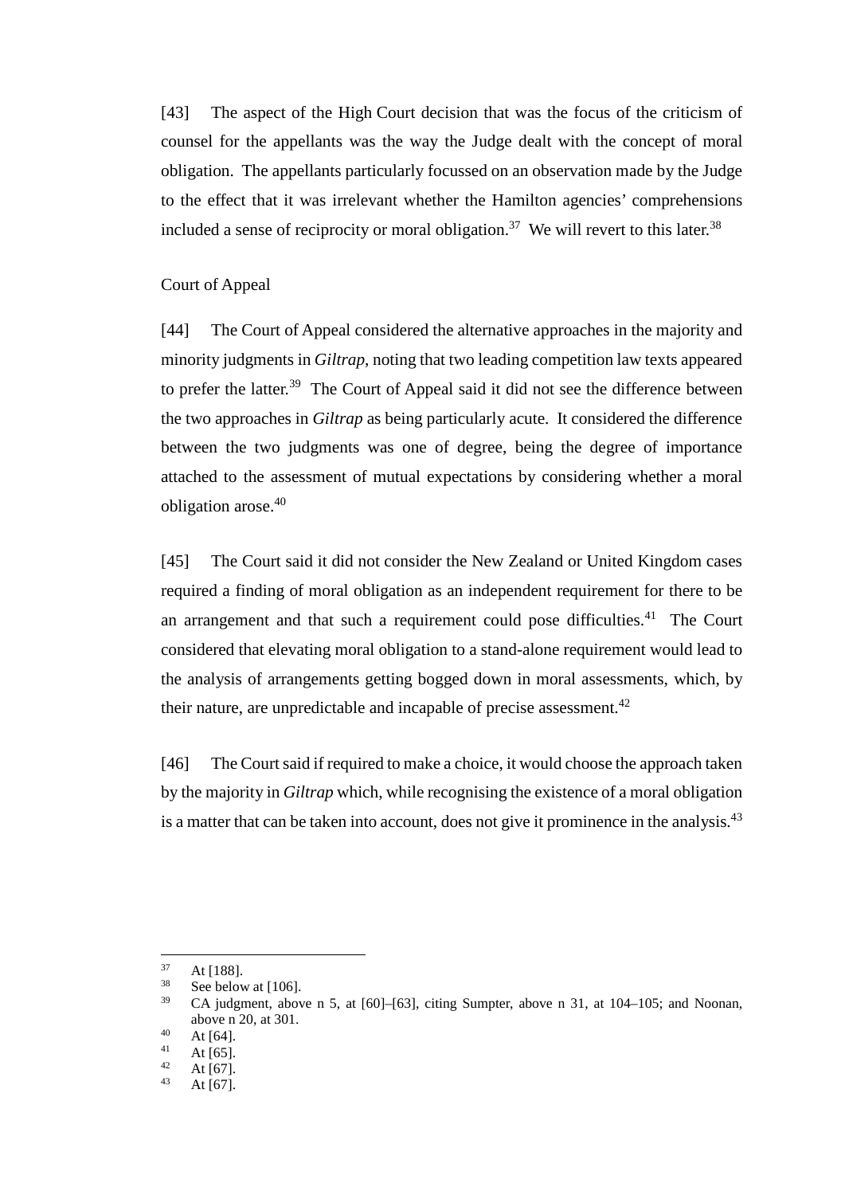[43] The aspect of the High Court decision that was the focus of the criticism of counsel for the appellants was the way the Judge dealt with the concept of moral obligation. The appellants particularly focussed on an observation made by the Judge to the effect that it was irrelevant whether the Hamilton agencies' comprehensions included a sense of reciprocity or moral obligation.[37] We will revert to this later.[38]

### Court of Appeal

[44] The Court of Appeal considered the alternative approaches in the majority and minority judgments in *Giltrap*, noting that two leading competition law texts appeared to prefer the latter.[39] The Court of Appeal said it did not see the difference between the two approaches in *Giltrap* as being particularly acute. It considered the difference between the two judgments was one of degree, being the degree of importance attached to the assessment of mutual expectations by considering whether a moral obligation arose.[40]

[45] The Court said it did not consider the New Zealand or United Kingdom cases required a finding of moral obligation as an independent requirement for there to be an arrangement and that such a requirement could pose difficulties.[41] The Court considered that elevating moral obligation to a stand-alone requirement would lead to the analysis of arrangements getting bogged down in moral assessments, which, by their nature, are unpredictable and incapable of precise assessment.[42]

[46] The Court said if required to make a choice, it would choose the approach taken by the majority in *Giltrap* which, while recognising the existence of a moral obligation is a matter that can be taken into account, does not give it prominence in the analysis.[43]

---

[37] At [188].

[38] See below at [106].

[39] CA judgment, above n 5, at [60]–[63], citing Sumpter, above n 31, at 104–105; and Noonan, above n 20, at 301.

[40] At [64].

[41] At [65].

[42] At [67].

[43] At [67].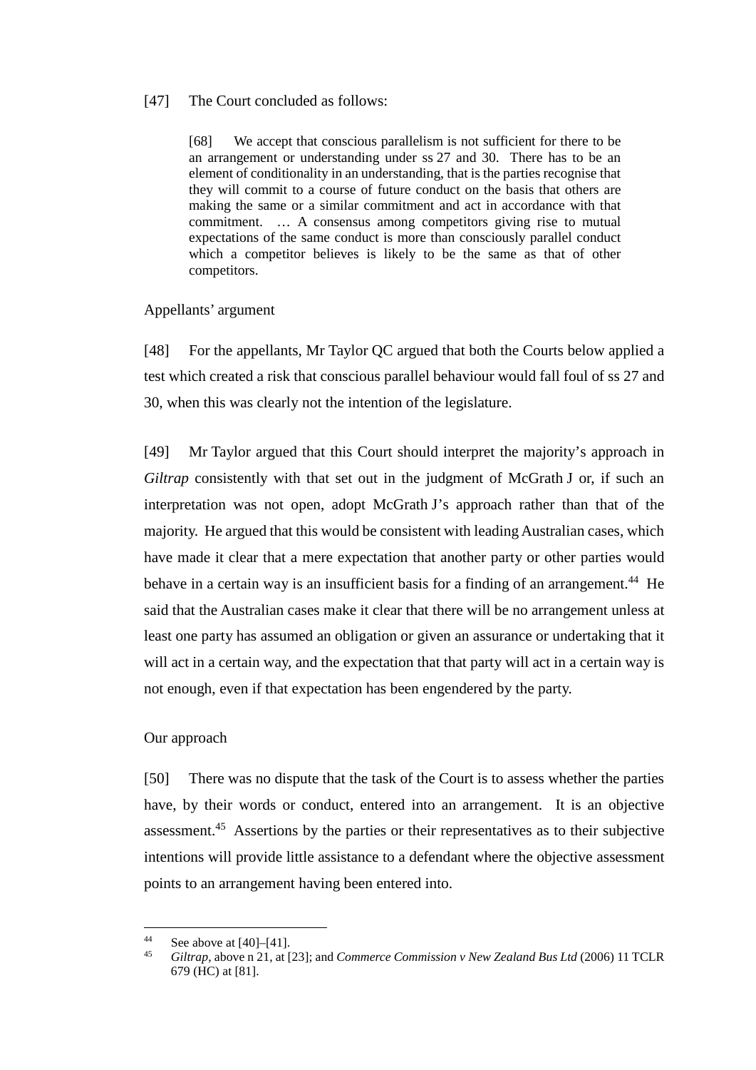[47] The Court concluded as follows:

> [68] We accept that conscious parallelism is not sufficient for there to be an arrangement or understanding under ss 27 and 30. There has to be an element of conditionality in an understanding, that is the parties recognise that they will commit to a course of future conduct on the basis that others are making the same or a similar commitment and act in accordance with that commitment. … A consensus among competitors giving rise to mutual expectations of the same conduct is more than consciously parallel conduct which a competitor believes is likely to be the same as that of other competitors.

Appellants' argument

[48] For the appellants, Mr Taylor QC argued that both the Courts below applied a test which created a risk that conscious parallel behaviour would fall foul of ss 27 and 30, when this was clearly not the intention of the legislature.

[49] Mr Taylor argued that this Court should interpret the majority's approach in *Giltrap* consistently with that set out in the judgment of McGrath J or, if such an interpretation was not open, adopt McGrath J's approach rather than that of the majority. He argued that this would be consistent with leading Australian cases, which have made it clear that a mere expectation that another party or other parties would behave in a certain way is an insufficient basis for a finding of an arrangement.[44] He said that the Australian cases make it clear that there will be no arrangement unless at least one party has assumed an obligation or given an assurance or undertaking that it will act in a certain way, and the expectation that that party will act in a certain way is not enough, even if that expectation has been engendered by the party.

Our approach

[50] There was no dispute that the task of the Court is to assess whether the parties have, by their words or conduct, entered into an arrangement. It is an objective assessment.[45] Assertions by the parties or their representatives as to their subjective intentions will provide little assistance to a defendant where the objective assessment points to an arrangement having been entered into.

---

[44] See above at [40]–[41].

[45] *Giltrap*, above n 21, at [23]; and *Commerce Commission v New Zealand Bus Ltd* (2006) 11 TCLR 679 (HC) at [81].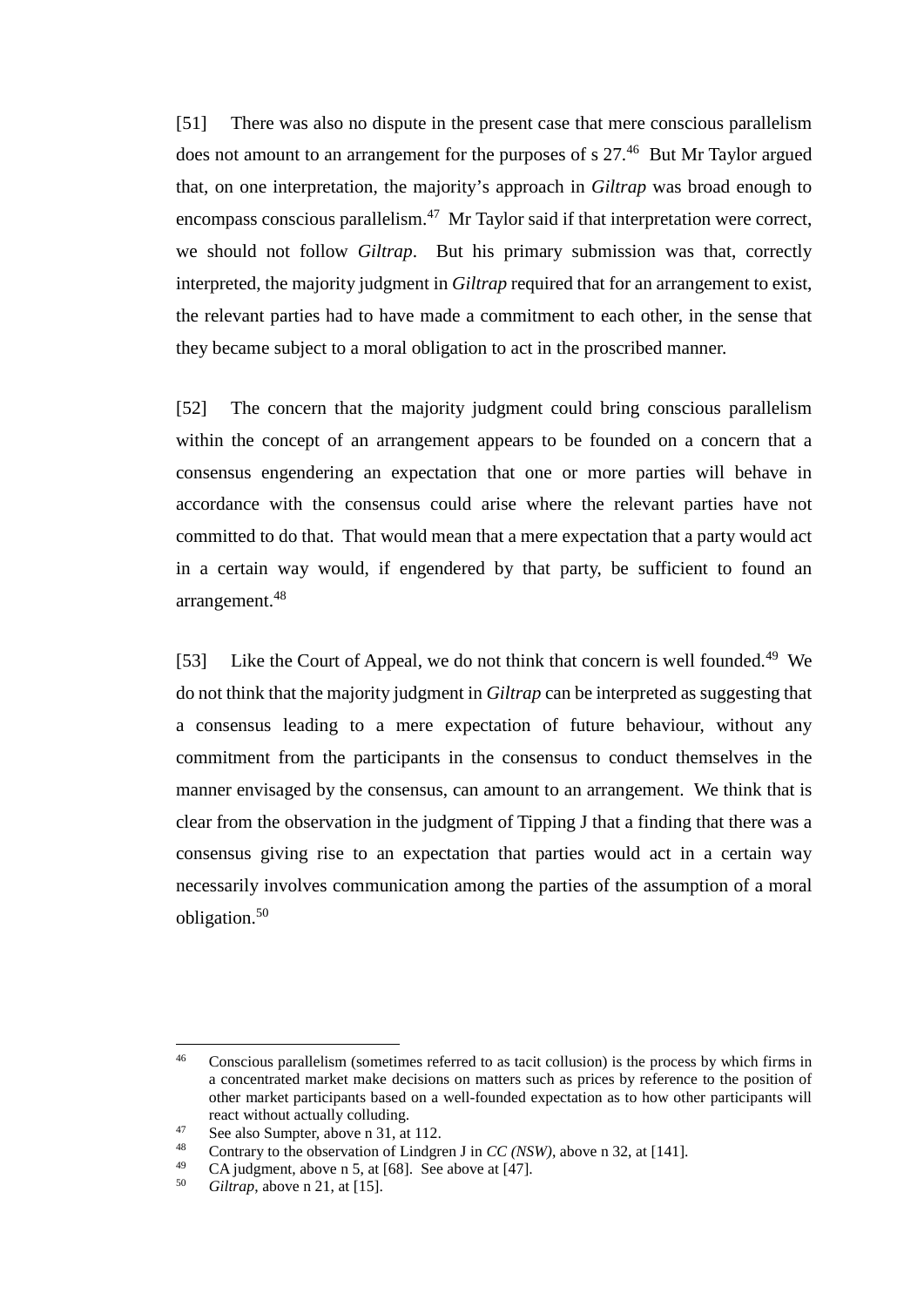[51] There was also no dispute in the present case that mere conscious parallelism does not amount to an arrangement for the purposes of s 27.[46] But Mr Taylor argued that, on one interpretation, the majority's approach in *Giltrap* was broad enough to encompass conscious parallelism.[47] Mr Taylor said if that interpretation were correct, we should not follow *Giltrap*. But his primary submission was that, correctly interpreted, the majority judgment in *Giltrap* required that for an arrangement to exist, the relevant parties had to have made a commitment to each other, in the sense that they became subject to a moral obligation to act in the proscribed manner.

[52] The concern that the majority judgment could bring conscious parallelism within the concept of an arrangement appears to be founded on a concern that a consensus engendering an expectation that one or more parties will behave in accordance with the consensus could arise where the relevant parties have not committed to do that. That would mean that a mere expectation that a party would act in a certain way would, if engendered by that party, be sufficient to found an arrangement.[48]

[53] Like the Court of Appeal, we do not think that concern is well founded.[49] We do not think that the majority judgment in *Giltrap* can be interpreted as suggesting that a consensus leading to a mere expectation of future behaviour, without any commitment from the participants in the consensus to conduct themselves in the manner envisaged by the consensus, can amount to an arrangement. We think that is clear from the observation in the judgment of Tipping J that a finding that there was a consensus giving rise to an expectation that parties would act in a certain way necessarily involves communication among the parties of the assumption of a moral obligation.[50]

---

[46] Conscious parallelism (sometimes referred to as tacit collusion) is the process by which firms in a concentrated market make decisions on matters such as prices by reference to the position of other market participants based on a well-founded expectation as to how other participants will react without actually colluding.

[47] See also Sumpter, above n 31, at 112.

[48] Contrary to the observation of Lindgren J in *CC (NSW)*, above n 32, at [141].

[49] CA judgment, above n 5, at [68]. See above at [47].

[50] *Giltrap*, above n 21, at [15].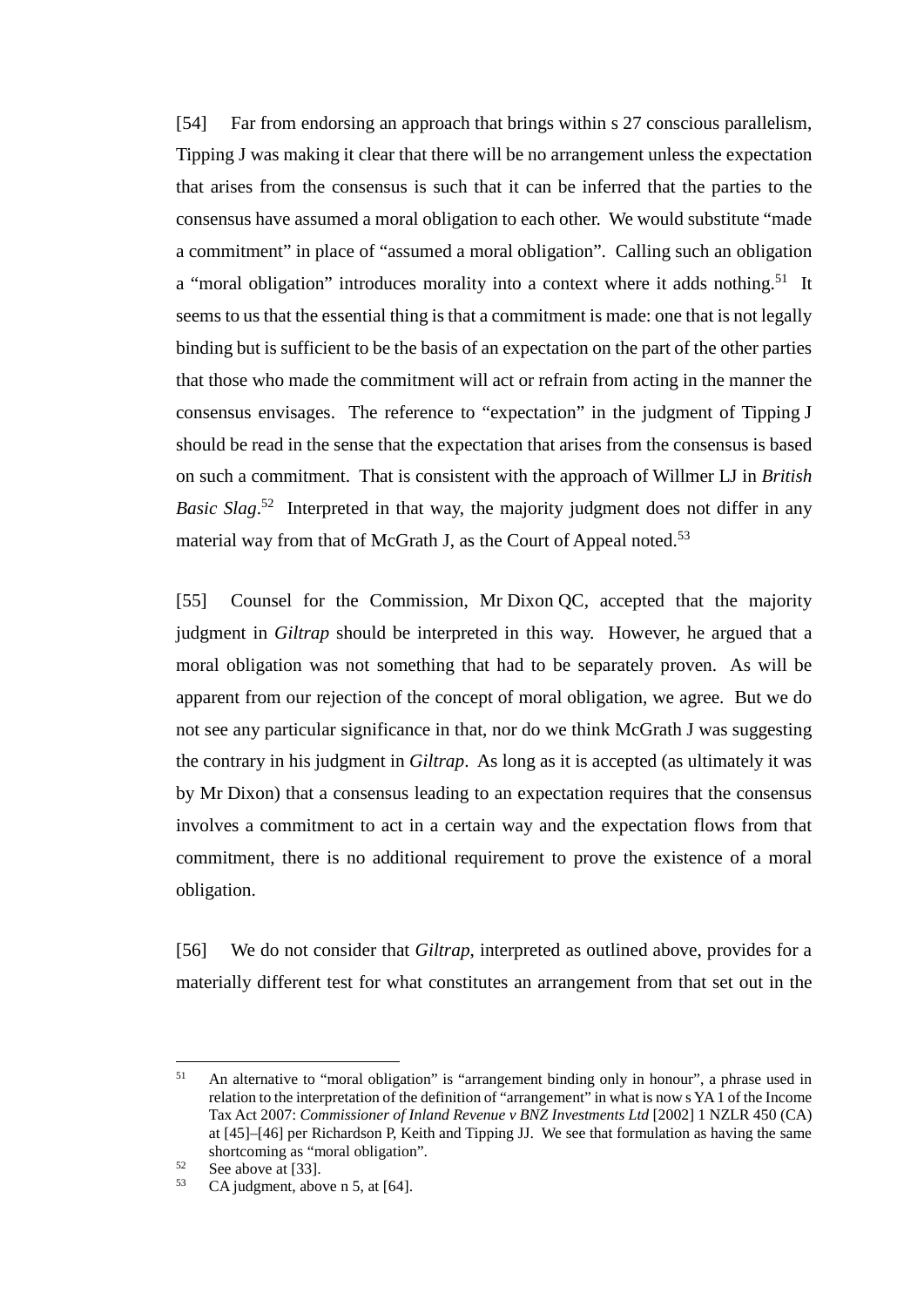[54] Far from endorsing an approach that brings within s 27 conscious parallelism, Tipping J was making it clear that there will be no arrangement unless the expectation that arises from the consensus is such that it can be inferred that the parties to the consensus have assumed a moral obligation to each other. We would substitute "made a commitment" in place of "assumed a moral obligation". Calling such an obligation a "moral obligation" introduces morality into a context where it adds nothing.[51] It seems to us that the essential thing is that a commitment is made: one that is not legally binding but is sufficient to be the basis of an expectation on the part of the other parties that those who made the commitment will act or refrain from acting in the manner the consensus envisages. The reference to "expectation" in the judgment of Tipping J should be read in the sense that the expectation that arises from the consensus is based on such a commitment. That is consistent with the approach of Willmer LJ in *British Basic Slag*.[52] Interpreted in that way, the majority judgment does not differ in any material way from that of McGrath J, as the Court of Appeal noted.[53]

[55] Counsel for the Commission, Mr Dixon QC, accepted that the majority judgment in *Giltrap* should be interpreted in this way. However, he argued that a moral obligation was not something that had to be separately proven. As will be apparent from our rejection of the concept of moral obligation, we agree. But we do not see any particular significance in that, nor do we think McGrath J was suggesting the contrary in his judgment in *Giltrap*. As long as it is accepted (as ultimately it was by Mr Dixon) that a consensus leading to an expectation requires that the consensus involves a commitment to act in a certain way and the expectation flows from that commitment, there is no additional requirement to prove the existence of a moral obligation.

[56] We do not consider that *Giltrap*, interpreted as outlined above, provides for a materially different test for what constitutes an arrangement from that set out in the

---

[51] An alternative to "moral obligation" is "arrangement binding only in honour", a phrase used in relation to the interpretation of the definition of "arrangement" in what is now s YA 1 of the Income Tax Act 2007: *Commissioner of Inland Revenue v BNZ Investments Ltd* [2002] 1 NZLR 450 (CA) at [45]–[46] per Richardson P, Keith and Tipping JJ. We see that formulation as having the same shortcoming as "moral obligation".

[52] See above at [33].

[53] CA judgment, above n 5, at [64].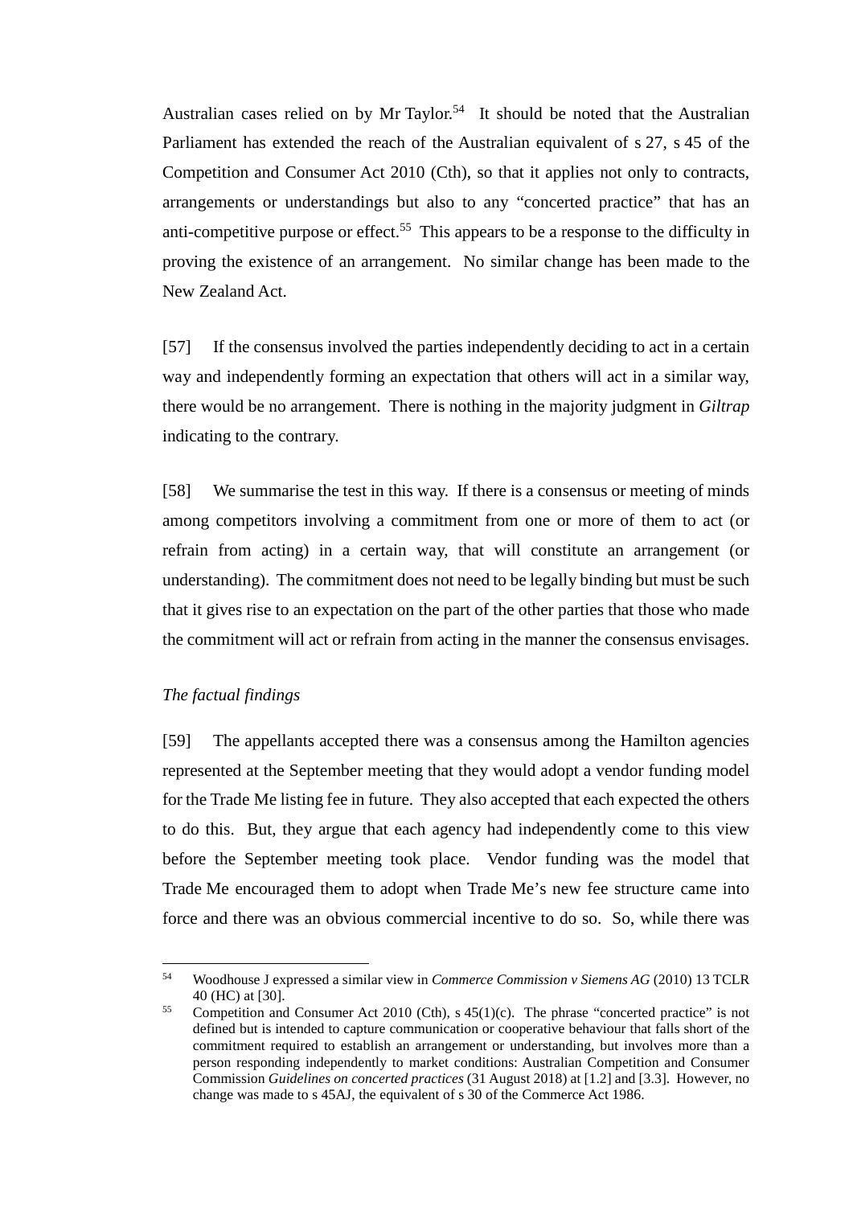Australian cases relied on by Mr Taylor.[54] It should be noted that the Australian Parliament has extended the reach of the Australian equivalent of s 27, s 45 of the Competition and Consumer Act 2010 (Cth), so that it applies not only to contracts, arrangements or understandings but also to any "concerted practice" that has an anti-competitive purpose or effect.[55] This appears to be a response to the difficulty in proving the existence of an arrangement. No similar change has been made to the New Zealand Act.

[57] If the consensus involved the parties independently deciding to act in a certain way and independently forming an expectation that others will act in a similar way, there would be no arrangement. There is nothing in the majority judgment in *Giltrap* indicating to the contrary.

[58] We summarise the test in this way. If there is a consensus or meeting of minds among competitors involving a commitment from one or more of them to act (or refrain from acting) in a certain way, that will constitute an arrangement (or understanding). The commitment does not need to be legally binding but must be such that it gives rise to an expectation on the part of the other parties that those who made the commitment will act or refrain from acting in the manner the consensus envisages.

*The factual findings*

[59] The appellants accepted there was a consensus among the Hamilton agencies represented at the September meeting that they would adopt a vendor funding model for the Trade Me listing fee in future. They also accepted that each expected the others to do this. But, they argue that each agency had independently come to this view before the September meeting took place. Vendor funding was the model that Trade Me encouraged them to adopt when Trade Me's new fee structure came into force and there was an obvious commercial incentive to do so. So, while there was

---

[54] Woodhouse J expressed a similar view in *Commerce Commission v Siemens AG* (2010) 13 TCLR 40 (HC) at [30].

[55] Competition and Consumer Act 2010 (Cth), s 45(1)(c). The phrase "concerted practice" is not defined but is intended to capture communication or cooperative behaviour that falls short of the commitment required to establish an arrangement or understanding, but involves more than a person responding independently to market conditions: Australian Competition and Consumer Commission *Guidelines on concerted practices* (31 August 2018) at [1.2] and [3.3]. However, no change was made to s 45AJ, the equivalent of s 30 of the Commerce Act 1986.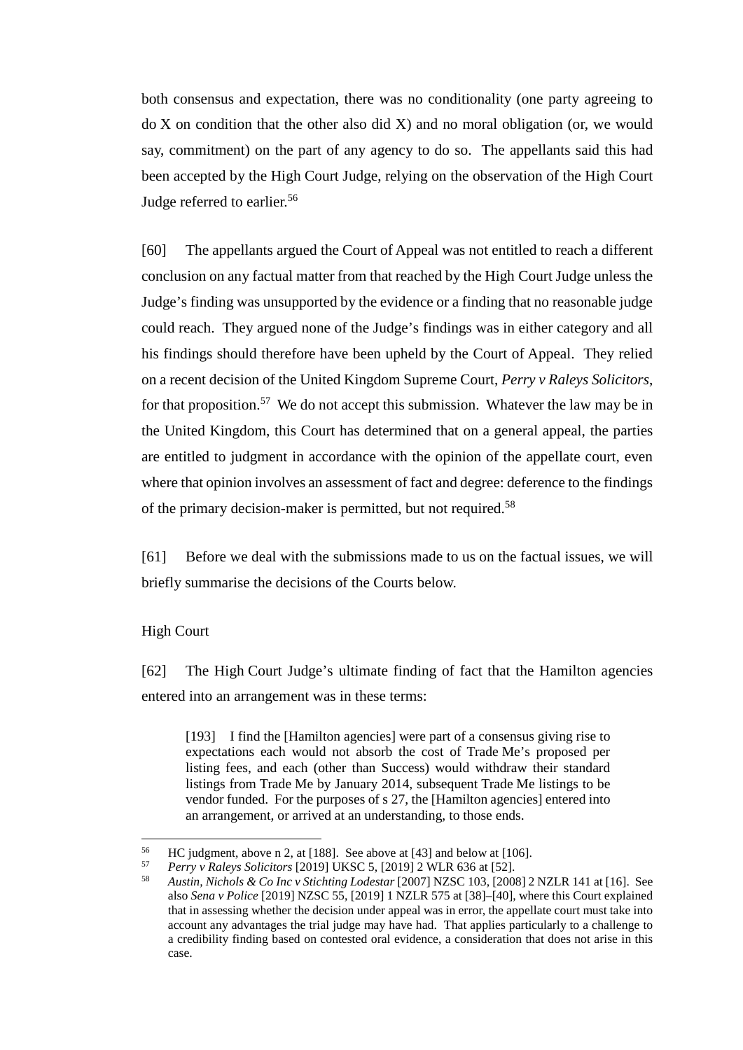both consensus and expectation, there was no conditionality (one party agreeing to do X on condition that the other also did X) and no moral obligation (or, we would say, commitment) on the part of any agency to do so. The appellants said this had been accepted by the High Court Judge, relying on the observation of the High Court Judge referred to earlier.[56]

[60] The appellants argued the Court of Appeal was not entitled to reach a different conclusion on any factual matter from that reached by the High Court Judge unless the Judge's finding was unsupported by the evidence or a finding that no reasonable judge could reach. They argued none of the Judge's findings was in either category and all his findings should therefore have been upheld by the Court of Appeal. They relied on a recent decision of the United Kingdom Supreme Court, *Perry v Raleys Solicitors*, for that proposition.[57] We do not accept this submission. Whatever the law may be in the United Kingdom, this Court has determined that on a general appeal, the parties are entitled to judgment in accordance with the opinion of the appellate court, even where that opinion involves an assessment of fact and degree: deference to the findings of the primary decision-maker is permitted, but not required.[58]

[61] Before we deal with the submissions made to us on the factual issues, we will briefly summarise the decisions of the Courts below.

High Court

[62] The High Court Judge's ultimate finding of fact that the Hamilton agencies entered into an arrangement was in these terms:

> [193] I find the [Hamilton agencies] were part of a consensus giving rise to expectations each would not absorb the cost of Trade Me's proposed per listing fees, and each (other than Success) would withdraw their standard listings from Trade Me by January 2014, subsequent Trade Me listings to be vendor funded. For the purposes of s 27, the [Hamilton agencies] entered into an arrangement, or arrived at an understanding, to those ends.

---

[56] HC judgment, above n 2, at [188]. See above at [43] and below at [106].

[57] *Perry v Raleys Solicitors* [2019] UKSC 5, [2019] 2 WLR 636 at [52].

[58] *Austin, Nichols & Co Inc v Stichting Lodestar* [2007] NZSC 103, [2008] 2 NZLR 141 at [16]. See also *Sena v Police* [2019] NZSC 55, [2019] 1 NZLR 575 at [38]–[40], where this Court explained that in assessing whether the decision under appeal was in error, the appellate court must take into account any advantages the trial judge may have had. That applies particularly to a challenge to a credibility finding based on contested oral evidence, a consideration that does not arise in this case.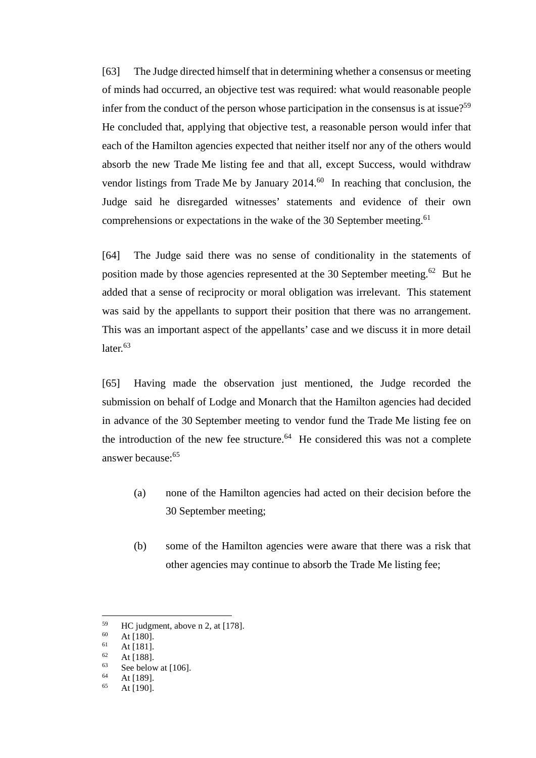[63] The Judge directed himself that in determining whether a consensus or meeting of minds had occurred, an objective test was required: what would reasonable people infer from the conduct of the person whose participation in the consensus is at issue?[59] He concluded that, applying that objective test, a reasonable person would infer that each of the Hamilton agencies expected that neither itself nor any of the others would absorb the new Trade Me listing fee and that all, except Success, would withdraw vendor listings from Trade Me by January 2014.[60] In reaching that conclusion, the Judge said he disregarded witnesses' statements and evidence of their own comprehensions or expectations in the wake of the 30 September meeting.[61]

[64] The Judge said there was no sense of conditionality in the statements of position made by those agencies represented at the 30 September meeting.[62] But he added that a sense of reciprocity or moral obligation was irrelevant. This statement was said by the appellants to support their position that there was no arrangement. This was an important aspect of the appellants' case and we discuss it in more detail later.[63]

[65] Having made the observation just mentioned, the Judge recorded the submission on behalf of Lodge and Monarch that the Hamilton agencies had decided in advance of the 30 September meeting to vendor fund the Trade Me listing fee on the introduction of the new fee structure.[64] He considered this was not a complete answer because:[65]

(a) none of the Hamilton agencies had acted on their decision before the 30 September meeting;

(b) some of the Hamilton agencies were aware that there was a risk that other agencies may continue to absorb the Trade Me listing fee;

---

[59] HC judgment, above n 2, at [178].
[60] At [180].
[61] At [181].
[62] At [188].
[63] See below at [106].
[64] At [189].
[65] At [190].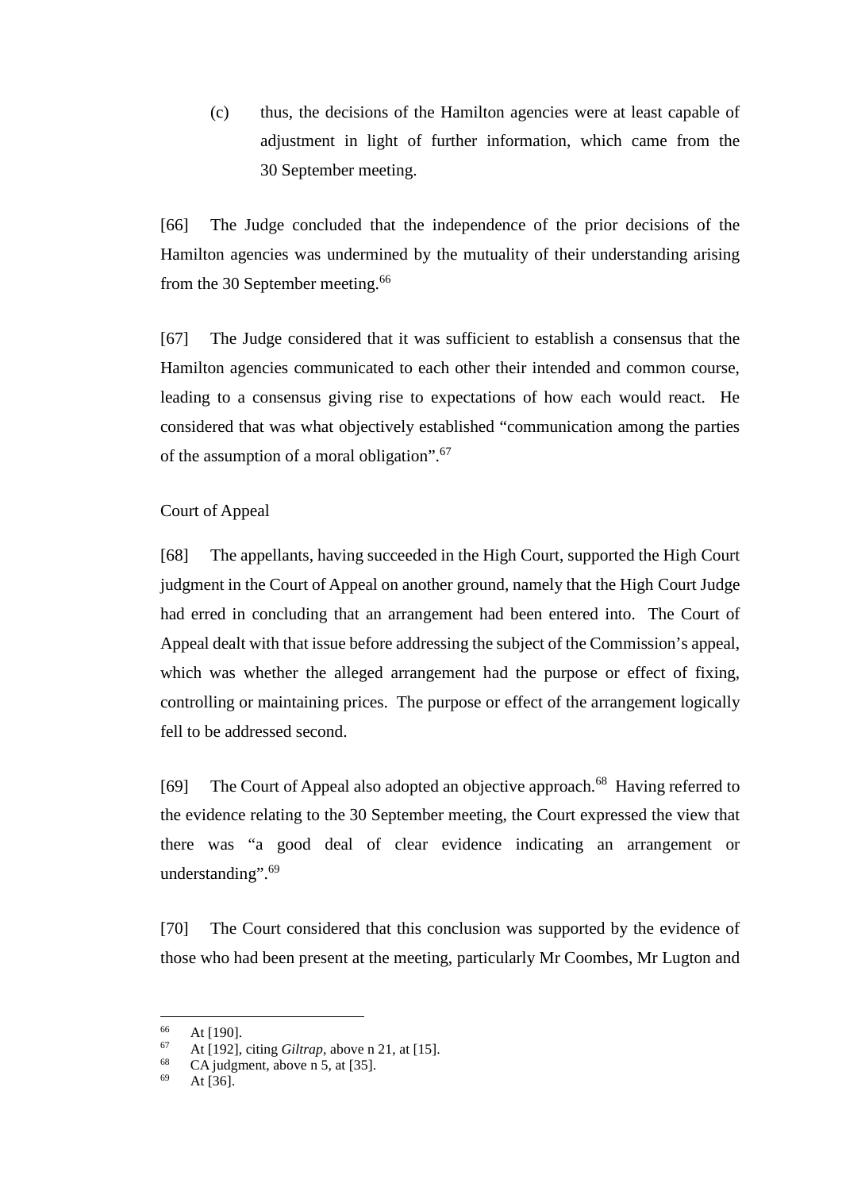(c) thus, the decisions of the Hamilton agencies were at least capable of adjustment in light of further information, which came from the 30 September meeting.

[66] The Judge concluded that the independence of the prior decisions of the Hamilton agencies was undermined by the mutuality of their understanding arising from the 30 September meeting.[66]

[67] The Judge considered that it was sufficient to establish a consensus that the Hamilton agencies communicated to each other their intended and common course, leading to a consensus giving rise to expectations of how each would react. He considered that was what objectively established "communication among the parties of the assumption of a moral obligation".[67]

Court of Appeal

[68] The appellants, having succeeded in the High Court, supported the High Court judgment in the Court of Appeal on another ground, namely that the High Court Judge had erred in concluding that an arrangement had been entered into. The Court of Appeal dealt with that issue before addressing the subject of the Commission's appeal, which was whether the alleged arrangement had the purpose or effect of fixing, controlling or maintaining prices. The purpose or effect of the arrangement logically fell to be addressed second.

[69] The Court of Appeal also adopted an objective approach.[68] Having referred to the evidence relating to the 30 September meeting, the Court expressed the view that there was "a good deal of clear evidence indicating an arrangement or understanding".[69]

[70] The Court considered that this conclusion was supported by the evidence of those who had been present at the meeting, particularly Mr Coombes, Mr Lugton and

---

[66] At [190].
[67] At [192], citing *Giltrap*, above n 21, at [15].
[68] CA judgment, above n 5, at [35].
[69] At [36].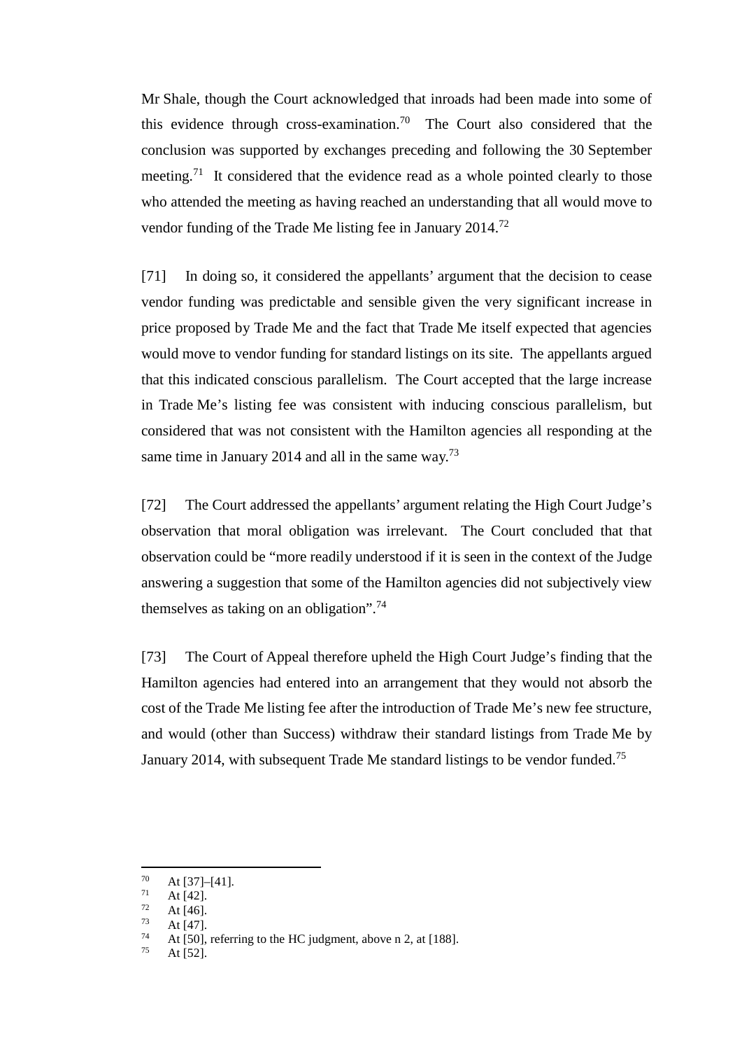Mr Shale, though the Court acknowledged that inroads had been made into some of this evidence through cross-examination.[70] The Court also considered that the conclusion was supported by exchanges preceding and following the 30 September meeting.[71] It considered that the evidence read as a whole pointed clearly to those who attended the meeting as having reached an understanding that all would move to vendor funding of the Trade Me listing fee in January 2014.[72]

[71] In doing so, it considered the appellants' argument that the decision to cease vendor funding was predictable and sensible given the very significant increase in price proposed by Trade Me and the fact that Trade Me itself expected that agencies would move to vendor funding for standard listings on its site. The appellants argued that this indicated conscious parallelism. The Court accepted that the large increase in Trade Me's listing fee was consistent with inducing conscious parallelism, but considered that was not consistent with the Hamilton agencies all responding at the same time in January 2014 and all in the same way.[73]

[72] The Court addressed the appellants' argument relating the High Court Judge's observation that moral obligation was irrelevant. The Court concluded that that observation could be "more readily understood if it is seen in the context of the Judge answering a suggestion that some of the Hamilton agencies did not subjectively view themselves as taking on an obligation".[74]

[73] The Court of Appeal therefore upheld the High Court Judge's finding that the Hamilton agencies had entered into an arrangement that they would not absorb the cost of the Trade Me listing fee after the introduction of Trade Me's new fee structure, and would (other than Success) withdraw their standard listings from Trade Me by January 2014, with subsequent Trade Me standard listings to be vendor funded.[75]

---

[70] At [37]–[41].
[71] At [42].
[72] At [46].
[73] At [47].
[74] At [50], referring to the HC judgment, above n 2, at [188].
[75] At [52].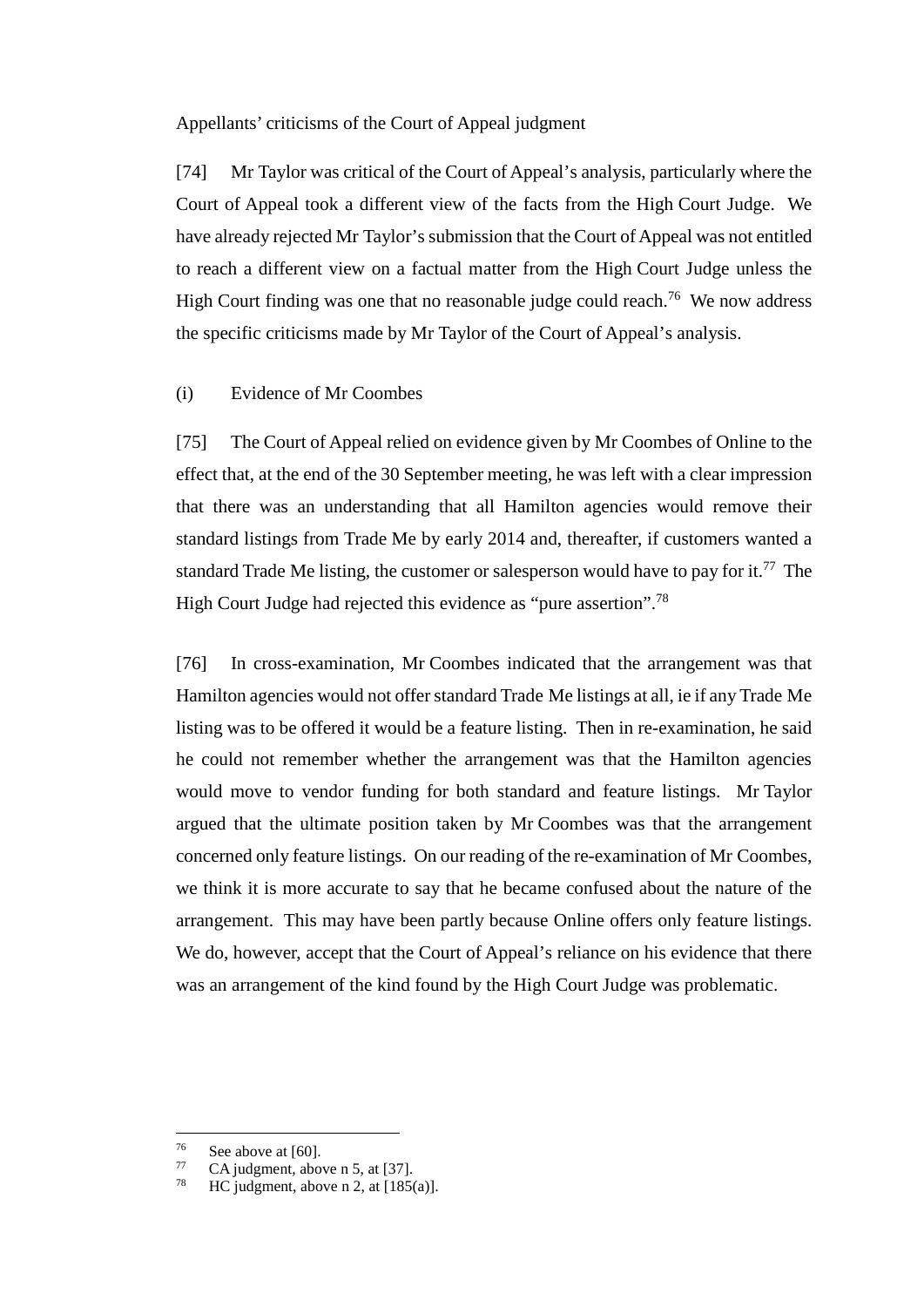Appellants' criticisms of the Court of Appeal judgment

[74] Mr Taylor was critical of the Court of Appeal's analysis, particularly where the Court of Appeal took a different view of the facts from the High Court Judge. We have already rejected Mr Taylor's submission that the Court of Appeal was not entitled to reach a different view on a factual matter from the High Court Judge unless the High Court finding was one that no reasonable judge could reach.[76] We now address the specific criticisms made by Mr Taylor of the Court of Appeal's analysis.

(i) Evidence of Mr Coombes

[75] The Court of Appeal relied on evidence given by Mr Coombes of Online to the effect that, at the end of the 30 September meeting, he was left with a clear impression that there was an understanding that all Hamilton agencies would remove their standard listings from Trade Me by early 2014 and, thereafter, if customers wanted a standard Trade Me listing, the customer or salesperson would have to pay for it.[77] The High Court Judge had rejected this evidence as "pure assertion".[78]

[76] In cross-examination, Mr Coombes indicated that the arrangement was that Hamilton agencies would not offer standard Trade Me listings at all, ie if any Trade Me listing was to be offered it would be a feature listing. Then in re-examination, he said he could not remember whether the arrangement was that the Hamilton agencies would move to vendor funding for both standard and feature listings. Mr Taylor argued that the ultimate position taken by Mr Coombes was that the arrangement concerned only feature listings. On our reading of the re-examination of Mr Coombes, we think it is more accurate to say that he became confused about the nature of the arrangement. This may have been partly because Online offers only feature listings. We do, however, accept that the Court of Appeal's reliance on his evidence that there was an arrangement of the kind found by the High Court Judge was problematic.

---

[76] See above at [60].
[77] CA judgment, above n 5, at [37].
[78] HC judgment, above n 2, at [185(a)].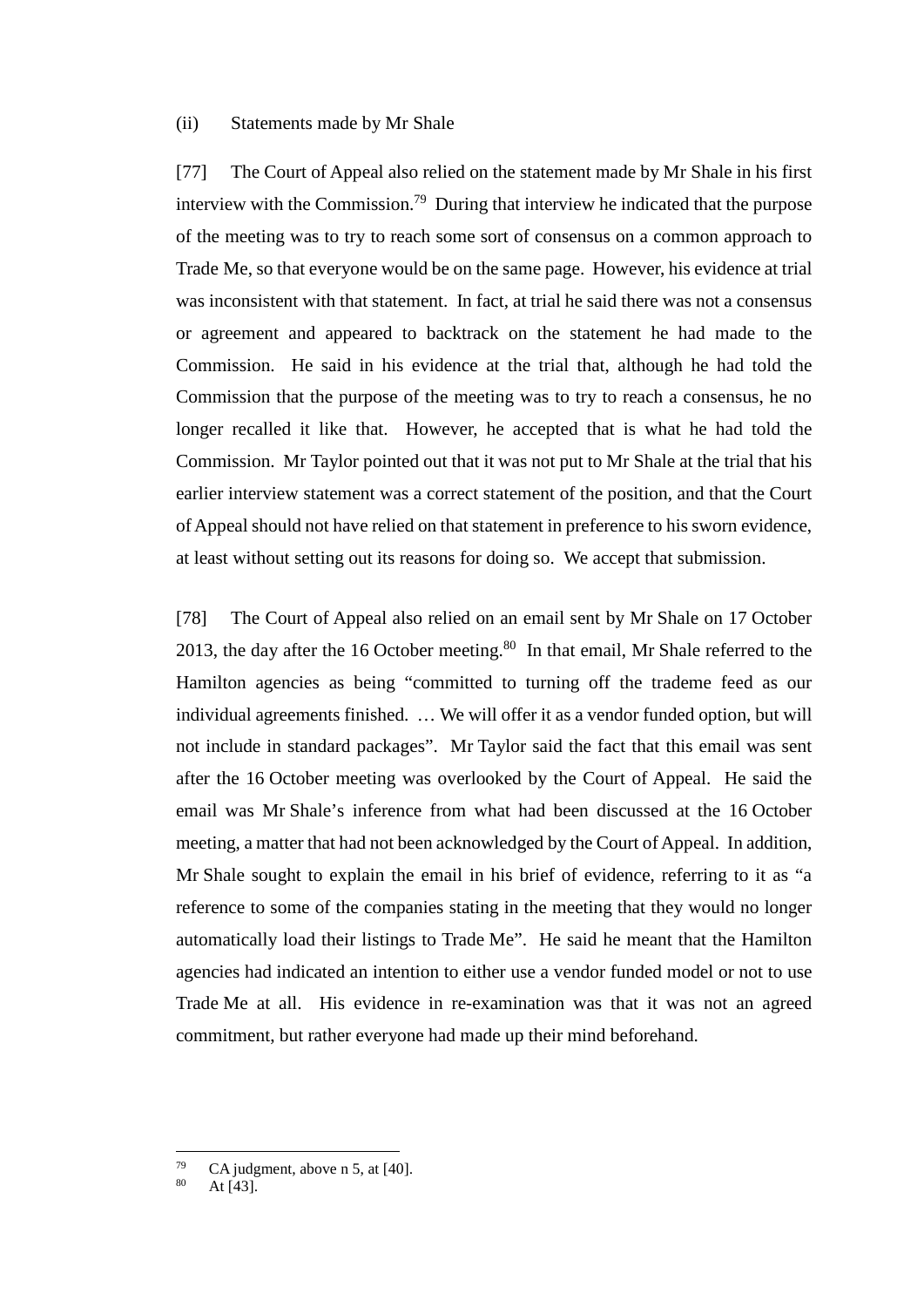(ii) Statements made by Mr Shale

[77] The Court of Appeal also relied on the statement made by Mr Shale in his first interview with the Commission.[79] During that interview he indicated that the purpose of the meeting was to try to reach some sort of consensus on a common approach to Trade Me, so that everyone would be on the same page. However, his evidence at trial was inconsistent with that statement. In fact, at trial he said there was not a consensus or agreement and appeared to backtrack on the statement he had made to the Commission. He said in his evidence at the trial that, although he had told the Commission that the purpose of the meeting was to try to reach a consensus, he no longer recalled it like that. However, he accepted that is what he had told the Commission. Mr Taylor pointed out that it was not put to Mr Shale at the trial that his earlier interview statement was a correct statement of the position, and that the Court of Appeal should not have relied on that statement in preference to his sworn evidence, at least without setting out its reasons for doing so. We accept that submission.

[78] The Court of Appeal also relied on an email sent by Mr Shale on 17 October 2013, the day after the 16 October meeting.[80] In that email, Mr Shale referred to the Hamilton agencies as being "committed to turning off the trademe feed as our individual agreements finished. … We will offer it as a vendor funded option, but will not include in standard packages". Mr Taylor said the fact that this email was sent after the 16 October meeting was overlooked by the Court of Appeal. He said the email was Mr Shale's inference from what had been discussed at the 16 October meeting, a matter that had not been acknowledged by the Court of Appeal. In addition, Mr Shale sought to explain the email in his brief of evidence, referring to it as "a reference to some of the companies stating in the meeting that they would no longer automatically load their listings to Trade Me". He said he meant that the Hamilton agencies had indicated an intention to either use a vendor funded model or not to use Trade Me at all. His evidence in re-examination was that it was not an agreed commitment, but rather everyone had made up their mind beforehand.

---

[79] CA judgment, above n 5, at [40].

[80] At [43].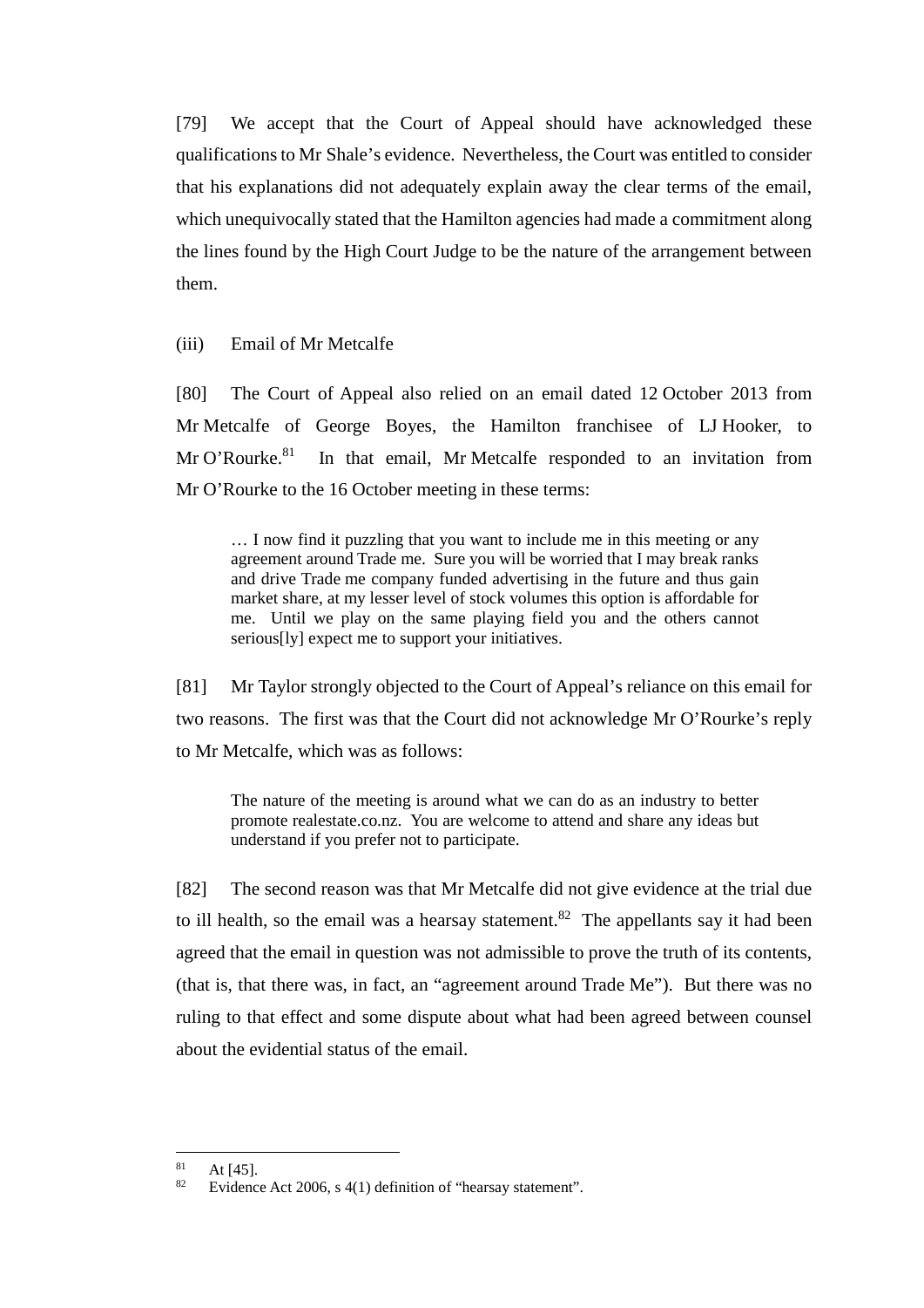[79] We accept that the Court of Appeal should have acknowledged these qualifications to Mr Shale's evidence. Nevertheless, the Court was entitled to consider that his explanations did not adequately explain away the clear terms of the email, which unequivocally stated that the Hamilton agencies had made a commitment along the lines found by the High Court Judge to be the nature of the arrangement between them.

(iii) Email of Mr Metcalfe

[80] The Court of Appeal also relied on an email dated 12 October 2013 from Mr Metcalfe of George Boyes, the Hamilton franchisee of LJ Hooker, to Mr O'Rourke.[81] In that email, Mr Metcalfe responded to an invitation from Mr O'Rourke to the 16 October meeting in these terms:

> … I now find it puzzling that you want to include me in this meeting or any agreement around Trade me. Sure you will be worried that I may break ranks and drive Trade me company funded advertising in the future and thus gain market share, at my lesser level of stock volumes this option is affordable for me. Until we play on the same playing field you and the others cannot serious[ly] expect me to support your initiatives.

[81] Mr Taylor strongly objected to the Court of Appeal's reliance on this email for two reasons. The first was that the Court did not acknowledge Mr O'Rourke's reply to Mr Metcalfe, which was as follows:

> The nature of the meeting is around what we can do as an industry to better promote realestate.co.nz. You are welcome to attend and share any ideas but understand if you prefer not to participate.

[82] The second reason was that Mr Metcalfe did not give evidence at the trial due to ill health, so the email was a hearsay statement.[82] The appellants say it had been agreed that the email in question was not admissible to prove the truth of its contents, (that is, that there was, in fact, an "agreement around Trade Me"). But there was no ruling to that effect and some dispute about what had been agreed between counsel about the evidential status of the email.

---

[81] At [45].

[82] Evidence Act 2006, s 4(1) definition of "hearsay statement".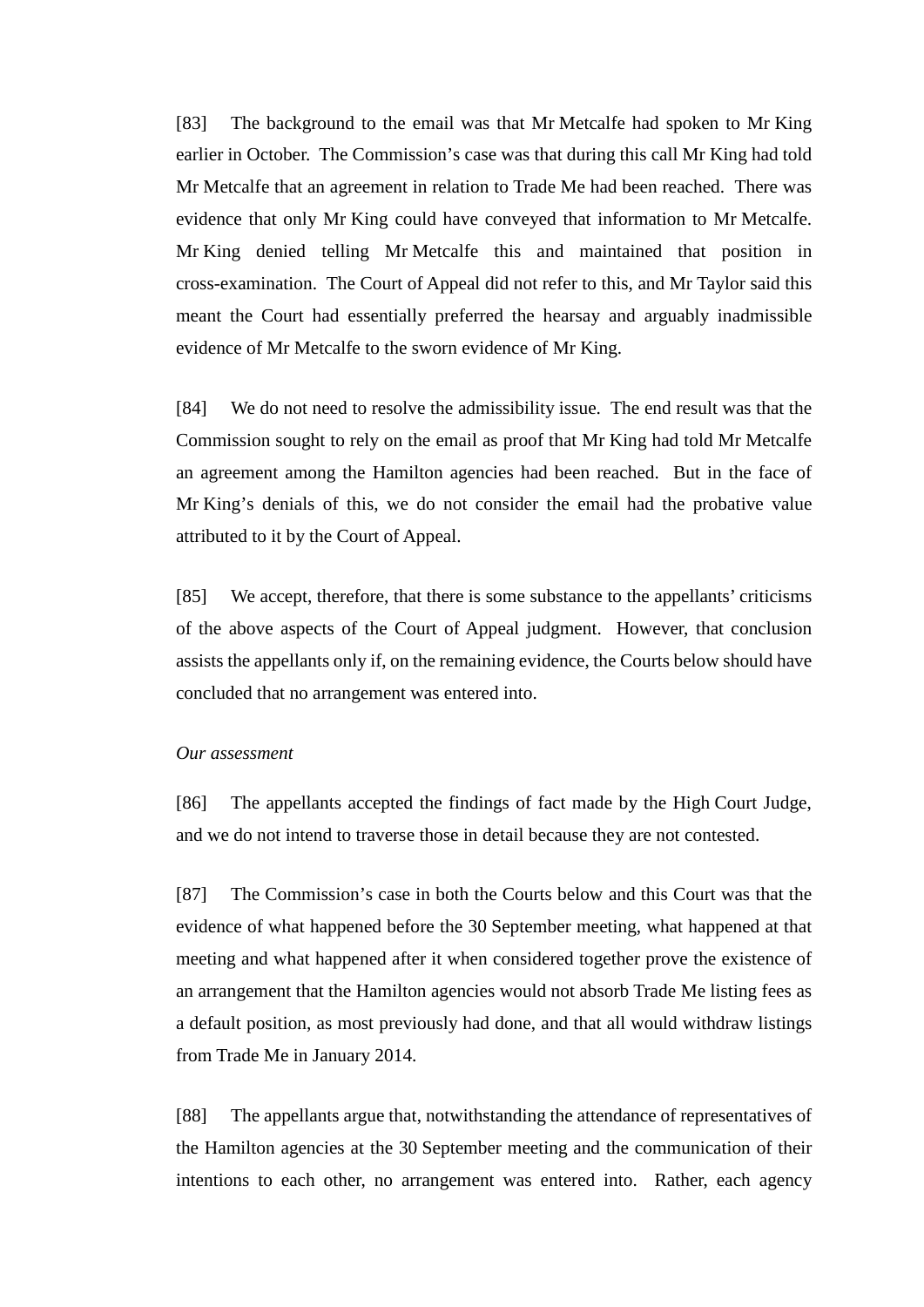[83] The background to the email was that Mr Metcalfe had spoken to Mr King earlier in October. The Commission's case was that during this call Mr King had told Mr Metcalfe that an agreement in relation to Trade Me had been reached. There was evidence that only Mr King could have conveyed that information to Mr Metcalfe. Mr King denied telling Mr Metcalfe this and maintained that position in cross-examination. The Court of Appeal did not refer to this, and Mr Taylor said this meant the Court had essentially preferred the hearsay and arguably inadmissible evidence of Mr Metcalfe to the sworn evidence of Mr King.

[84] We do not need to resolve the admissibility issue. The end result was that the Commission sought to rely on the email as proof that Mr King had told Mr Metcalfe an agreement among the Hamilton agencies had been reached. But in the face of Mr King's denials of this, we do not consider the email had the probative value attributed to it by the Court of Appeal.

[85] We accept, therefore, that there is some substance to the appellants' criticisms of the above aspects of the Court of Appeal judgment. However, that conclusion assists the appellants only if, on the remaining evidence, the Courts below should have concluded that no arrangement was entered into.

*Our assessment*

[86] The appellants accepted the findings of fact made by the High Court Judge, and we do not intend to traverse those in detail because they are not contested.

[87] The Commission's case in both the Courts below and this Court was that the evidence of what happened before the 30 September meeting, what happened at that meeting and what happened after it when considered together prove the existence of an arrangement that the Hamilton agencies would not absorb Trade Me listing fees as a default position, as most previously had done, and that all would withdraw listings from Trade Me in January 2014.

[88] The appellants argue that, notwithstanding the attendance of representatives of the Hamilton agencies at the 30 September meeting and the communication of their intentions to each other, no arrangement was entered into. Rather, each agency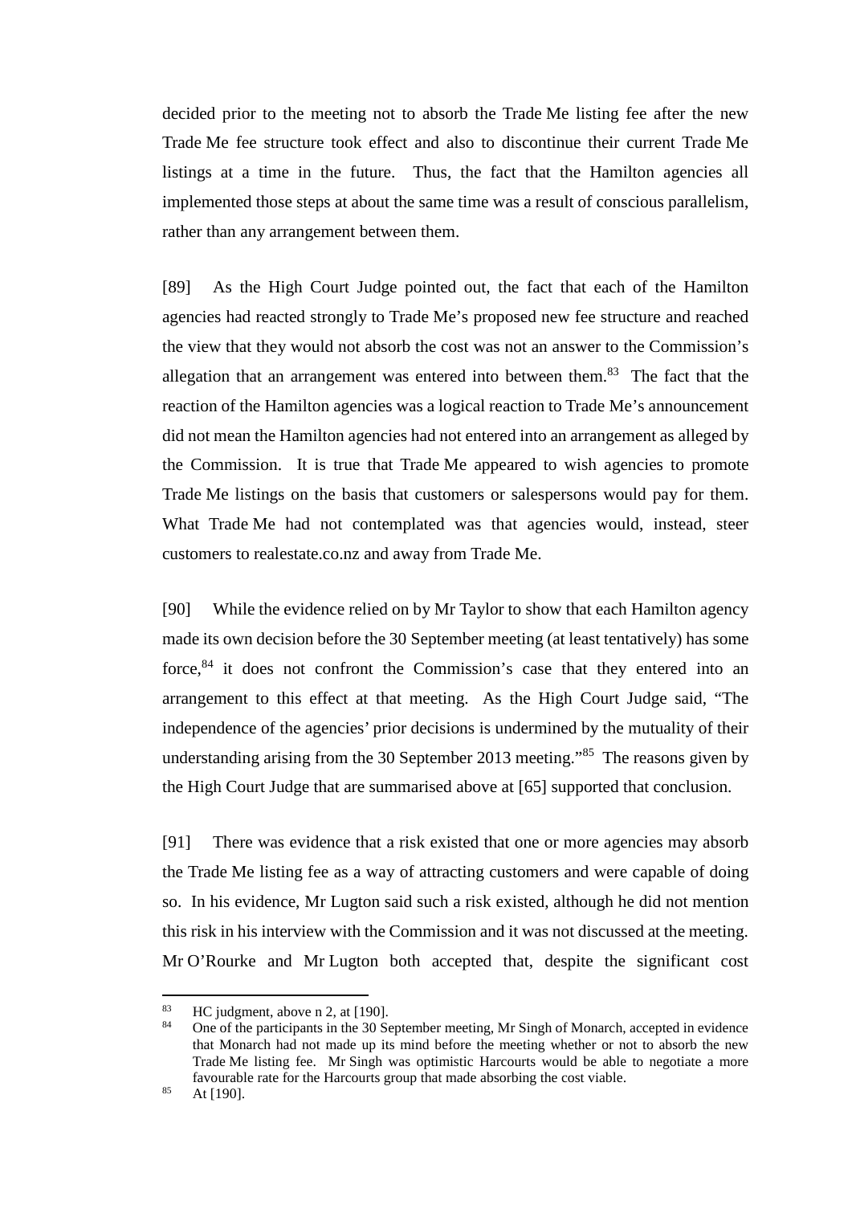decided prior to the meeting not to absorb the Trade Me listing fee after the new Trade Me fee structure took effect and also to discontinue their current Trade Me listings at a time in the future. Thus, the fact that the Hamilton agencies all implemented those steps at about the same time was a result of conscious parallelism, rather than any arrangement between them.

[89] As the High Court Judge pointed out, the fact that each of the Hamilton agencies had reacted strongly to Trade Me's proposed new fee structure and reached the view that they would not absorb the cost was not an answer to the Commission's allegation that an arrangement was entered into between them.[83] The fact that the reaction of the Hamilton agencies was a logical reaction to Trade Me's announcement did not mean the Hamilton agencies had not entered into an arrangement as alleged by the Commission. It is true that Trade Me appeared to wish agencies to promote Trade Me listings on the basis that customers or salespersons would pay for them. What Trade Me had not contemplated was that agencies would, instead, steer customers to realestate.co.nz and away from Trade Me.

[90] While the evidence relied on by Mr Taylor to show that each Hamilton agency made its own decision before the 30 September meeting (at least tentatively) has some force,[84] it does not confront the Commission's case that they entered into an arrangement to this effect at that meeting. As the High Court Judge said, "The independence of the agencies' prior decisions is undermined by the mutuality of their understanding arising from the 30 September 2013 meeting."[85] The reasons given by the High Court Judge that are summarised above at [65] supported that conclusion.

[91] There was evidence that a risk existed that one or more agencies may absorb the Trade Me listing fee as a way of attracting customers and were capable of doing so. In his evidence, Mr Lugton said such a risk existed, although he did not mention this risk in his interview with the Commission and it was not discussed at the meeting. Mr O'Rourke and Mr Lugton both accepted that, despite the significant cost

---

[83] HC judgment, above n 2, at [190].

[84] One of the participants in the 30 September meeting, Mr Singh of Monarch, accepted in evidence that Monarch had not made up its mind before the meeting whether or not to absorb the new Trade Me listing fee. Mr Singh was optimistic Harcourts would be able to negotiate a more favourable rate for the Harcourts group that made absorbing the cost viable.

[85] At [190].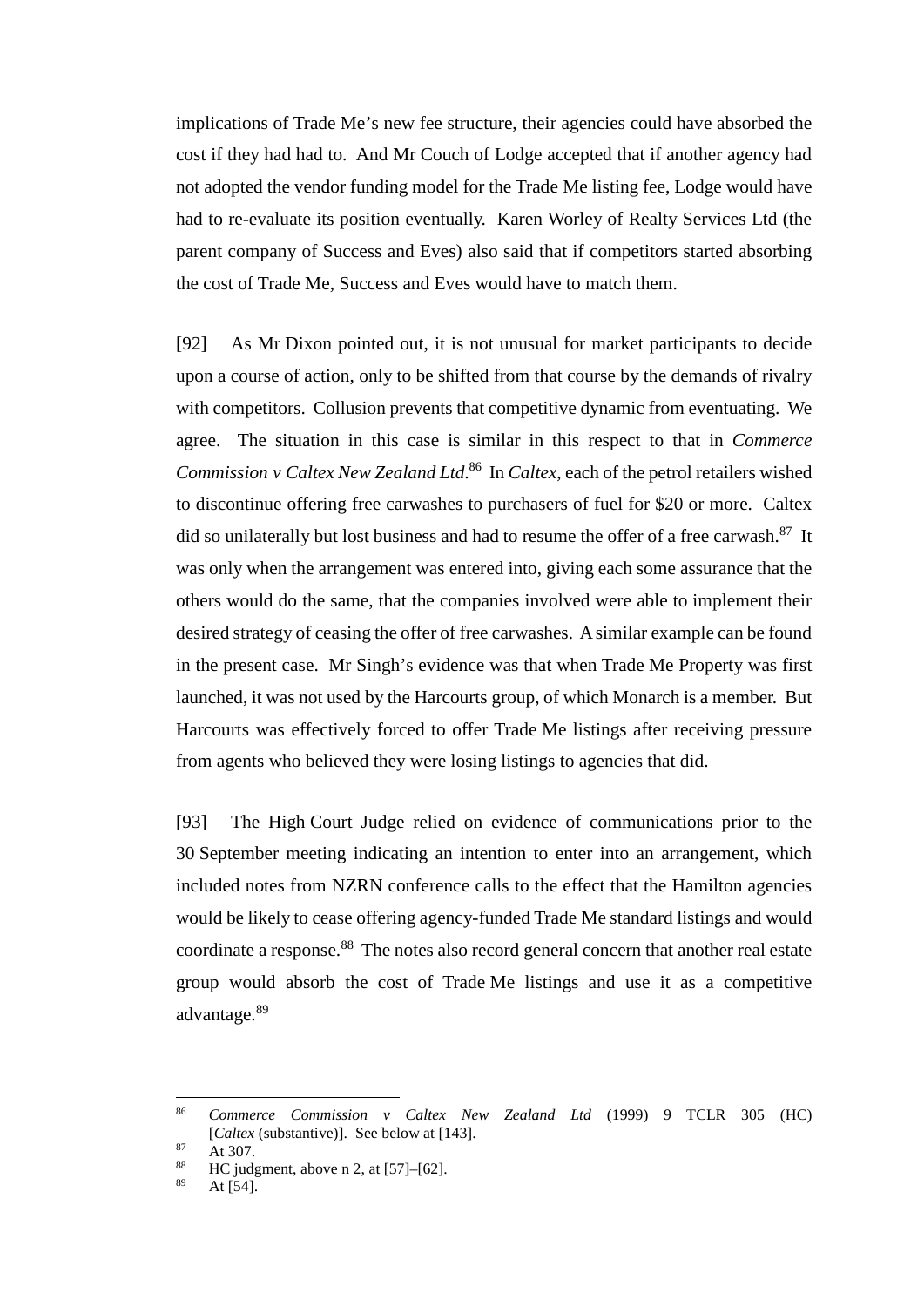implications of Trade Me's new fee structure, their agencies could have absorbed the cost if they had had to. And Mr Couch of Lodge accepted that if another agency had not adopted the vendor funding model for the Trade Me listing fee, Lodge would have had to re-evaluate its position eventually. Karen Worley of Realty Services Ltd (the parent company of Success and Eves) also said that if competitors started absorbing the cost of Trade Me, Success and Eves would have to match them.

[92] As Mr Dixon pointed out, it is not unusual for market participants to decide upon a course of action, only to be shifted from that course by the demands of rivalry with competitors. Collusion prevents that competitive dynamic from eventuating. We agree. The situation in this case is similar in this respect to that in *Commerce Commission v Caltex New Zealand Ltd*.[86] In *Caltex*, each of the petrol retailers wished to discontinue offering free carwashes to purchasers of fuel for $20 or more. Caltex did so unilaterally but lost business and had to resume the offer of a free carwash.[87] It was only when the arrangement was entered into, giving each some assurance that the others would do the same, that the companies involved were able to implement their desired strategy of ceasing the offer of free carwashes. A similar example can be found in the present case. Mr Singh's evidence was that when Trade Me Property was first launched, it was not used by the Harcourts group, of which Monarch is a member. But Harcourts was effectively forced to offer Trade Me listings after receiving pressure from agents who believed they were losing listings to agencies that did.

[93] The High Court Judge relied on evidence of communications prior to the 30 September meeting indicating an intention to enter into an arrangement, which included notes from NZRN conference calls to the effect that the Hamilton agencies would be likely to cease offering agency-funded Trade Me standard listings and would coordinate a response.[88] The notes also record general concern that another real estate group would absorb the cost of Trade Me listings and use it as a competitive advantage.[89]

---

[86] *Commerce Commission v Caltex New Zealand Ltd* (1999) 9 TCLR 305 (HC) [*Caltex* (substantive)]. See below at [143].

[87] At 307.

[88] HC judgment, above n 2, at [57]–[62].

[89] At [54].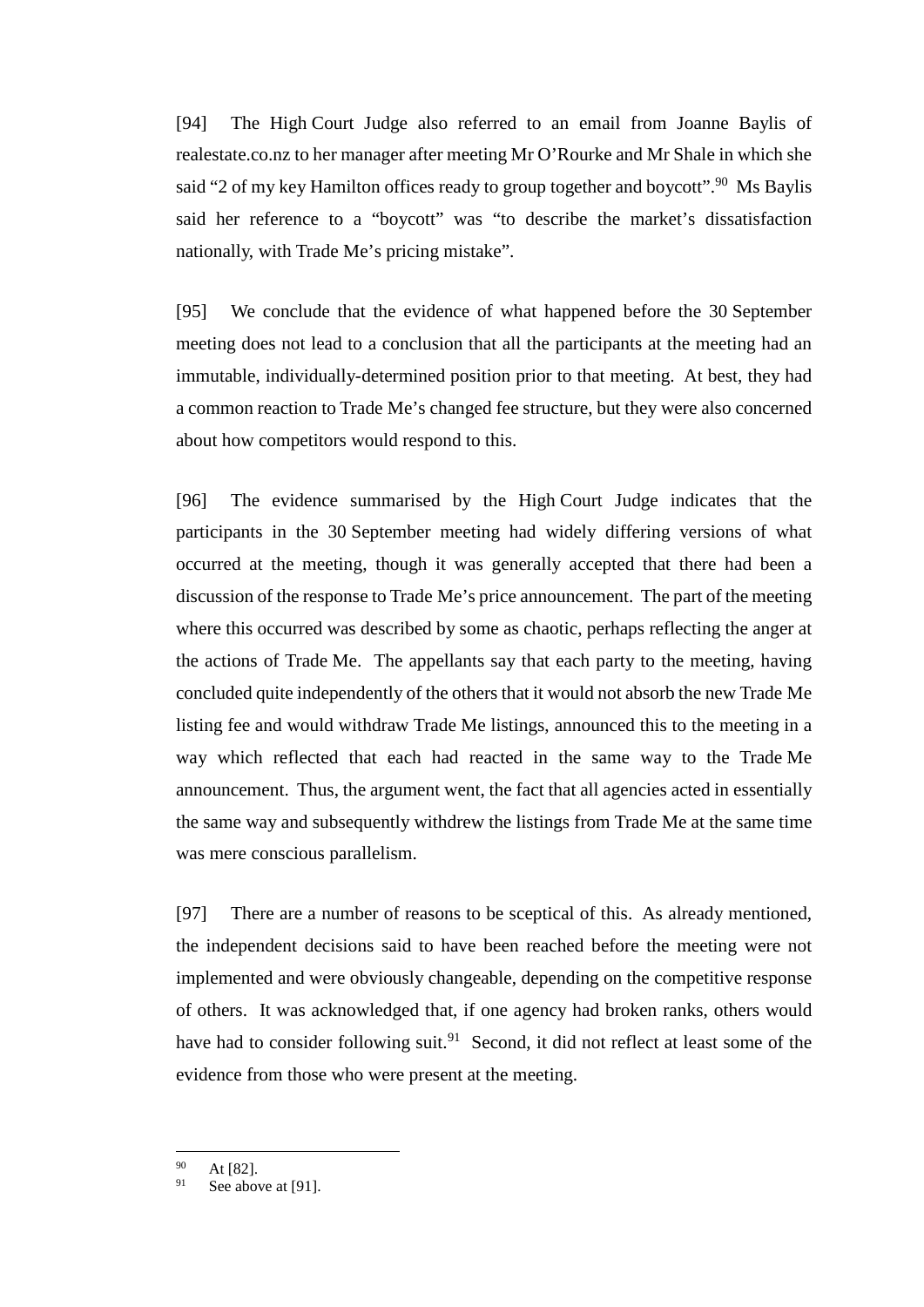[94] The High Court Judge also referred to an email from Joanne Baylis of realestate.co.nz to her manager after meeting Mr O'Rourke and Mr Shale in which she said "2 of my key Hamilton offices ready to group together and boycott".[90] Ms Baylis said her reference to a "boycott" was "to describe the market's dissatisfaction nationally, with Trade Me's pricing mistake".

[95] We conclude that the evidence of what happened before the 30 September meeting does not lead to a conclusion that all the participants at the meeting had an immutable, individually-determined position prior to that meeting. At best, they had a common reaction to Trade Me's changed fee structure, but they were also concerned about how competitors would respond to this.

[96] The evidence summarised by the High Court Judge indicates that the participants in the 30 September meeting had widely differing versions of what occurred at the meeting, though it was generally accepted that there had been a discussion of the response to Trade Me's price announcement. The part of the meeting where this occurred was described by some as chaotic, perhaps reflecting the anger at the actions of Trade Me. The appellants say that each party to the meeting, having concluded quite independently of the others that it would not absorb the new Trade Me listing fee and would withdraw Trade Me listings, announced this to the meeting in a way which reflected that each had reacted in the same way to the Trade Me announcement. Thus, the argument went, the fact that all agencies acted in essentially the same way and subsequently withdrew the listings from Trade Me at the same time was mere conscious parallelism.

[97] There are a number of reasons to be sceptical of this. As already mentioned, the independent decisions said to have been reached before the meeting were not implemented and were obviously changeable, depending on the competitive response of others. It was acknowledged that, if one agency had broken ranks, others would have had to consider following suit.[91] Second, it did not reflect at least some of the evidence from those who were present at the meeting.

---

[90] At [82].

[91] See above at [91].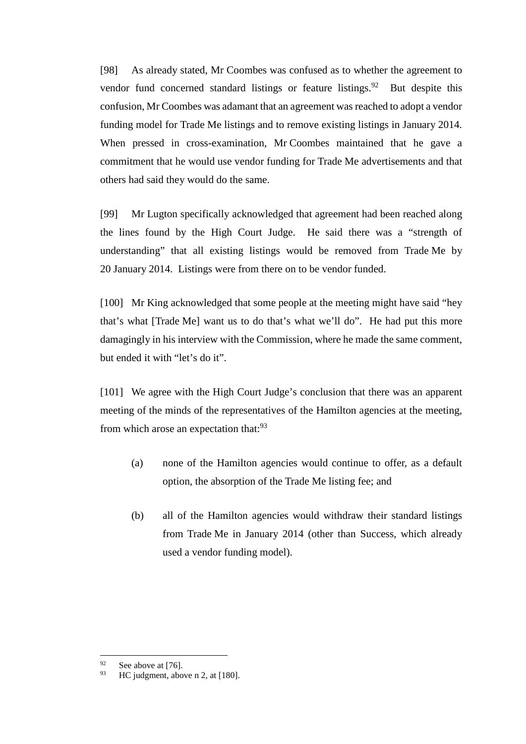[98] As already stated, Mr Coombes was confused as to whether the agreement to vendor fund concerned standard listings or feature listings.[92] But despite this confusion, Mr Coombes was adamant that an agreement was reached to adopt a vendor funding model for Trade Me listings and to remove existing listings in January 2014. When pressed in cross-examination, Mr Coombes maintained that he gave a commitment that he would use vendor funding for Trade Me advertisements and that others had said they would do the same.

[99] Mr Lugton specifically acknowledged that agreement had been reached along the lines found by the High Court Judge. He said there was a "strength of understanding" that all existing listings would be removed from Trade Me by 20 January 2014. Listings were from there on to be vendor funded.

[100] Mr King acknowledged that some people at the meeting might have said "hey that's what [Trade Me] want us to do that's what we'll do". He had put this more damagingly in his interview with the Commission, where he made the same comment, but ended it with "let's do it".

[101] We agree with the High Court Judge's conclusion that there was an apparent meeting of the minds of the representatives of the Hamilton agencies at the meeting, from which arose an expectation that:[93]

> (a) none of the Hamilton agencies would continue to offer, as a default option, the absorption of the Trade Me listing fee; and
>
> (b) all of the Hamilton agencies would withdraw their standard listings from Trade Me in January 2014 (other than Success, which already used a vendor funding model).

---

[92] See above at [76].

[93] HC judgment, above n 2, at [180].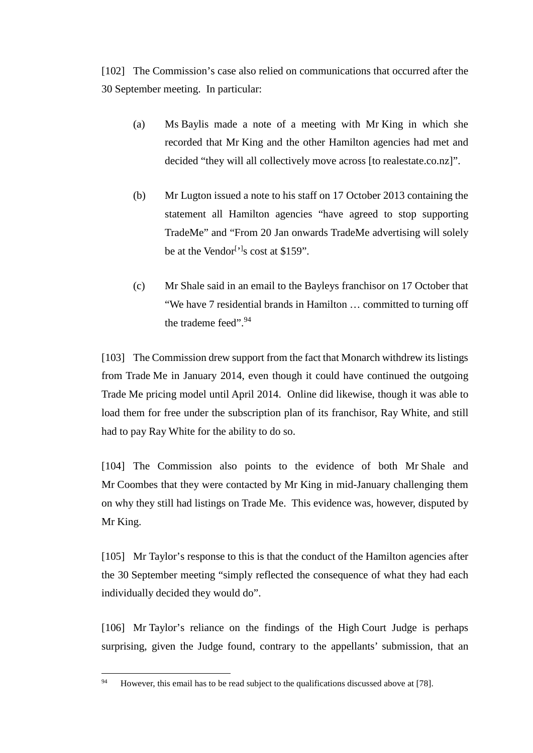[102] The Commission's case also relied on communications that occurred after the 30 September meeting. In particular:

(a) Ms Baylis made a note of a meeting with Mr King in which she recorded that Mr King and the other Hamilton agencies had met and decided "they will all collectively move across [to realestate.co.nz]".

(b) Mr Lugton issued a note to his staff on 17 October 2013 containing the statement all Hamilton agencies "have agreed to stop supporting TradeMe" and "From 20 Jan onwards TradeMe advertising will solely be at the Vendor[']s cost at $159".

(c) Mr Shale said in an email to the Bayleys franchisor on 17 October that "We have 7 residential brands in Hamilton … committed to turning off the trademe feed".[94]

[103] The Commission drew support from the fact that Monarch withdrew its listings from Trade Me in January 2014, even though it could have continued the outgoing Trade Me pricing model until April 2014. Online did likewise, though it was able to load them for free under the subscription plan of its franchisor, Ray White, and still had to pay Ray White for the ability to do so.

[104] The Commission also points to the evidence of both Mr Shale and Mr Coombes that they were contacted by Mr King in mid-January challenging them on why they still had listings on Trade Me. This evidence was, however, disputed by Mr King.

[105] Mr Taylor's response to this is that the conduct of the Hamilton agencies after the 30 September meeting "simply reflected the consequence of what they had each individually decided they would do".

[106] Mr Taylor's reliance on the findings of the High Court Judge is perhaps surprising, given the Judge found, contrary to the appellants' submission, that an

[94] However, this email has to be read subject to the qualifications discussed above at [78].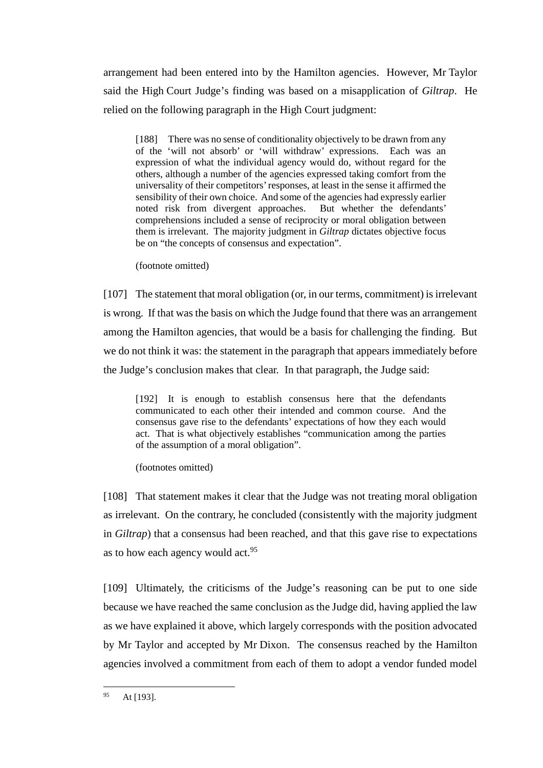arrangement had been entered into by the Hamilton agencies. However, Mr Taylor said the High Court Judge's finding was based on a misapplication of *Giltrap*. He relied on the following paragraph in the High Court judgment:

> [188] There was no sense of conditionality objectively to be drawn from any of the 'will not absorb' or 'will withdraw' expressions. Each was an expression of what the individual agency would do, without regard for the others, although a number of the agencies expressed taking comfort from the universality of their competitors' responses, at least in the sense it affirmed the sensibility of their own choice. And some of the agencies had expressly earlier noted risk from divergent approaches. But whether the defendants' comprehensions included a sense of reciprocity or moral obligation between them is irrelevant. The majority judgment in *Giltrap* dictates objective focus be on "the concepts of consensus and expectation".
>
> (footnote omitted)

[107] The statement that moral obligation (or, in our terms, commitment) is irrelevant is wrong. If that was the basis on which the Judge found that there was an arrangement among the Hamilton agencies, that would be a basis for challenging the finding. But we do not think it was: the statement in the paragraph that appears immediately before the Judge's conclusion makes that clear. In that paragraph, the Judge said:

> [192] It is enough to establish consensus here that the defendants communicated to each other their intended and common course. And the consensus gave rise to the defendants' expectations of how they each would act. That is what objectively establishes "communication among the parties of the assumption of a moral obligation".
>
> (footnotes omitted)

[108] That statement makes it clear that the Judge was not treating moral obligation as irrelevant. On the contrary, he concluded (consistently with the majority judgment in *Giltrap*) that a consensus had been reached, and that this gave rise to expectations as to how each agency would act.[95]

[109] Ultimately, the criticisms of the Judge's reasoning can be put to one side because we have reached the same conclusion as the Judge did, having applied the law as we have explained it above, which largely corresponds with the position advocated by Mr Taylor and accepted by Mr Dixon. The consensus reached by the Hamilton agencies involved a commitment from each of them to adopt a vendor funded model

---

[95] At [193].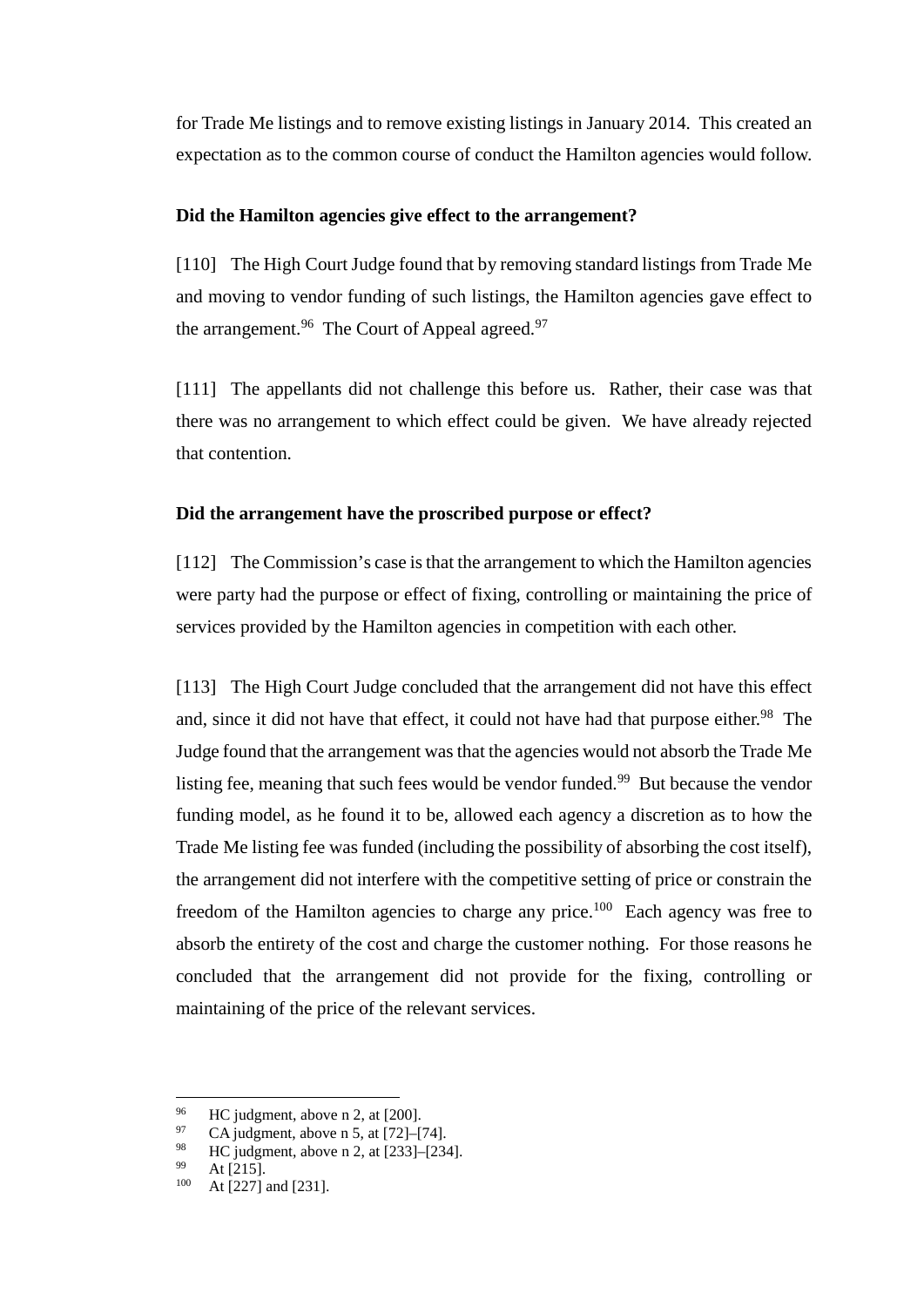for Trade Me listings and to remove existing listings in January 2014. This created an expectation as to the common course of conduct the Hamilton agencies would follow.

**Did the Hamilton agencies give effect to the arrangement?**

[110] The High Court Judge found that by removing standard listings from Trade Me and moving to vendor funding of such listings, the Hamilton agencies gave effect to the arrangement.[96] The Court of Appeal agreed.[97]

[111] The appellants did not challenge this before us. Rather, their case was that there was no arrangement to which effect could be given. We have already rejected that contention.

**Did the arrangement have the proscribed purpose or effect?**

[112] The Commission's case is that the arrangement to which the Hamilton agencies were party had the purpose or effect of fixing, controlling or maintaining the price of services provided by the Hamilton agencies in competition with each other.

[113] The High Court Judge concluded that the arrangement did not have this effect and, since it did not have that effect, it could not have had that purpose either.[98] The Judge found that the arrangement was that the agencies would not absorb the Trade Me listing fee, meaning that such fees would be vendor funded.[99] But because the vendor funding model, as he found it to be, allowed each agency a discretion as to how the Trade Me listing fee was funded (including the possibility of absorbing the cost itself), the arrangement did not interfere with the competitive setting of price or constrain the freedom of the Hamilton agencies to charge any price.[100] Each agency was free to absorb the entirety of the cost and charge the customer nothing. For those reasons he concluded that the arrangement did not provide for the fixing, controlling or maintaining of the price of the relevant services.

---

[96] HC judgment, above n 2, at [200].

[97] CA judgment, above n 5, at [72]–[74].

[98] HC judgment, above n 2, at [233]–[234].

[99] At [215].

[100] At [227] and [231].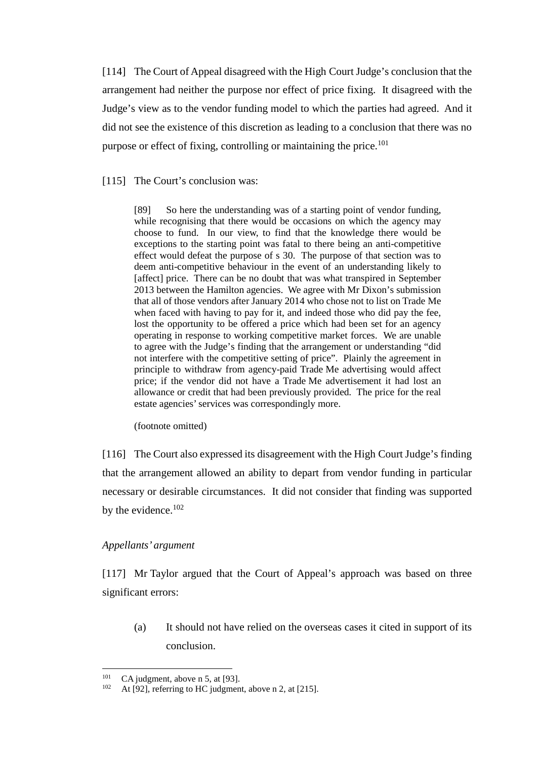[114] The Court of Appeal disagreed with the High Court Judge's conclusion that the arrangement had neither the purpose nor effect of price fixing. It disagreed with the Judge's view as to the vendor funding model to which the parties had agreed. And it did not see the existence of this discretion as leading to a conclusion that there was no purpose or effect of fixing, controlling or maintaining the price.[101]

[115] The Court's conclusion was:

> [89] So here the understanding was of a starting point of vendor funding, while recognising that there would be occasions on which the agency may choose to fund. In our view, to find that the knowledge there would be exceptions to the starting point was fatal to there being an anti-competitive effect would defeat the purpose of s 30. The purpose of that section was to deem anti-competitive behaviour in the event of an understanding likely to [affect] price. There can be no doubt that was what transpired in September 2013 between the Hamilton agencies. We agree with Mr Dixon's submission that all of those vendors after January 2014 who chose not to list on Trade Me when faced with having to pay for it, and indeed those who did pay the fee, lost the opportunity to be offered a price which had been set for an agency operating in response to working competitive market forces. We are unable to agree with the Judge's finding that the arrangement or understanding "did not interfere with the competitive setting of price". Plainly the agreement in principle to withdraw from agency-paid Trade Me advertising would affect price; if the vendor did not have a Trade Me advertisement it had lost an allowance or credit that had been previously provided. The price for the real estate agencies' services was correspondingly more.
>
> (footnote omitted)

[116] The Court also expressed its disagreement with the High Court Judge's finding that the arrangement allowed an ability to depart from vendor funding in particular necessary or desirable circumstances. It did not consider that finding was supported by the evidence.[102]

*Appellants' argument*

[117] Mr Taylor argued that the Court of Appeal's approach was based on three significant errors:

(a) It should not have relied on the overseas cases it cited in support of its conclusion.

---

[101] CA judgment, above n 5, at [93].

[102] At [92], referring to HC judgment, above n 2, at [215].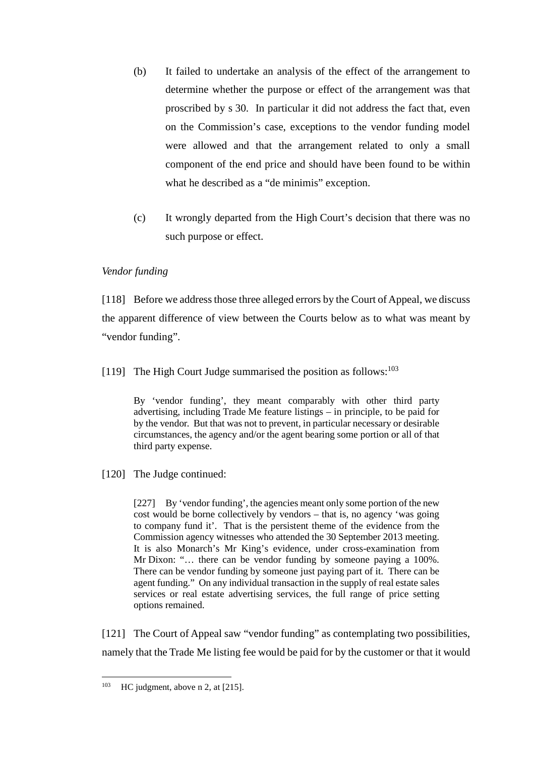(b) It failed to undertake an analysis of the effect of the arrangement to determine whether the purpose or effect of the arrangement was that proscribed by s 30. In particular it did not address the fact that, even on the Commission's case, exceptions to the vendor funding model were allowed and that the arrangement related to only a small component of the end price and should have been found to be within what he described as a "de minimis" exception.

(c) It wrongly departed from the High Court's decision that there was no such purpose or effect.

*Vendor funding*

[118] Before we address those three alleged errors by the Court of Appeal, we discuss the apparent difference of view between the Courts below as to what was meant by "vendor funding".

[119] The High Court Judge summarised the position as follows:[103]

> By 'vendor funding', they meant comparably with other third party advertising, including Trade Me feature listings – in principle, to be paid for by the vendor. But that was not to prevent, in particular necessary or desirable circumstances, the agency and/or the agent bearing some portion or all of that third party expense.

[120] The Judge continued:

> [227] By 'vendor funding', the agencies meant only some portion of the new cost would be borne collectively by vendors – that is, no agency 'was going to company fund it'. That is the persistent theme of the evidence from the Commission agency witnesses who attended the 30 September 2013 meeting. It is also Monarch's Mr King's evidence, under cross-examination from Mr Dixon: "… there can be vendor funding by someone paying a 100%. There can be vendor funding by someone just paying part of it. There can be agent funding." On any individual transaction in the supply of real estate sales services or real estate advertising services, the full range of price setting options remained.

[121] The Court of Appeal saw "vendor funding" as contemplating two possibilities, namely that the Trade Me listing fee would be paid for by the customer or that it would

---

[103] HC judgment, above n 2, at [215].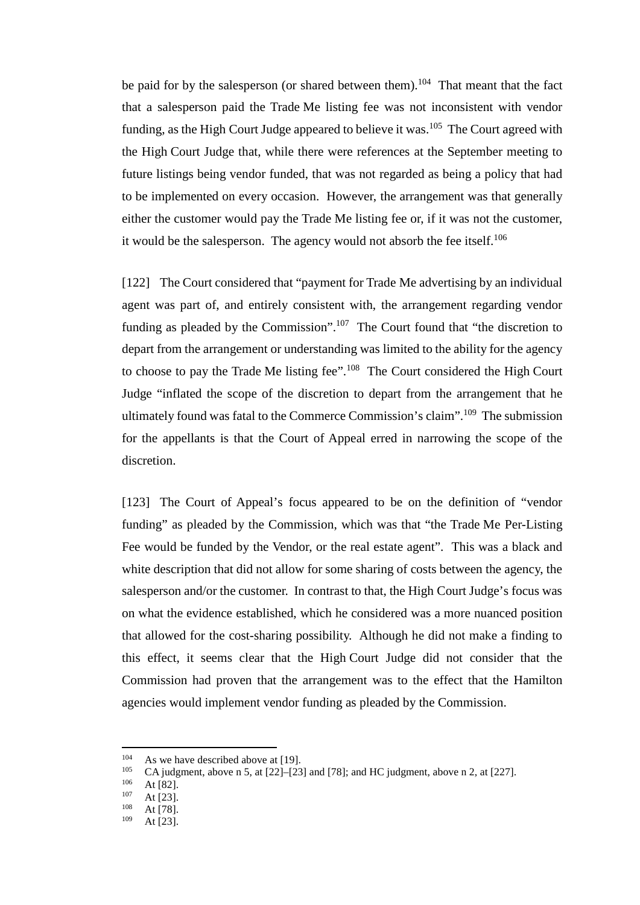be paid for by the salesperson (or shared between them).[104] That meant that the fact that a salesperson paid the Trade Me listing fee was not inconsistent with vendor funding, as the High Court Judge appeared to believe it was.[105] The Court agreed with the High Court Judge that, while there were references at the September meeting to future listings being vendor funded, that was not regarded as being a policy that had to be implemented on every occasion. However, the arrangement was that generally either the customer would pay the Trade Me listing fee or, if it was not the customer, it would be the salesperson. The agency would not absorb the fee itself.[106]

[122] The Court considered that "payment for Trade Me advertising by an individual agent was part of, and entirely consistent with, the arrangement regarding vendor funding as pleaded by the Commission".[107] The Court found that "the discretion to depart from the arrangement or understanding was limited to the ability for the agency to choose to pay the Trade Me listing fee".[108] The Court considered the High Court Judge "inflated the scope of the discretion to depart from the arrangement that he ultimately found was fatal to the Commerce Commission's claim".[109] The submission for the appellants is that the Court of Appeal erred in narrowing the scope of the discretion.

[123] The Court of Appeal's focus appeared to be on the definition of "vendor funding" as pleaded by the Commission, which was that "the Trade Me Per-Listing Fee would be funded by the Vendor, or the real estate agent". This was a black and white description that did not allow for some sharing of costs between the agency, the salesperson and/or the customer. In contrast to that, the High Court Judge's focus was on what the evidence established, which he considered was a more nuanced position that allowed for the cost-sharing possibility. Although he did not make a finding to this effect, it seems clear that the High Court Judge did not consider that the Commission had proven that the arrangement was to the effect that the Hamilton agencies would implement vendor funding as pleaded by the Commission.

---

[104] As we have described above at [19].
[105] CA judgment, above n 5, at [22]–[23] and [78]; and HC judgment, above n 2, at [227].
[106] At [82].
[107] At [23].
[108] At [78].
[109] At [23].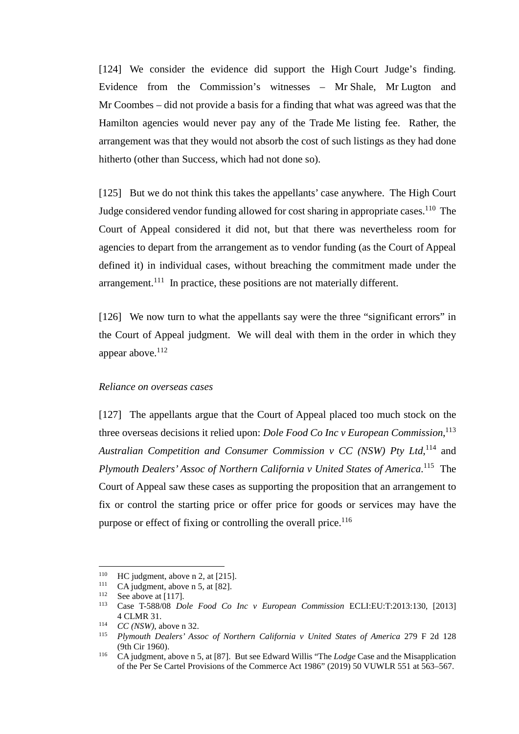[124] We consider the evidence did support the High Court Judge's finding. Evidence from the Commission's witnesses – Mr Shale, Mr Lugton and Mr Coombes – did not provide a basis for a finding that what was agreed was that the Hamilton agencies would never pay any of the Trade Me listing fee. Rather, the arrangement was that they would not absorb the cost of such listings as they had done hitherto (other than Success, which had not done so).

[125] But we do not think this takes the appellants' case anywhere. The High Court Judge considered vendor funding allowed for cost sharing in appropriate cases.[110] The Court of Appeal considered it did not, but that there was nevertheless room for agencies to depart from the arrangement as to vendor funding (as the Court of Appeal defined it) in individual cases, without breaching the commitment made under the arrangement.[111] In practice, these positions are not materially different.

[126] We now turn to what the appellants say were the three "significant errors" in the Court of Appeal judgment. We will deal with them in the order in which they appear above.[112]

*Reliance on overseas cases*

[127] The appellants argue that the Court of Appeal placed too much stock on the three overseas decisions it relied upon: *Dole Food Co Inc v European Commission*,[113] *Australian Competition and Consumer Commission v CC (NSW) Pty Ltd*,[114] and *Plymouth Dealers' Assoc of Northern California v United States of America*.[115] The Court of Appeal saw these cases as supporting the proposition that an arrangement to fix or control the starting price or offer price for goods or services may have the purpose or effect of fixing or controlling the overall price.[116]

---

[110] HC judgment, above n 2, at [215].

[111] CA judgment, above n 5, at [82].

[112] See above at [117].

[113] Case T-588/08 *Dole Food Co Inc v European Commission* ECLI:EU:T:2013:130, [2013] 4 CLMR 31.

[114] *CC (NSW)*, above n 32.

[115] *Plymouth Dealers' Assoc of Northern California v United States of America* 279 F 2d 128 (9th Cir 1960).

[116] CA judgment, above n 5, at [87]. But see Edward Willis "The *Lodge* Case and the Misapplication of the Per Se Cartel Provisions of the Commerce Act 1986" (2019) 50 VUWLR 551 at 563–567.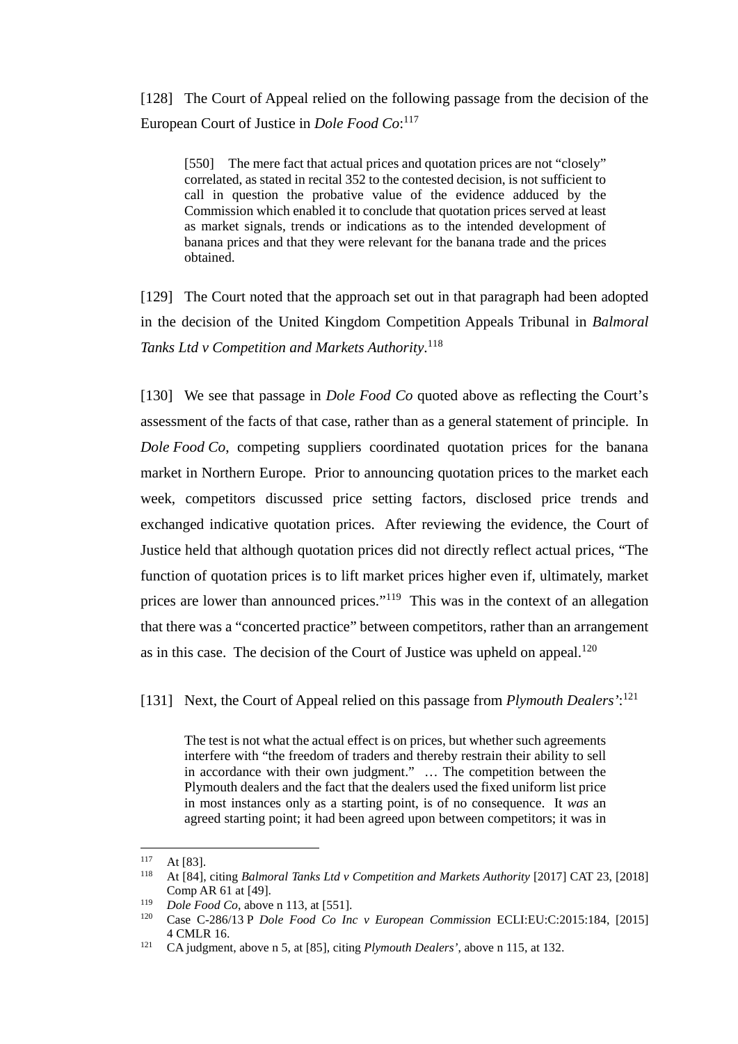[128] The Court of Appeal relied on the following passage from the decision of the European Court of Justice in *Dole Food Co*:[117]

> [550] The mere fact that actual prices and quotation prices are not "closely" correlated, as stated in recital 352 to the contested decision, is not sufficient to call in question the probative value of the evidence adduced by the Commission which enabled it to conclude that quotation prices served at least as market signals, trends or indications as to the intended development of banana prices and that they were relevant for the banana trade and the prices obtained.

[129] The Court noted that the approach set out in that paragraph had been adopted in the decision of the United Kingdom Competition Appeals Tribunal in *Balmoral Tanks Ltd v Competition and Markets Authority*.[118]

[130] We see that passage in *Dole Food Co* quoted above as reflecting the Court's assessment of the facts of that case, rather than as a general statement of principle. In *Dole Food Co*, competing suppliers coordinated quotation prices for the banana market in Northern Europe. Prior to announcing quotation prices to the market each week, competitors discussed price setting factors, disclosed price trends and exchanged indicative quotation prices. After reviewing the evidence, the Court of Justice held that although quotation prices did not directly reflect actual prices, "The function of quotation prices is to lift market prices higher even if, ultimately, market prices are lower than announced prices."[119] This was in the context of an allegation that there was a "concerted practice" between competitors, rather than an arrangement as in this case. The decision of the Court of Justice was upheld on appeal.[120]

[131] Next, the Court of Appeal relied on this passage from *Plymouth Dealers'*:[121]

> The test is not what the actual effect is on prices, but whether such agreements interfere with "the freedom of traders and thereby restrain their ability to sell in accordance with their own judgment." … The competition between the Plymouth dealers and the fact that the dealers used the fixed uniform list price in most instances only as a starting point, is of no consequence. It *was* an agreed starting point; it had been agreed upon between competitors; it was in

---

[117] At [83].

[118] At [84], citing *Balmoral Tanks Ltd v Competition and Markets Authority* [2017] CAT 23, [2018] Comp AR 61 at [49].

[119] *Dole Food Co*, above n 113, at [551].

[120] Case C-286/13 P *Dole Food Co Inc v European Commission* ECLI:EU:C:2015:184, [2015] 4 CMLR 16.

[121] CA judgment, above n 5, at [85], citing *Plymouth Dealers'*, above n 115, at 132.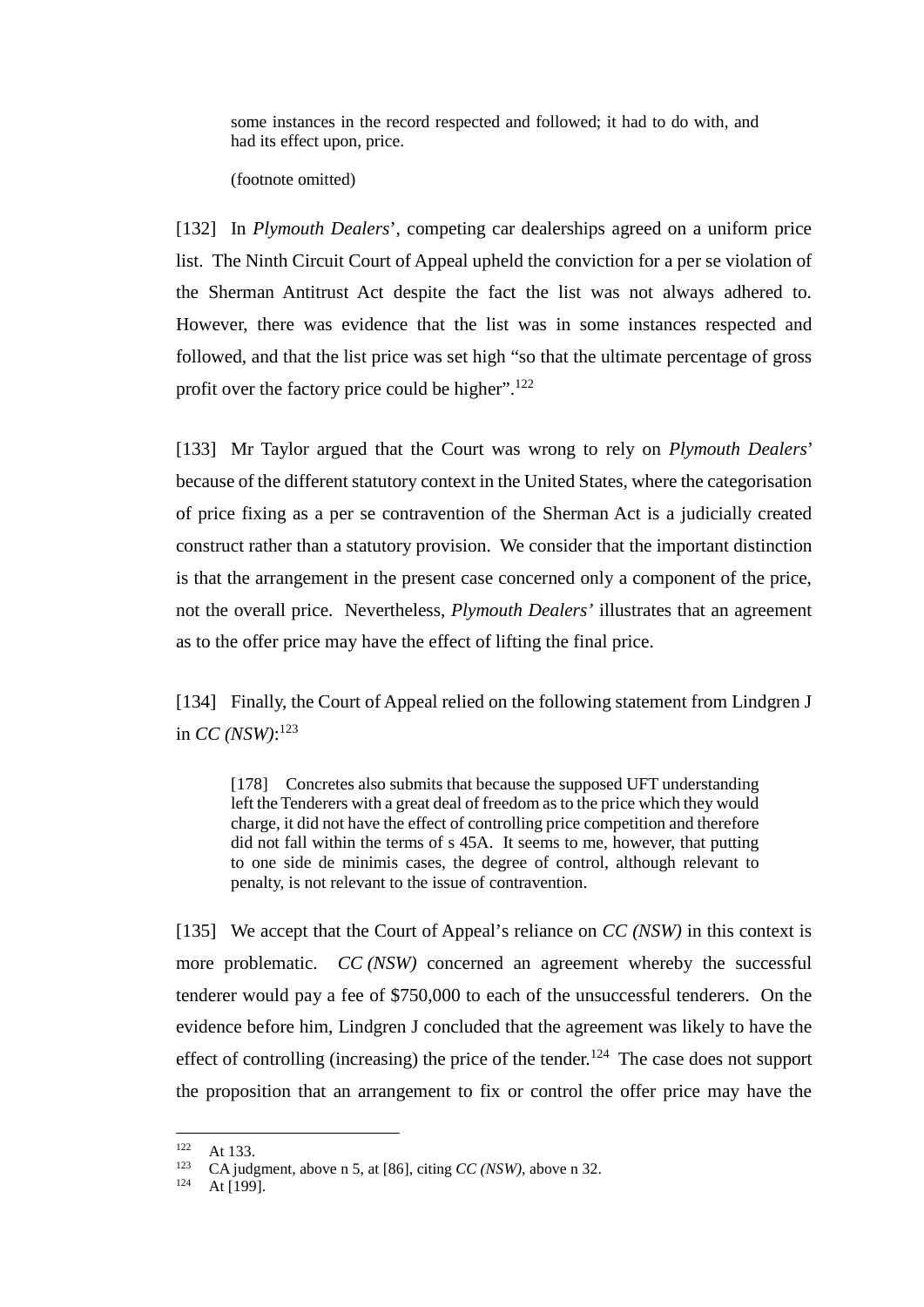> some instances in the record respected and followed; it had to do with, and had its effect upon, price.
>
> (footnote omitted)

[132] In *Plymouth Dealers*', competing car dealerships agreed on a uniform price list. The Ninth Circuit Court of Appeal upheld the conviction for a per se violation of the Sherman Antitrust Act despite the fact the list was not always adhered to. However, there was evidence that the list was in some instances respected and followed, and that the list price was set high "so that the ultimate percentage of gross profit over the factory price could be higher".[122]

[133] Mr Taylor argued that the Court was wrong to rely on *Plymouth Dealers*' because of the different statutory context in the United States, where the categorisation of price fixing as a per se contravention of the Sherman Act is a judicially created construct rather than a statutory provision. We consider that the important distinction is that the arrangement in the present case concerned only a component of the price, not the overall price. Nevertheless, *Plymouth Dealers'* illustrates that an agreement as to the offer price may have the effect of lifting the final price.

[134] Finally, the Court of Appeal relied on the following statement from Lindgren J in *CC (NSW)*:[123]

> [178] Concretes also submits that because the supposed UFT understanding left the Tenderers with a great deal of freedom as to the price which they would charge, it did not have the effect of controlling price competition and therefore did not fall within the terms of s 45A. It seems to me, however, that putting to one side de minimis cases, the degree of control, although relevant to penalty, is not relevant to the issue of contravention.

[135] We accept that the Court of Appeal's reliance on *CC (NSW)* in this context is more problematic. *CC (NSW)* concerned an agreement whereby the successful tenderer would pay a fee of $750,000 to each of the unsuccessful tenderers. On the evidence before him, Lindgren J concluded that the agreement was likely to have the effect of controlling (increasing) the price of the tender.[124] The case does not support the proposition that an arrangement to fix or control the offer price may have the

---

[122] At 133.

[123] CA judgment, above n 5, at [86], citing *CC (NSW)*, above n 32.

[124] At [199].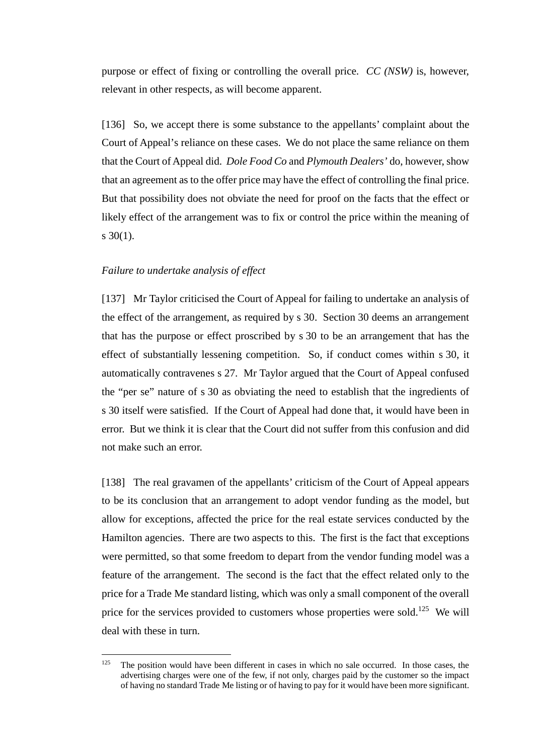purpose or effect of fixing or controlling the overall price. *CC (NSW)* is, however, relevant in other respects, as will become apparent.

[136] So, we accept there is some substance to the appellants' complaint about the Court of Appeal's reliance on these cases. We do not place the same reliance on them that the Court of Appeal did. *Dole Food Co* and *Plymouth Dealers'* do, however, show that an agreement as to the offer price may have the effect of controlling the final price. But that possibility does not obviate the need for proof on the facts that the effect or likely effect of the arrangement was to fix or control the price within the meaning of s 30(1).

*Failure to undertake analysis of effect*

[137] Mr Taylor criticised the Court of Appeal for failing to undertake an analysis of the effect of the arrangement, as required by s 30. Section 30 deems an arrangement that has the purpose or effect proscribed by s 30 to be an arrangement that has the effect of substantially lessening competition. So, if conduct comes within s 30, it automatically contravenes s 27. Mr Taylor argued that the Court of Appeal confused the "per se" nature of s 30 as obviating the need to establish that the ingredients of s 30 itself were satisfied. If the Court of Appeal had done that, it would have been in error. But we think it is clear that the Court did not suffer from this confusion and did not make such an error.

[138] The real gravamen of the appellants' criticism of the Court of Appeal appears to be its conclusion that an arrangement to adopt vendor funding as the model, but allow for exceptions, affected the price for the real estate services conducted by the Hamilton agencies. There are two aspects to this. The first is the fact that exceptions were permitted, so that some freedom to depart from the vendor funding model was a feature of the arrangement. The second is the fact that the effect related only to the price for a Trade Me standard listing, which was only a small component of the overall price for the services provided to customers whose properties were sold.[125] We will deal with these in turn.

---

[125] The position would have been different in cases in which no sale occurred. In those cases, the advertising charges were one of the few, if not only, charges paid by the customer so the impact of having no standard Trade Me listing or of having to pay for it would have been more significant.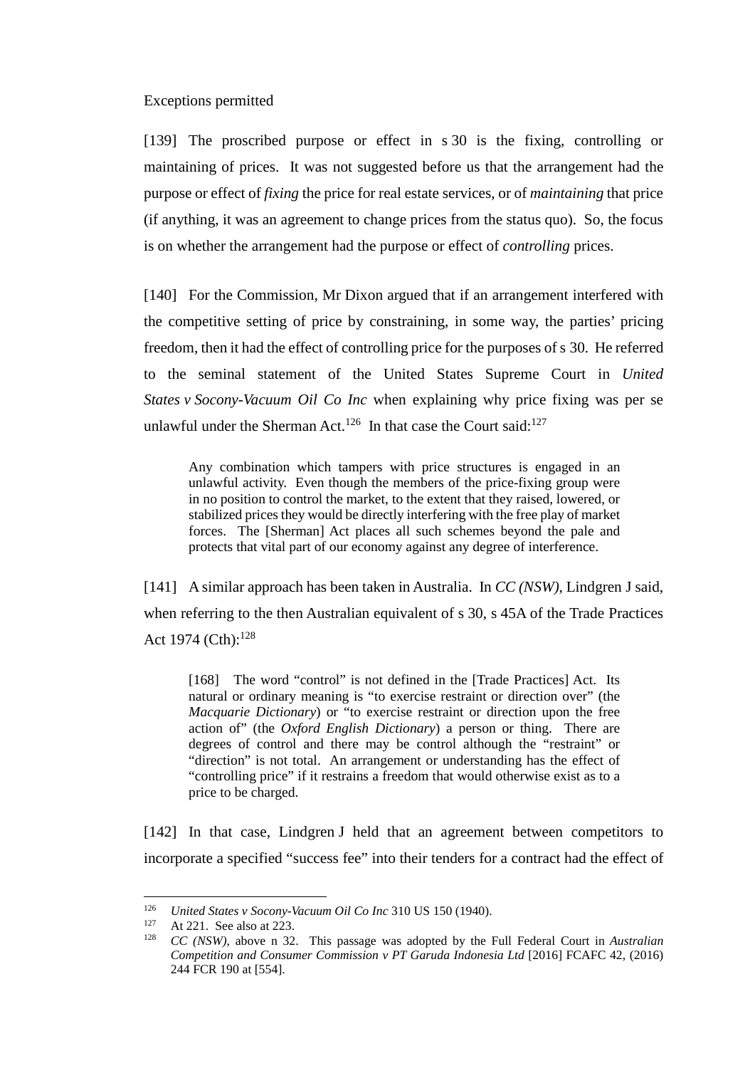Exceptions permitted

[139] The proscribed purpose or effect in s 30 is the fixing, controlling or maintaining of prices. It was not suggested before us that the arrangement had the purpose or effect of *fixing* the price for real estate services, or of *maintaining* that price (if anything, it was an agreement to change prices from the status quo). So, the focus is on whether the arrangement had the purpose or effect of *controlling* prices.

[140] For the Commission, Mr Dixon argued that if an arrangement interfered with the competitive setting of price by constraining, in some way, the parties' pricing freedom, then it had the effect of controlling price for the purposes of s 30. He referred to the seminal statement of the United States Supreme Court in *United States v Socony-Vacuum Oil Co Inc* when explaining why price fixing was per se unlawful under the Sherman Act.[126] In that case the Court said:[127]

> Any combination which tampers with price structures is engaged in an unlawful activity. Even though the members of the price-fixing group were in no position to control the market, to the extent that they raised, lowered, or stabilized prices they would be directly interfering with the free play of market forces. The [Sherman] Act places all such schemes beyond the pale and protects that vital part of our economy against any degree of interference.

[141] A similar approach has been taken in Australia. In *CC (NSW)*, Lindgren J said, when referring to the then Australian equivalent of s 30, s 45A of the Trade Practices Act 1974 (Cth):[128]

> [168] The word "control" is not defined in the [Trade Practices] Act. Its natural or ordinary meaning is "to exercise restraint or direction over" (the *Macquarie Dictionary*) or "to exercise restraint or direction upon the free action of" (the *Oxford English Dictionary*) a person or thing. There are degrees of control and there may be control although the "restraint" or "direction" is not total. An arrangement or understanding has the effect of "controlling price" if it restrains a freedom that would otherwise exist as to a price to be charged.

[142] In that case, Lindgren J held that an agreement between competitors to incorporate a specified "success fee" into their tenders for a contract had the effect of

---

[126] *United States v Socony-Vacuum Oil Co Inc* 310 US 150 (1940).

[127] At 221. See also at 223.

[128] *CC (NSW)*, above n 32. This passage was adopted by the Full Federal Court in *Australian Competition and Consumer Commission v PT Garuda Indonesia Ltd* [2016] FCAFC 42, (2016) 244 FCR 190 at [554].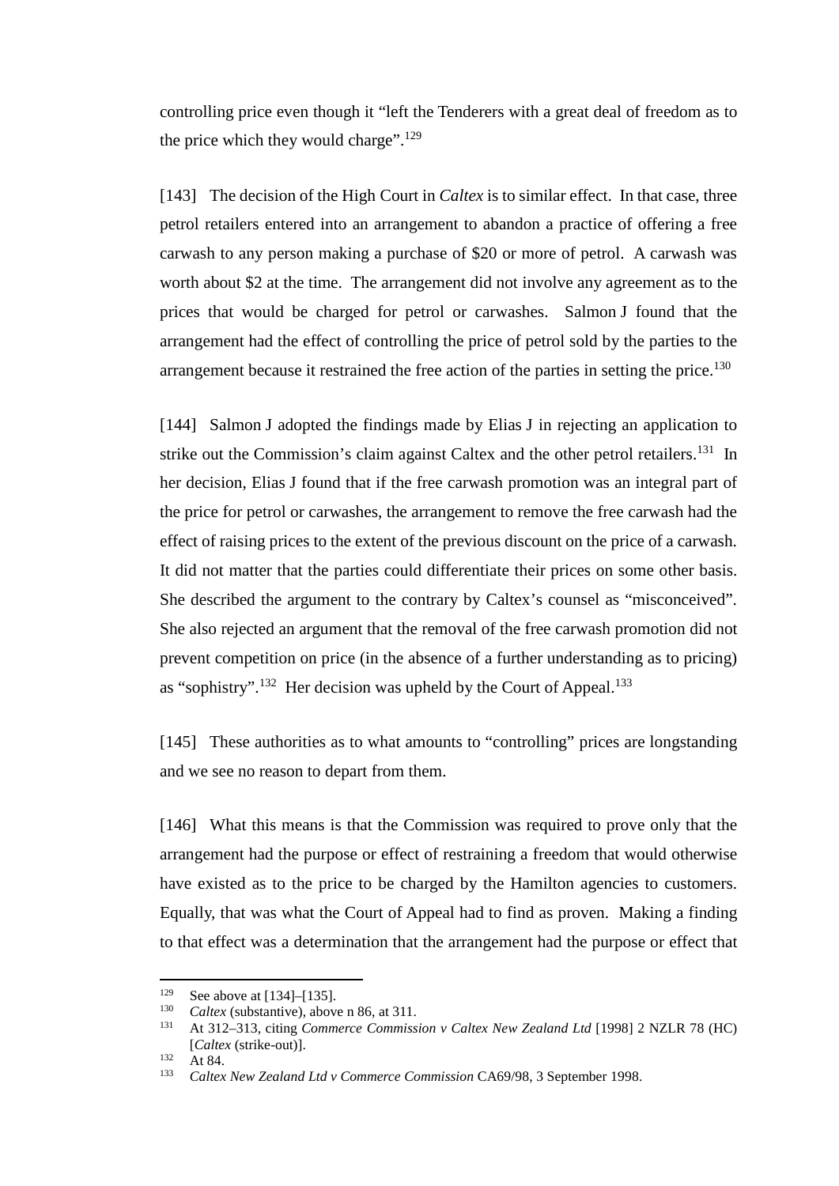controlling price even though it "left the Tenderers with a great deal of freedom as to the price which they would charge".[129]

[143] The decision of the High Court in *Caltex* is to similar effect. In that case, three petrol retailers entered into an arrangement to abandon a practice of offering a free carwash to any person making a purchase of $20 or more of petrol. A carwash was worth about $2 at the time. The arrangement did not involve any agreement as to the prices that would be charged for petrol or carwashes. Salmon J found that the arrangement had the effect of controlling the price of petrol sold by the parties to the arrangement because it restrained the free action of the parties in setting the price.[130]

[144] Salmon J adopted the findings made by Elias J in rejecting an application to strike out the Commission's claim against Caltex and the other petrol retailers.[131] In her decision, Elias J found that if the free carwash promotion was an integral part of the price for petrol or carwashes, the arrangement to remove the free carwash had the effect of raising prices to the extent of the previous discount on the price of a carwash. It did not matter that the parties could differentiate their prices on some other basis. She described the argument to the contrary by Caltex's counsel as "misconceived". She also rejected an argument that the removal of the free carwash promotion did not prevent competition on price (in the absence of a further understanding as to pricing) as "sophistry".[132] Her decision was upheld by the Court of Appeal.[133]

[145] These authorities as to what amounts to "controlling" prices are longstanding and we see no reason to depart from them.

[146] What this means is that the Commission was required to prove only that the arrangement had the purpose or effect of restraining a freedom that would otherwise have existed as to the price to be charged by the Hamilton agencies to customers. Equally, that was what the Court of Appeal had to find as proven. Making a finding to that effect was a determination that the arrangement had the purpose or effect that

---

[129] See above at [134]–[135].

[130] *Caltex* (substantive), above n 86, at 311.

[131] At 312–313, citing *Commerce Commission v Caltex New Zealand Ltd* [1998] 2 NZLR 78 (HC) [*Caltex* (strike-out)].

[132] At 84.

[133] *Caltex New Zealand Ltd v Commerce Commission* CA69/98, 3 September 1998.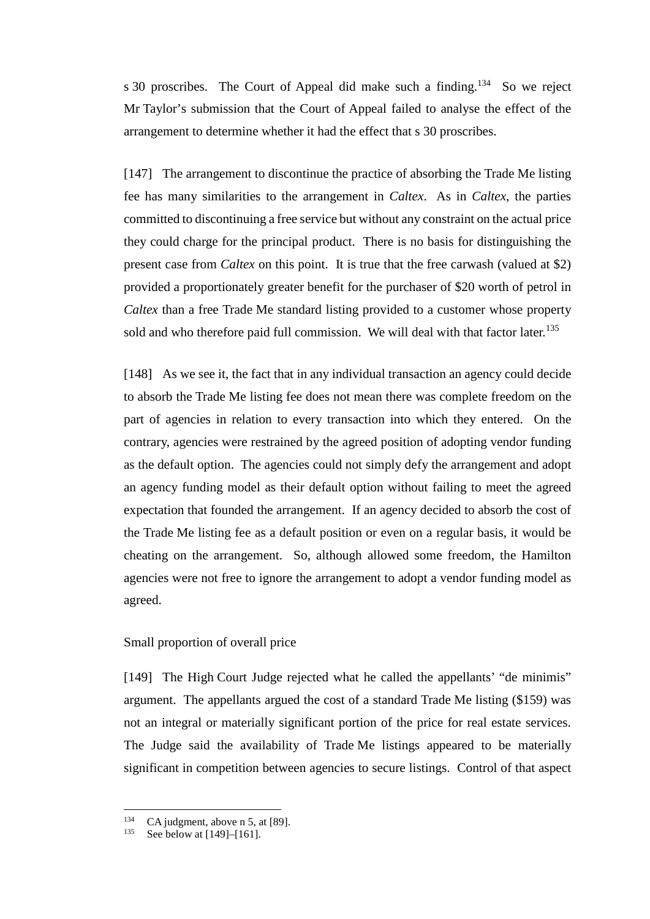s 30 proscribes. The Court of Appeal did make such a finding.[134] So we reject Mr Taylor's submission that the Court of Appeal failed to analyse the effect of the arrangement to determine whether it had the effect that s 30 proscribes.

[147] The arrangement to discontinue the practice of absorbing the Trade Me listing fee has many similarities to the arrangement in *Caltex*. As in *Caltex*, the parties committed to discontinuing a free service but without any constraint on the actual price they could charge for the principal product. There is no basis for distinguishing the present case from *Caltex* on this point. It is true that the free carwash (valued at $2) provided a proportionately greater benefit for the purchaser of $20 worth of petrol in *Caltex* than a free Trade Me standard listing provided to a customer whose property sold and who therefore paid full commission. We will deal with that factor later.[135]

[148] As we see it, the fact that in any individual transaction an agency could decide to absorb the Trade Me listing fee does not mean there was complete freedom on the part of agencies in relation to every transaction into which they entered. On the contrary, agencies were restrained by the agreed position of adopting vendor funding as the default option. The agencies could not simply defy the arrangement and adopt an agency funding model as their default option without failing to meet the agreed expectation that founded the arrangement. If an agency decided to absorb the cost of the Trade Me listing fee as a default position or even on a regular basis, it would be cheating on the arrangement. So, although allowed some freedom, the Hamilton agencies were not free to ignore the arrangement to adopt a vendor funding model as agreed.

Small proportion of overall price

[149] The High Court Judge rejected what he called the appellants' "de minimis" argument. The appellants argued the cost of a standard Trade Me listing ($159) was not an integral or materially significant portion of the price for real estate services. The Judge said the availability of Trade Me listings appeared to be materially significant in competition between agencies to secure listings. Control of that aspect

---

[134] CA judgment, above n 5, at [89].

[135] See below at [149]–[161].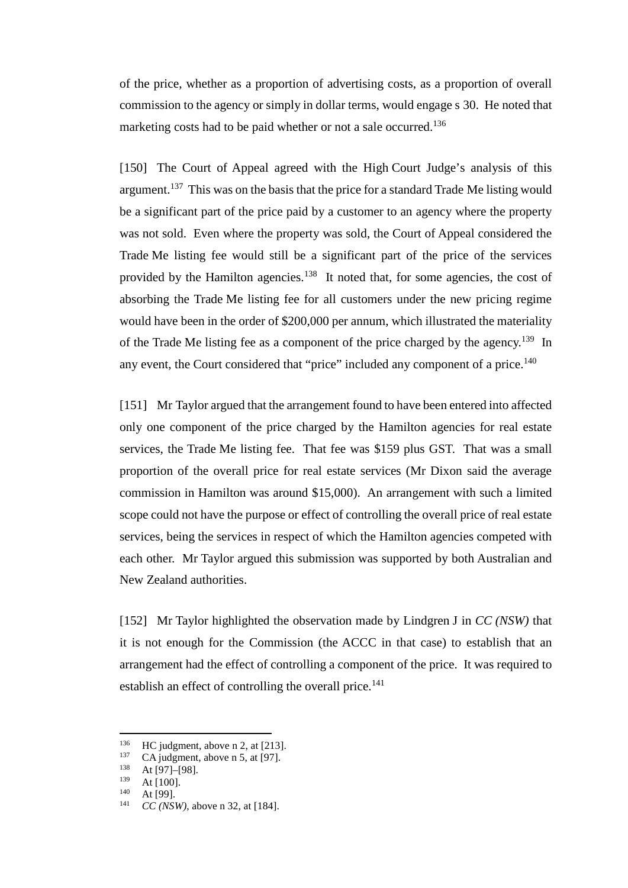of the price, whether as a proportion of advertising costs, as a proportion of overall commission to the agency or simply in dollar terms, would engage s 30. He noted that marketing costs had to be paid whether or not a sale occurred.[136]

[150] The Court of Appeal agreed with the High Court Judge's analysis of this argument.[137] This was on the basis that the price for a standard Trade Me listing would be a significant part of the price paid by a customer to an agency where the property was not sold. Even where the property was sold, the Court of Appeal considered the Trade Me listing fee would still be a significant part of the price of the services provided by the Hamilton agencies.[138] It noted that, for some agencies, the cost of absorbing the Trade Me listing fee for all customers under the new pricing regime would have been in the order of $200,000 per annum, which illustrated the materiality of the Trade Me listing fee as a component of the price charged by the agency.[139] In any event, the Court considered that "price" included any component of a price.[140]

[151] Mr Taylor argued that the arrangement found to have been entered into affected only one component of the price charged by the Hamilton agencies for real estate services, the Trade Me listing fee. That fee was $159 plus GST. That was a small proportion of the overall price for real estate services (Mr Dixon said the average commission in Hamilton was around $15,000). An arrangement with such a limited scope could not have the purpose or effect of controlling the overall price of real estate services, being the services in respect of which the Hamilton agencies competed with each other. Mr Taylor argued this submission was supported by both Australian and New Zealand authorities.

[152] Mr Taylor highlighted the observation made by Lindgren J in *CC (NSW)* that it is not enough for the Commission (the ACCC in that case) to establish that an arrangement had the effect of controlling a component of the price. It was required to establish an effect of controlling the overall price.[141]

---

[136] HC judgment, above n 2, at [213].
[137] CA judgment, above n 5, at [97].
[138] At [97]–[98].
[139] At [100].
[140] At [99].
[141] *CC (NSW)*, above n 32, at [184].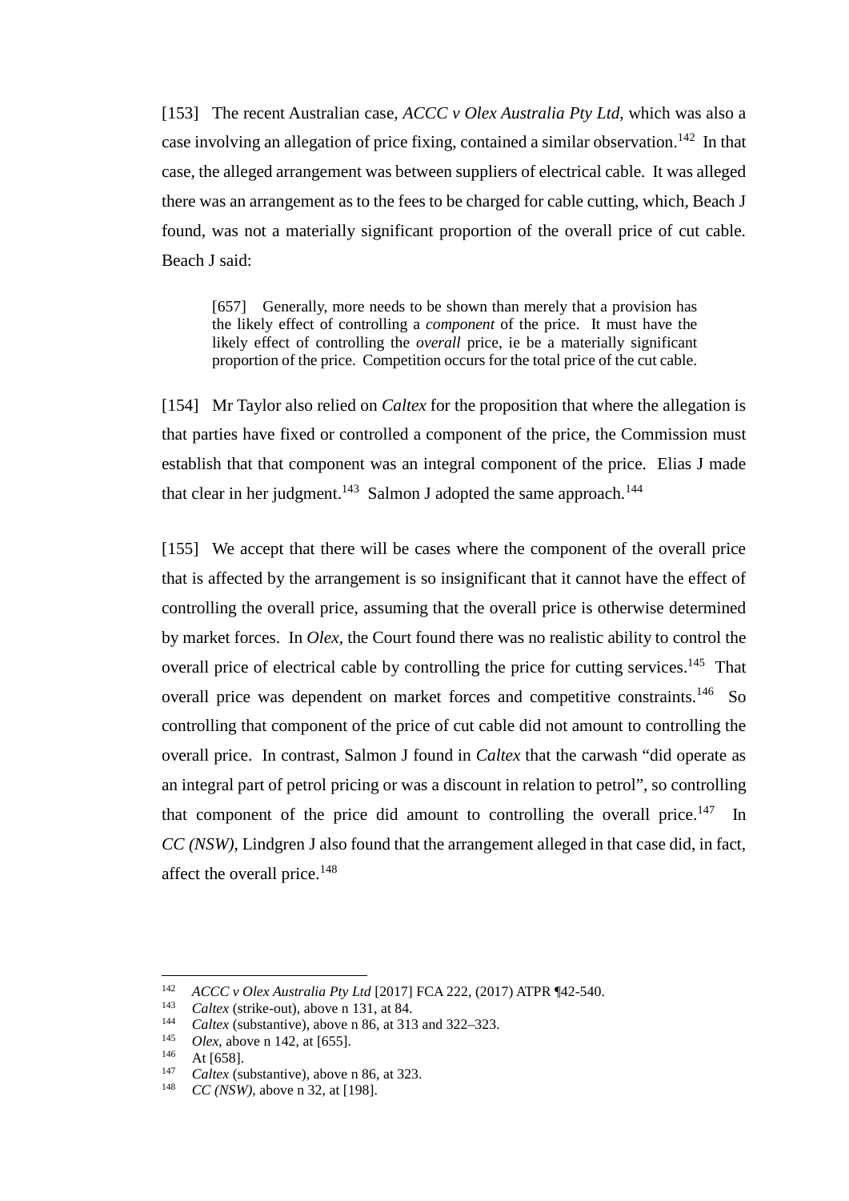[153] The recent Australian case, *ACCC v Olex Australia Pty Ltd*, which was also a case involving an allegation of price fixing, contained a similar observation.[142] In that case, the alleged arrangement was between suppliers of electrical cable. It was alleged there was an arrangement as to the fees to be charged for cable cutting, which, Beach J found, was not a materially significant proportion of the overall price of cut cable. Beach J said:

> [657] Generally, more needs to be shown than merely that a provision has the likely effect of controlling a *component* of the price. It must have the likely effect of controlling the *overall* price, ie be a materially significant proportion of the price. Competition occurs for the total price of the cut cable.

[154] Mr Taylor also relied on *Caltex* for the proposition that where the allegation is that parties have fixed or controlled a component of the price, the Commission must establish that that component was an integral component of the price. Elias J made that clear in her judgment.[143] Salmon J adopted the same approach.[144]

[155] We accept that there will be cases where the component of the overall price that is affected by the arrangement is so insignificant that it cannot have the effect of controlling the overall price, assuming that the overall price is otherwise determined by market forces. In *Olex,* the Court found there was no realistic ability to control the overall price of electrical cable by controlling the price for cutting services.[145] That overall price was dependent on market forces and competitive constraints.[146] So controlling that component of the price of cut cable did not amount to controlling the overall price. In contrast, Salmon J found in *Caltex* that the carwash "did operate as an integral part of petrol pricing or was a discount in relation to petrol", so controlling that component of the price did amount to controlling the overall price.[147] In *CC (NSW)*, Lindgren J also found that the arrangement alleged in that case did, in fact, affect the overall price.[148]

---

[142] *ACCC v Olex Australia Pty Ltd* [2017] FCA 222, (2017) ATPR ¶42-540.
[143] *Caltex* (strike-out), above n 131, at 84.
[144] *Caltex* (substantive), above n 86, at 313 and 322–323.
[145] *Olex*, above n 142, at [655].
[146] At [658].
[147] *Caltex* (substantive), above n 86, at 323.
[148] *CC (NSW)*, above n 32, at [198].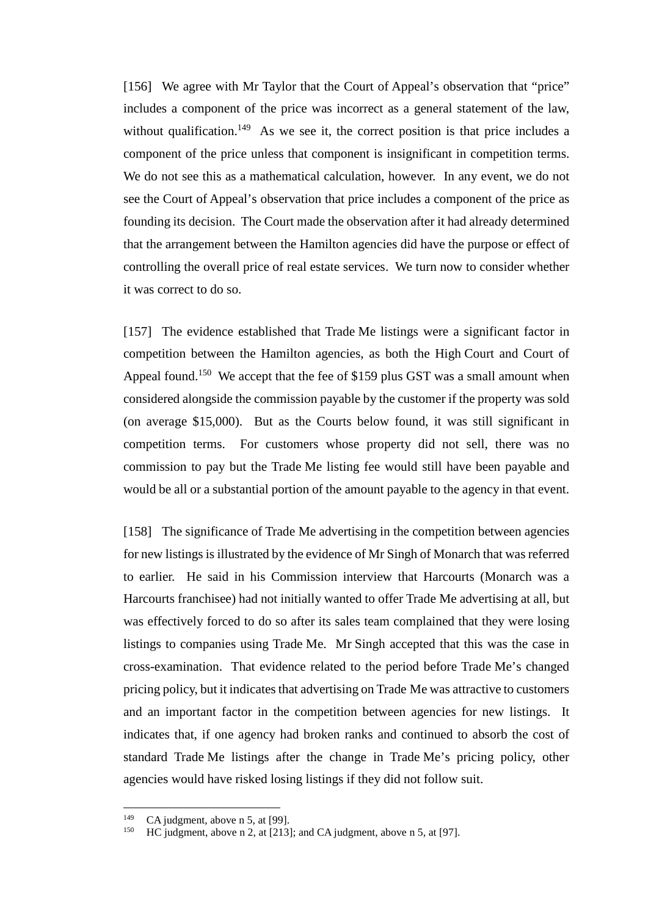[156] We agree with Mr Taylor that the Court of Appeal's observation that "price" includes a component of the price was incorrect as a general statement of the law, without qualification.[149] As we see it, the correct position is that price includes a component of the price unless that component is insignificant in competition terms. We do not see this as a mathematical calculation, however. In any event, we do not see the Court of Appeal's observation that price includes a component of the price as founding its decision. The Court made the observation after it had already determined that the arrangement between the Hamilton agencies did have the purpose or effect of controlling the overall price of real estate services. We turn now to consider whether it was correct to do so.

[157] The evidence established that Trade Me listings were a significant factor in competition between the Hamilton agencies, as both the High Court and Court of Appeal found.[150] We accept that the fee of $159 plus GST was a small amount when considered alongside the commission payable by the customer if the property was sold (on average $15,000). But as the Courts below found, it was still significant in competition terms. For customers whose property did not sell, there was no commission to pay but the Trade Me listing fee would still have been payable and would be all or a substantial portion of the amount payable to the agency in that event.

[158] The significance of Trade Me advertising in the competition between agencies for new listings is illustrated by the evidence of Mr Singh of Monarch that was referred to earlier. He said in his Commission interview that Harcourts (Monarch was a Harcourts franchisee) had not initially wanted to offer Trade Me advertising at all, but was effectively forced to do so after its sales team complained that they were losing listings to companies using Trade Me. Mr Singh accepted that this was the case in cross-examination. That evidence related to the period before Trade Me's changed pricing policy, but it indicates that advertising on Trade Me was attractive to customers and an important factor in the competition between agencies for new listings. It indicates that, if one agency had broken ranks and continued to absorb the cost of standard Trade Me listings after the change in Trade Me's pricing policy, other agencies would have risked losing listings if they did not follow suit.

---

[149] CA judgment, above n 5, at [99].

[150] HC judgment, above n 2, at [213]; and CA judgment, above n 5, at [97].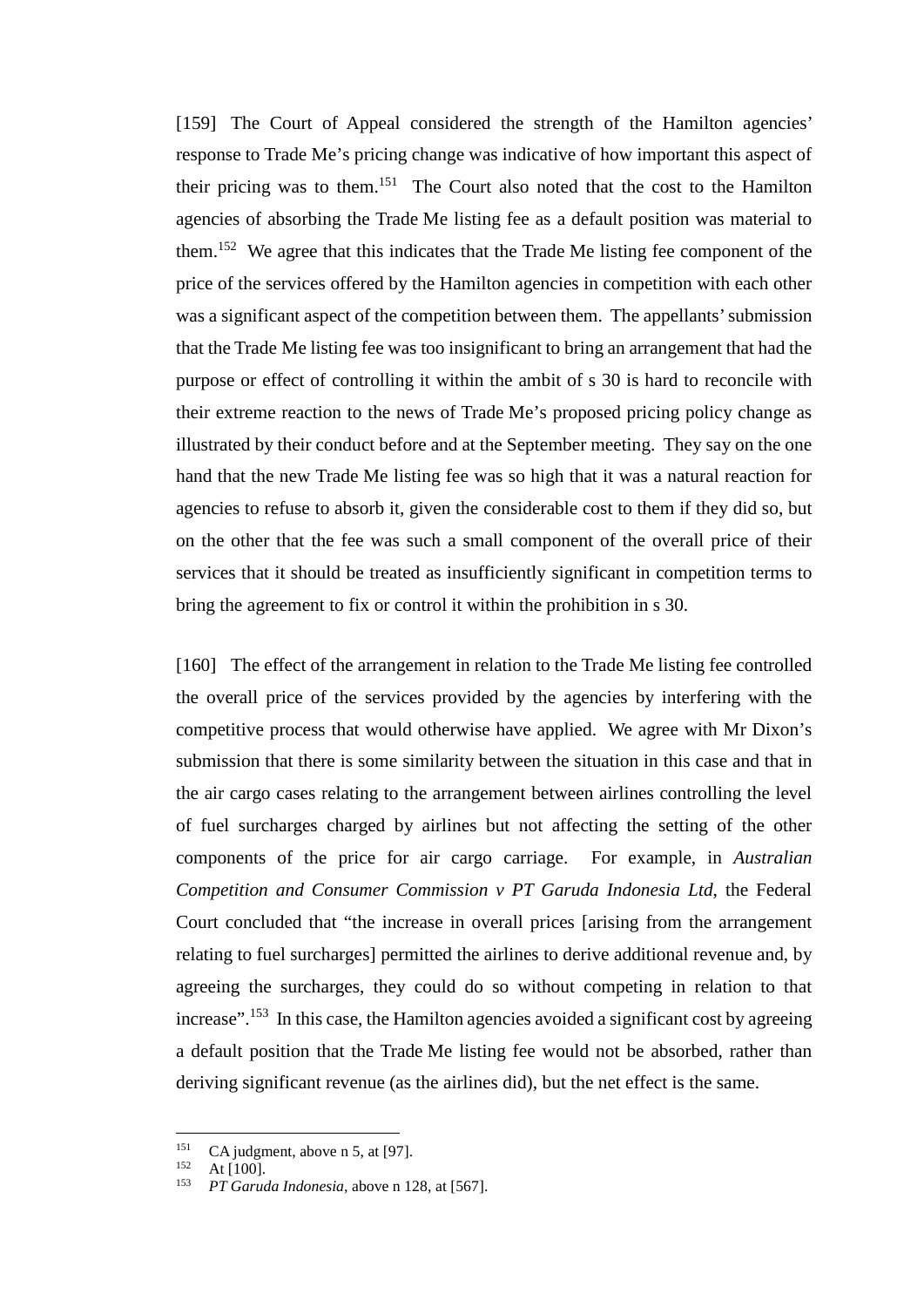[159] The Court of Appeal considered the strength of the Hamilton agencies' response to Trade Me's pricing change was indicative of how important this aspect of their pricing was to them.[151] The Court also noted that the cost to the Hamilton agencies of absorbing the Trade Me listing fee as a default position was material to them.[152] We agree that this indicates that the Trade Me listing fee component of the price of the services offered by the Hamilton agencies in competition with each other was a significant aspect of the competition between them. The appellants' submission that the Trade Me listing fee was too insignificant to bring an arrangement that had the purpose or effect of controlling it within the ambit of s 30 is hard to reconcile with their extreme reaction to the news of Trade Me's proposed pricing policy change as illustrated by their conduct before and at the September meeting. They say on the one hand that the new Trade Me listing fee was so high that it was a natural reaction for agencies to refuse to absorb it, given the considerable cost to them if they did so, but on the other that the fee was such a small component of the overall price of their services that it should be treated as insufficiently significant in competition terms to bring the agreement to fix or control it within the prohibition in s 30.

[160] The effect of the arrangement in relation to the Trade Me listing fee controlled the overall price of the services provided by the agencies by interfering with the competitive process that would otherwise have applied. We agree with Mr Dixon's submission that there is some similarity between the situation in this case and that in the air cargo cases relating to the arrangement between airlines controlling the level of fuel surcharges charged by airlines but not affecting the setting of the other components of the price for air cargo carriage. For example, in *Australian Competition and Consumer Commission v PT Garuda Indonesia Ltd*, the Federal Court concluded that "the increase in overall prices [arising from the arrangement relating to fuel surcharges] permitted the airlines to derive additional revenue and, by agreeing the surcharges, they could do so without competing in relation to that increase".[153] In this case, the Hamilton agencies avoided a significant cost by agreeing a default position that the Trade Me listing fee would not be absorbed, rather than deriving significant revenue (as the airlines did), but the net effect is the same.

---

[151] CA judgment, above n 5, at [97].
[152] At [100].
[153] *PT Garuda Indonesia*, above n 128, at [567].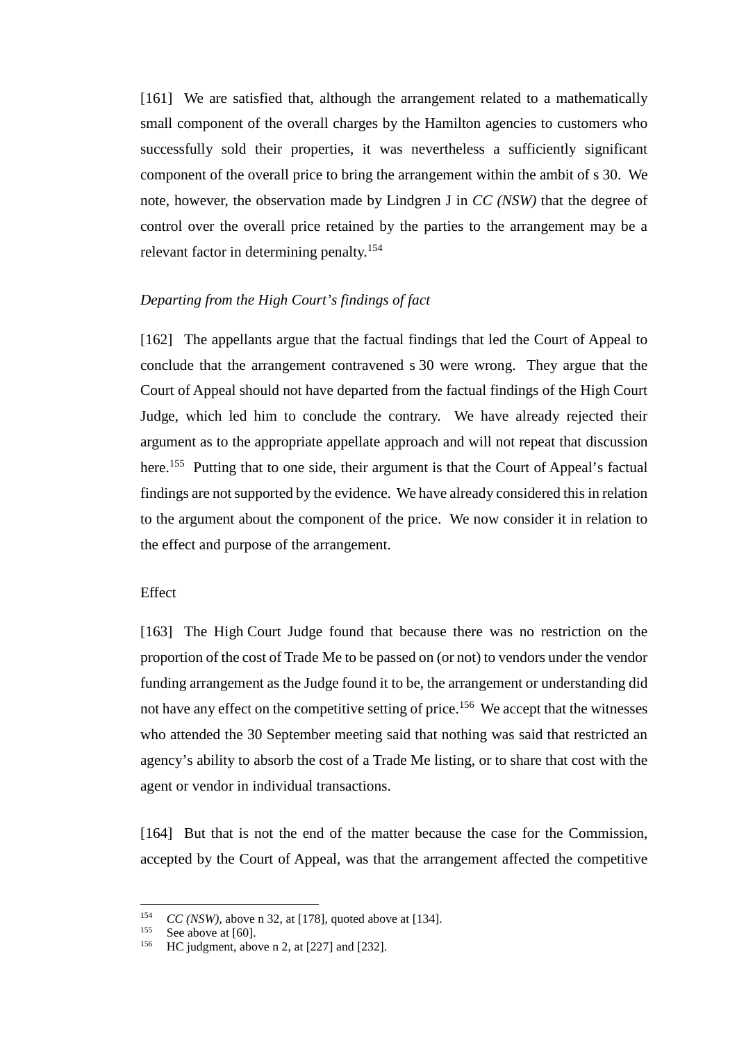[161] We are satisfied that, although the arrangement related to a mathematically small component of the overall charges by the Hamilton agencies to customers who successfully sold their properties, it was nevertheless a sufficiently significant component of the overall price to bring the arrangement within the ambit of s 30. We note, however, the observation made by Lindgren J in *CC (NSW)* that the degree of control over the overall price retained by the parties to the arrangement may be a relevant factor in determining penalty.[154]

*Departing from the High Court's findings of fact*

[162] The appellants argue that the factual findings that led the Court of Appeal to conclude that the arrangement contravened s 30 were wrong. They argue that the Court of Appeal should not have departed from the factual findings of the High Court Judge, which led him to conclude the contrary. We have already rejected their argument as to the appropriate appellate approach and will not repeat that discussion here.[155] Putting that to one side, their argument is that the Court of Appeal's factual findings are not supported by the evidence. We have already considered this in relation to the argument about the component of the price. We now consider it in relation to the effect and purpose of the arrangement.

Effect

[163] The High Court Judge found that because there was no restriction on the proportion of the cost of Trade Me to be passed on (or not) to vendors under the vendor funding arrangement as the Judge found it to be, the arrangement or understanding did not have any effect on the competitive setting of price.[156] We accept that the witnesses who attended the 30 September meeting said that nothing was said that restricted an agency's ability to absorb the cost of a Trade Me listing, or to share that cost with the agent or vendor in individual transactions.

[164] But that is not the end of the matter because the case for the Commission, accepted by the Court of Appeal, was that the arrangement affected the competitive

---

[154] *CC (NSW)*, above n 32, at [178], quoted above at [134].

[155] See above at [60].

[156] HC judgment, above n 2, at [227] and [232].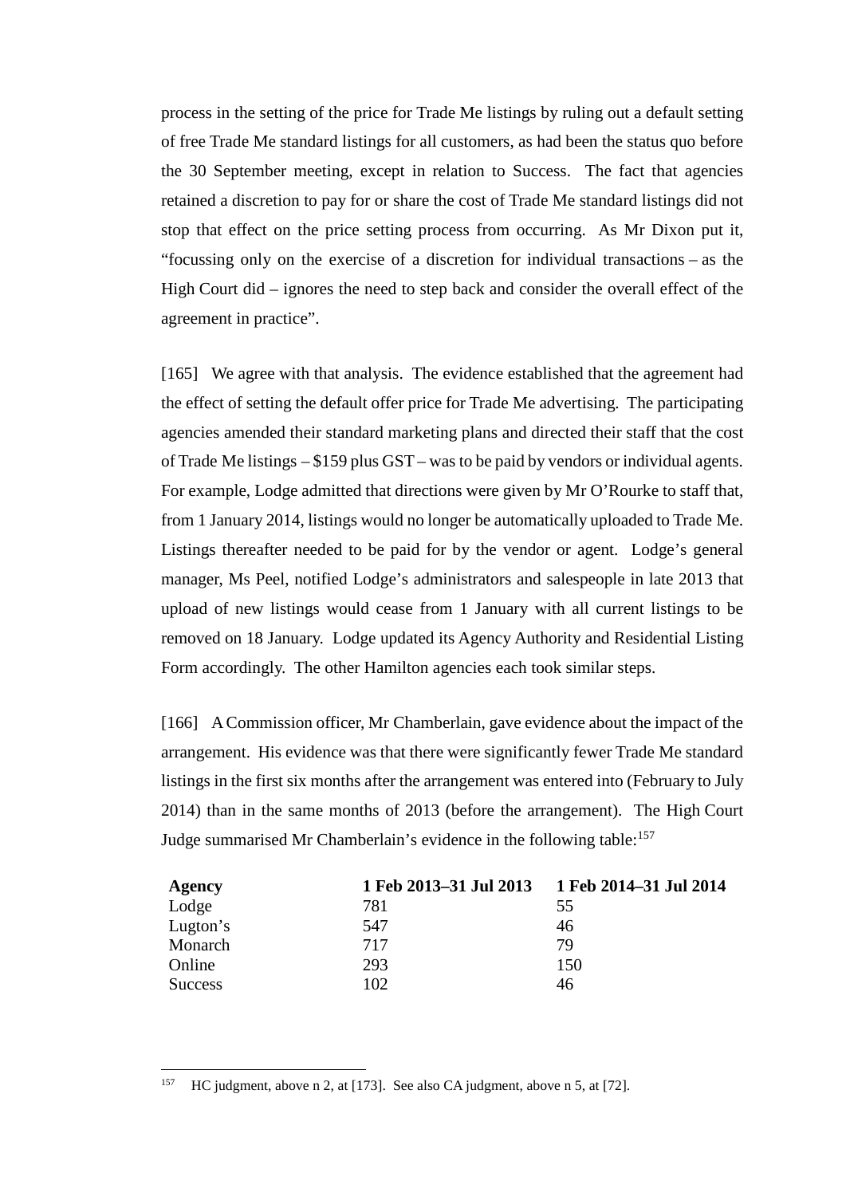process in the setting of the price for Trade Me listings by ruling out a default setting of free Trade Me standard listings for all customers, as had been the status quo before the 30 September meeting, except in relation to Success. The fact that agencies retained a discretion to pay for or share the cost of Trade Me standard listings did not stop that effect on the price setting process from occurring. As Mr Dixon put it, "focussing only on the exercise of a discretion for individual transactions – as the High Court did – ignores the need to step back and consider the overall effect of the agreement in practice".

[165] We agree with that analysis. The evidence established that the agreement had the effect of setting the default offer price for Trade Me advertising. The participating agencies amended their standard marketing plans and directed their staff that the cost of Trade Me listings – $159 plus GST – was to be paid by vendors or individual agents. For example, Lodge admitted that directions were given by Mr O'Rourke to staff that, from 1 January 2014, listings would no longer be automatically uploaded to Trade Me. Listings thereafter needed to be paid for by the vendor or agent. Lodge's general manager, Ms Peel, notified Lodge's administrators and salespeople in late 2013 that upload of new listings would cease from 1 January with all current listings to be removed on 18 January. Lodge updated its Agency Authority and Residential Listing Form accordingly. The other Hamilton agencies each took similar steps.

[166] A Commission officer, Mr Chamberlain, gave evidence about the impact of the arrangement. His evidence was that there were significantly fewer Trade Me standard listings in the first six months after the arrangement was entered into (February to July 2014) than in the same months of 2013 (before the arrangement). The High Court Judge summarised Mr Chamberlain's evidence in the following table:[157]

| Agency | 1 Feb 2013–31 Jul 2013 | 1 Feb 2014–31 Jul 2014 |
|---|---|---|
| Lodge | 781 | 55 |
| Lugton's | 547 | 46 |
| Monarch | 717 | 79 |
| Online | 293 | 150 |
| Success | 102 | 46 |

[157] HC judgment, above n 2, at [173]. See also CA judgment, above n 5, at [72].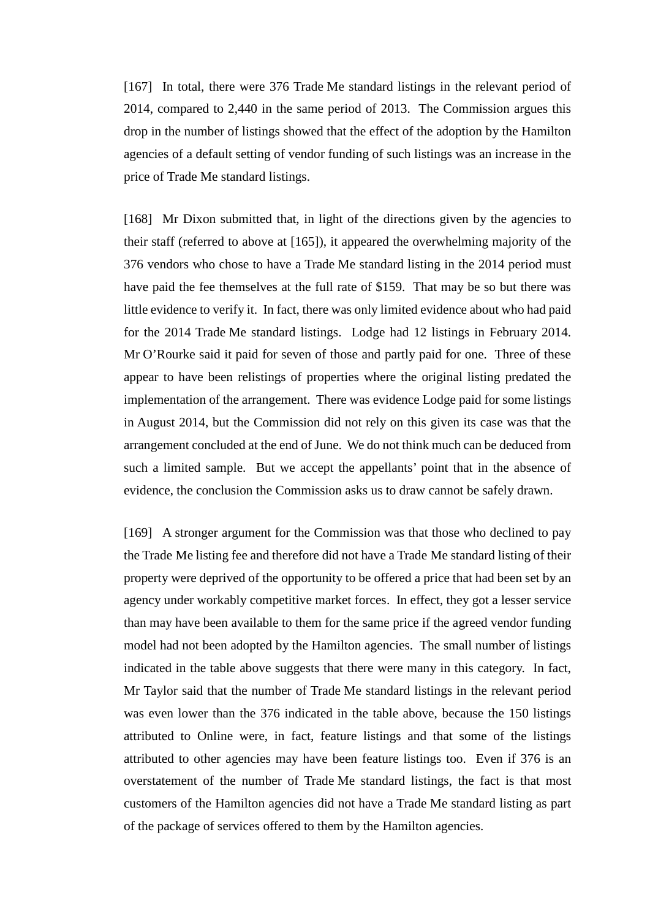[167] In total, there were 376 Trade Me standard listings in the relevant period of 2014, compared to 2,440 in the same period of 2013. The Commission argues this drop in the number of listings showed that the effect of the adoption by the Hamilton agencies of a default setting of vendor funding of such listings was an increase in the price of Trade Me standard listings.

[168] Mr Dixon submitted that, in light of the directions given by the agencies to their staff (referred to above at [165]), it appeared the overwhelming majority of the 376 vendors who chose to have a Trade Me standard listing in the 2014 period must have paid the fee themselves at the full rate of $159. That may be so but there was little evidence to verify it. In fact, there was only limited evidence about who had paid for the 2014 Trade Me standard listings. Lodge had 12 listings in February 2014. Mr O'Rourke said it paid for seven of those and partly paid for one. Three of these appear to have been relistings of properties where the original listing predated the implementation of the arrangement. There was evidence Lodge paid for some listings in August 2014, but the Commission did not rely on this given its case was that the arrangement concluded at the end of June. We do not think much can be deduced from such a limited sample. But we accept the appellants' point that in the absence of evidence, the conclusion the Commission asks us to draw cannot be safely drawn.

[169] A stronger argument for the Commission was that those who declined to pay the Trade Me listing fee and therefore did not have a Trade Me standard listing of their property were deprived of the opportunity to be offered a price that had been set by an agency under workably competitive market forces. In effect, they got a lesser service than may have been available to them for the same price if the agreed vendor funding model had not been adopted by the Hamilton agencies. The small number of listings indicated in the table above suggests that there were many in this category. In fact, Mr Taylor said that the number of Trade Me standard listings in the relevant period was even lower than the 376 indicated in the table above, because the 150 listings attributed to Online were, in fact, feature listings and that some of the listings attributed to other agencies may have been feature listings too. Even if 376 is an overstatement of the number of Trade Me standard listings, the fact is that most customers of the Hamilton agencies did not have a Trade Me standard listing as part of the package of services offered to them by the Hamilton agencies.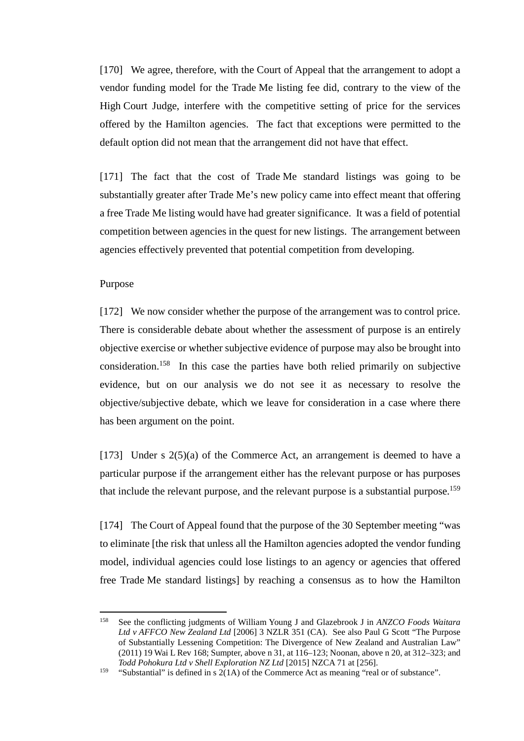[170] We agree, therefore, with the Court of Appeal that the arrangement to adopt a vendor funding model for the Trade Me listing fee did, contrary to the view of the High Court Judge, interfere with the competitive setting of price for the services offered by the Hamilton agencies. The fact that exceptions were permitted to the default option did not mean that the arrangement did not have that effect.

[171] The fact that the cost of Trade Me standard listings was going to be substantially greater after Trade Me's new policy came into effect meant that offering a free Trade Me listing would have had greater significance. It was a field of potential competition between agencies in the quest for new listings. The arrangement between agencies effectively prevented that potential competition from developing.

Purpose

[172] We now consider whether the purpose of the arrangement was to control price. There is considerable debate about whether the assessment of purpose is an entirely objective exercise or whether subjective evidence of purpose may also be brought into consideration.[158] In this case the parties have both relied primarily on subjective evidence, but on our analysis we do not see it as necessary to resolve the objective/subjective debate, which we leave for consideration in a case where there has been argument on the point.

[173] Under s 2(5)(a) of the Commerce Act, an arrangement is deemed to have a particular purpose if the arrangement either has the relevant purpose or has purposes that include the relevant purpose, and the relevant purpose is a substantial purpose.[159]

[174] The Court of Appeal found that the purpose of the 30 September meeting "was to eliminate [the risk that unless all the Hamilton agencies adopted the vendor funding model, individual agencies could lose listings to an agency or agencies that offered free Trade Me standard listings] by reaching a consensus as to how the Hamilton

---

[158] See the conflicting judgments of William Young J and Glazebrook J in *ANZCO Foods Waitara Ltd v AFFCO New Zealand Ltd* [2006] 3 NZLR 351 (CA). See also Paul G Scott "The Purpose of Substantially Lessening Competition: The Divergence of New Zealand and Australian Law" (2011) 19 Wai L Rev 168; Sumpter, above n 31, at 116–123; Noonan, above n 20, at 312–323; and *Todd Pohokura Ltd v Shell Exploration NZ Ltd* [2015] NZCA 71 at [256].

[159] "Substantial" is defined in s 2(1A) of the Commerce Act as meaning "real or of substance".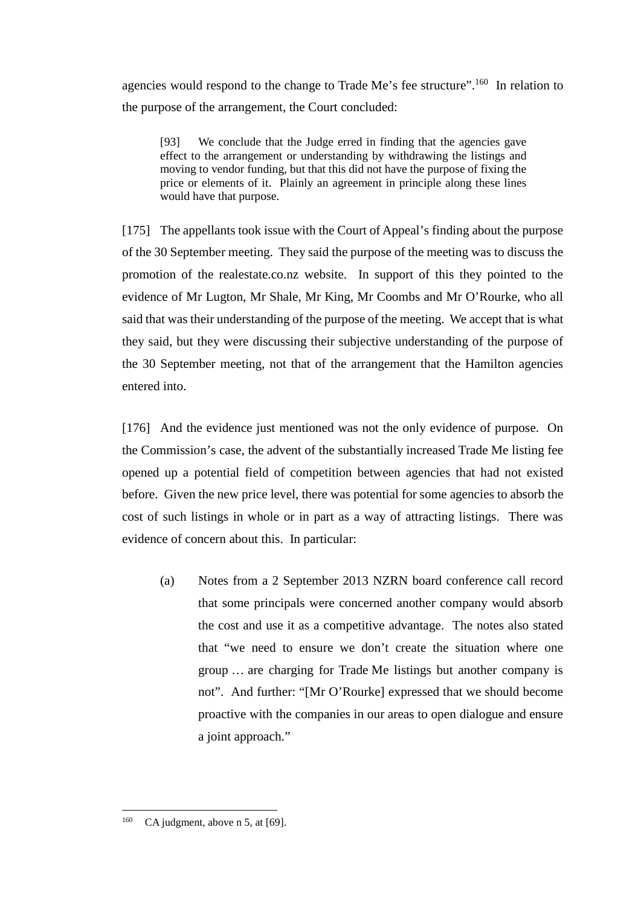agencies would respond to the change to Trade Me's fee structure".[160] In relation to the purpose of the arrangement, the Court concluded:

> [93] We conclude that the Judge erred in finding that the agencies gave effect to the arrangement or understanding by withdrawing the listings and moving to vendor funding, but that this did not have the purpose of fixing the price or elements of it. Plainly an agreement in principle along these lines would have that purpose.

[175] The appellants took issue with the Court of Appeal's finding about the purpose of the 30 September meeting. They said the purpose of the meeting was to discuss the promotion of the realestate.co.nz website. In support of this they pointed to the evidence of Mr Lugton, Mr Shale, Mr King, Mr Coombs and Mr O'Rourke, who all said that was their understanding of the purpose of the meeting. We accept that is what they said, but they were discussing their subjective understanding of the purpose of the 30 September meeting, not that of the arrangement that the Hamilton agencies entered into.

[176] And the evidence just mentioned was not the only evidence of purpose. On the Commission's case, the advent of the substantially increased Trade Me listing fee opened up a potential field of competition between agencies that had not existed before. Given the new price level, there was potential for some agencies to absorb the cost of such listings in whole or in part as a way of attracting listings. There was evidence of concern about this. In particular:

(a) Notes from a 2 September 2013 NZRN board conference call record that some principals were concerned another company would absorb the cost and use it as a competitive advantage. The notes also stated that "we need to ensure we don't create the situation where one group … are charging for Trade Me listings but another company is not". And further: "[Mr O'Rourke] expressed that we should become proactive with the companies in our areas to open dialogue and ensure a joint approach."

---

160 CA judgment, above n 5, at [69].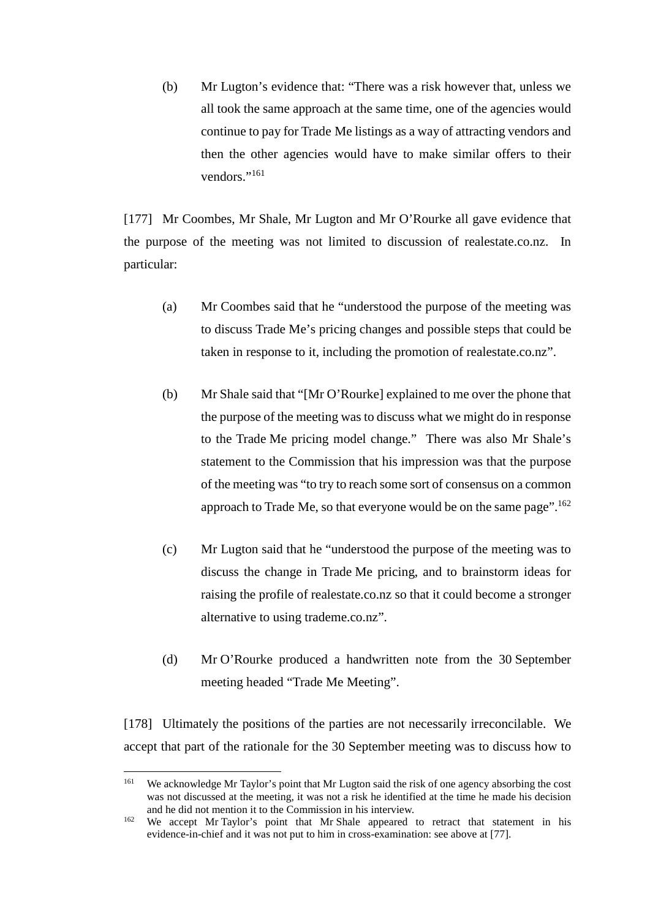(b) Mr Lugton's evidence that: "There was a risk however that, unless we all took the same approach at the same time, one of the agencies would continue to pay for Trade Me listings as a way of attracting vendors and then the other agencies would have to make similar offers to their vendors."[161]

[177] Mr Coombes, Mr Shale, Mr Lugton and Mr O'Rourke all gave evidence that the purpose of the meeting was not limited to discussion of realestate.co.nz. In particular:

(a) Mr Coombes said that he "understood the purpose of the meeting was to discuss Trade Me's pricing changes and possible steps that could be taken in response to it, including the promotion of realestate.co.nz".

(b) Mr Shale said that "[Mr O'Rourke] explained to me over the phone that the purpose of the meeting was to discuss what we might do in response to the Trade Me pricing model change." There was also Mr Shale's statement to the Commission that his impression was that the purpose of the meeting was "to try to reach some sort of consensus on a common approach to Trade Me, so that everyone would be on the same page".[162]

(c) Mr Lugton said that he "understood the purpose of the meeting was to discuss the change in Trade Me pricing, and to brainstorm ideas for raising the profile of realestate.co.nz so that it could become a stronger alternative to using trademe.co.nz".

(d) Mr O'Rourke produced a handwritten note from the 30 September meeting headed "Trade Me Meeting".

[178] Ultimately the positions of the parties are not necessarily irreconcilable. We accept that part of the rationale for the 30 September meeting was to discuss how to

[161] We acknowledge Mr Taylor's point that Mr Lugton said the risk of one agency absorbing the cost was not discussed at the meeting, it was not a risk he identified at the time he made his decision and he did not mention it to the Commission in his interview.

[162] We accept Mr Taylor's point that Mr Shale appeared to retract that statement in his evidence-in-chief and it was not put to him in cross-examination: see above at [77].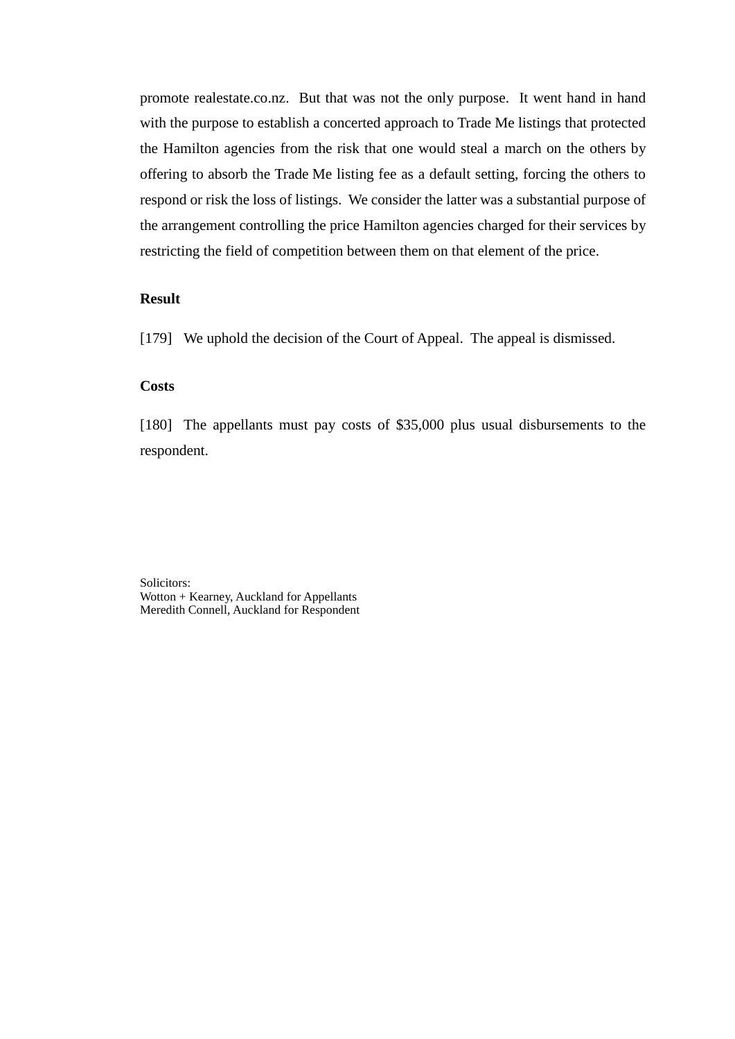promote realestate.co.nz. But that was not the only purpose. It went hand in hand with the purpose to establish a concerted approach to Trade Me listings that protected the Hamilton agencies from the risk that one would steal a march on the others by offering to absorb the Trade Me listing fee as a default setting, forcing the others to respond or risk the loss of listings. We consider the latter was a substantial purpose of the arrangement controlling the price Hamilton agencies charged for their services by restricting the field of competition between them on that element of the price.

**Result**

[179] We uphold the decision of the Court of Appeal. The appeal is dismissed.

**Costs**

[180] The appellants must pay costs of $35,000 plus usual disbursements to the respondent.

Solicitors:
Wotton + Kearney, Auckland for Appellants
Meredith Connell, Auckland for Respondent